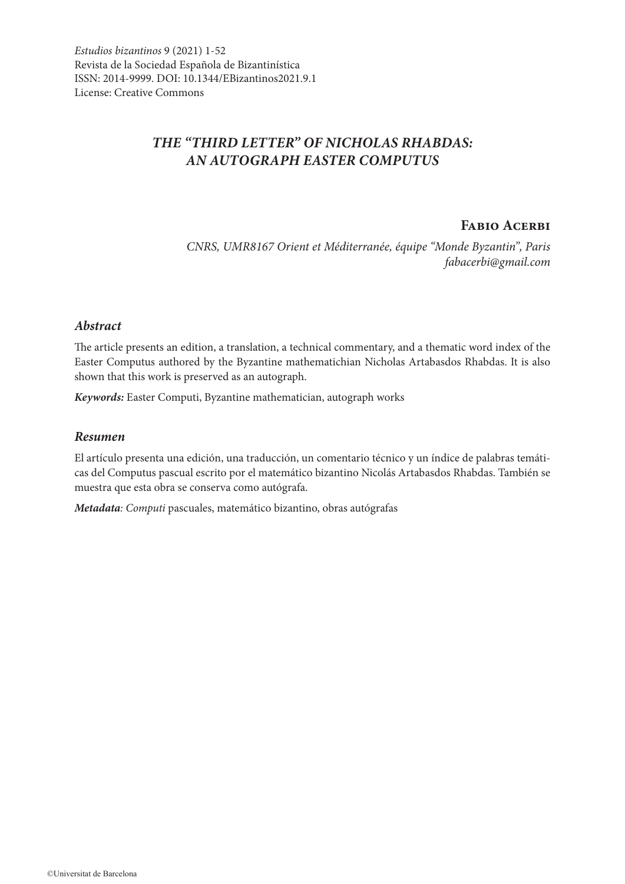*Estudios bizantinos* 9 (2021) 1-52
Revista de la Sociedad Española de Bizantinística
ISSN: 2014-9999. DOI: 10.1344/EBizantinos2021.9.1
License: Creative Commons

# *THE "THIRD LETTER" OF NICHOLAS RHABDAS: AN AUTOGRAPH EASTER COMPUTUS*

**Fabio Acerbi**

*CNRS, UMR8167 Orient et Méditerranée, équipe "Monde Byzantin", Paris*
*fabacerbi@gmail.com*

### *Abstract*

The article presents an edition, a translation, a technical commentary, and a thematic word index of the Easter Computus authored by the Byzantine mathematichian Nicholas Artabasdos Rhabdas. It is also shown that this work is preserved as an autograph.

***Keywords:*** Easter Computi, Byzantine mathematician, autograph works

### *Resumen*

El artículo presenta una edición, una traducción, un comentario técnico y un índice de palabras temáticas del Computus pascual escrito por el matemático bizantino Nicolás Artabasdos Rhabdas. También se muestra que esta obra se conserva como autógrafa.

***Metadata**: Computi* pascuales, matemático bizantino, obras autógrafas

©Universitat de Barcelona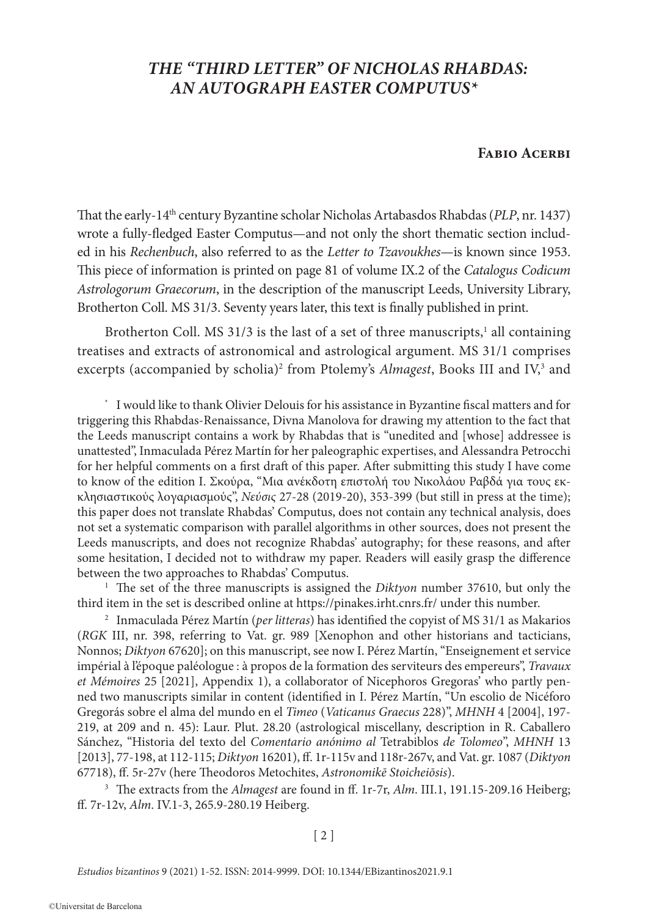# *THE "THIRD LETTER" OF NICHOLAS RHABDAS: AN AUTOGRAPH EASTER COMPUTUS**

**Fabio Acerbi**

That the early-14th century Byzantine scholar Nicholas Artabasdos Rhabdas (*PLP*, nr. 1437) wrote a fully-fledged Easter Computus—and not only the short thematic section included in his *Rechenbuch*, also referred to as the *Letter to Tzavoukhes*—is known since 1953. This piece of information is printed on page 81 of volume IX.2 of the *Catalogus Codicum Astrologorum Graecorum*, in the description of the manuscript Leeds, University Library, Brotherton Coll. MS 31/3. Seventy years later, this text is finally published in print.

Brotherton Coll. MS 31/3 is the last of a set of three manuscripts,[1] all containing treatises and extracts of astronomical and astrological argument. MS 31/1 comprises excerpts (accompanied by scholia)[2] from Ptolemy's *Almagest*, Books III and IV,[3] and

\* I would like to thank Olivier Delouis for his assistance in Byzantine fiscal matters and for triggering this Rhabdas-Renaissance, Divna Manolova for drawing my attention to the fact that the Leeds manuscript contains a work by Rhabdas that is "unedited and [whose] addressee is unattested", Inmaculada Pérez Martín for her paleographic expertises, and Alessandra Petrocchi for her helpful comments on a first draft of this paper. After submitting this study I have come to know of the edition I. Σκούρα, "Μια ανέκδοτη επιστολή του Νικολάου Ραβδά για τους εκκλησιαστικούς λογαριασμούς", *Νεύσις* 27-28 (2019-20), 353-399 (but still in press at the time); this paper does not translate Rhabdas' Computus, does not contain any technical analysis, does not set a systematic comparison with parallel algorithms in other sources, does not present the Leeds manuscripts, and does not recognize Rhabdas' autography; for these reasons, and after some hesitation, I decided not to withdraw my paper. Readers will easily grasp the difference between the two approaches to Rhabdas' Computus.

[1] The set of the three manuscripts is assigned the *Diktyon* number 37610, but only the third item in the set is described online at https://pinakes.irht.cnrs.fr/ under this number.

[2] Inmaculada Pérez Martín (*per litteras*) has identified the copyist of MS 31/1 as Makarios (*RGK* III, nr. 398, referring to Vat. gr. 989 [Xenophon and other historians and tacticians, Nonnos; *Diktyon* 67620]; on this manuscript, see now I. Pérez Martín, "Enseignement et service impérial à l'époque paléologue : à propos de la formation des serviteurs des empereurs", *Travaux et Mémoires* 25 [2021], Appendix 1), a collaborator of Nicephoros Gregoras' who partly penned two manuscripts similar in content (identified in I. Pérez Martín, "Un escolio de Nicéforo Gregorás sobre el alma del mundo en el *Timeo* (*Vaticanus Graecus* 228)", *MHNH* 4 [2004], 197-219, at 209 and n. 45): Laur. Plut. 28.20 (astrological miscellany, description in R. Caballero Sánchez, "Historia del texto del *Comentario anónimo al* Tetrabiblos *de Tolomeo*", *MHNH* 13 [2013], 77-198, at 112-115; *Diktyon* 16201), ff. 1r-115v and 118r-267v, and Vat. gr. 1087 (*Diktyon* 67718), ff. 5r-27v (here Theodoros Metochites, *Astronomikē Stoicheiōsis*).

[3] The extracts from the *Almagest* are found in ff. 1r-7r, *Alm*. III.1, 191.15-209.16 Heiberg; ff. 7r-12v, *Alm*. IV.1-3, 265.9-280.19 Heiberg.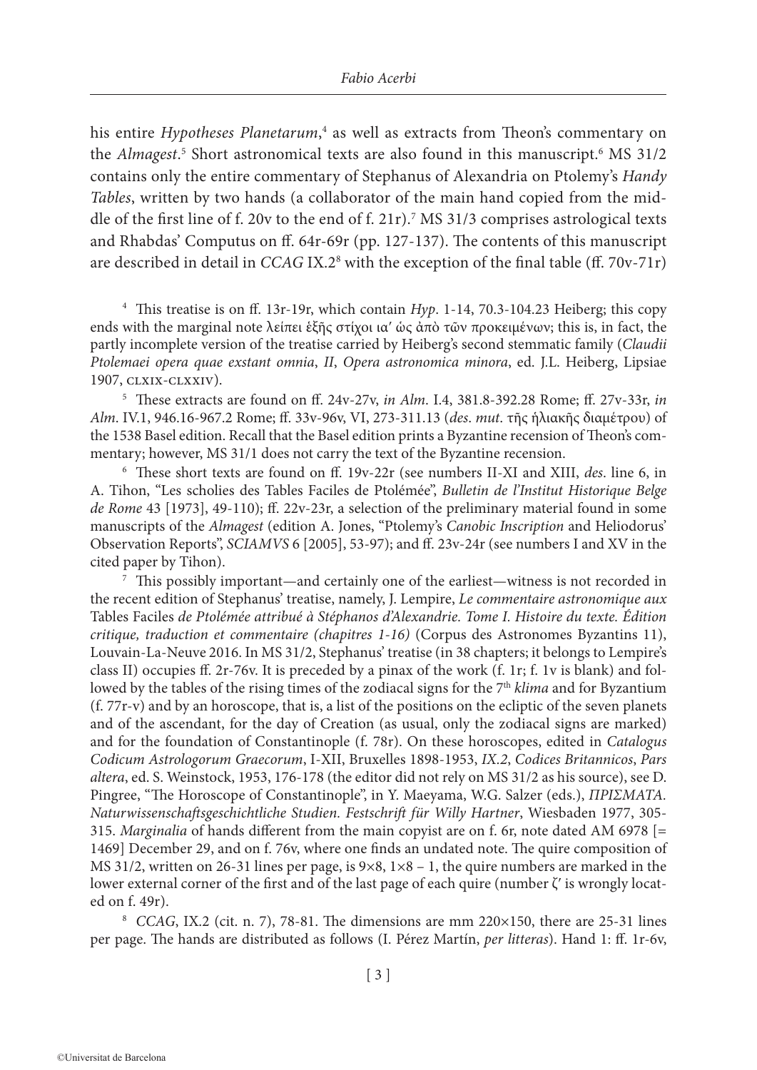his entire *Hypotheses Planetarum*,[4] as well as extracts from Theon's commentary on the *Almagest*.[5] Short astronomical texts are also found in this manuscript.[6] MS 31/2 contains only the entire commentary of Stephanus of Alexandria on Ptolemy's *Handy Tables*, written by two hands (a collaborator of the main hand copied from the middle of the first line of f. 20v to the end of f. 21r).[7] MS 31/3 comprises astrological texts and Rhabdas' Computus on ff. 64r-69r (pp. 127-137). The contents of this manuscript are described in detail in *CCAG* IX.2[8] with the exception of the final table (ff. 70v-71r)

[4] This treatise is on ff. 13r-19r, which contain *Hyp*. 1-14, 70.3-104.23 Heiberg; this copy ends with the marginal note λείπει ἑξῆς στίχοι ια′ ὡς ἀπὸ τῶν προκειμένων; this is, in fact, the partly incomplete version of the treatise carried by Heiberg's second stemmatic family (*Claudii Ptolemaei opera quae exstant omnia*, *II*, *Opera astronomica minora*, ed. J.L. Heiberg, Lipsiae 1907, CLXIX-CLXXIV).

[5] These extracts are found on ff. 24v-27v, *in Alm*. I.4, 381.8-392.28 Rome; ff. 27v-33r, *in Alm*. IV.1, 946.16-967.2 Rome; ff. 33v-96v, VI, 273-311.13 (*des. mut*. τῆς ἡλιακῆς διαμέτρου) of the 1538 Basel edition. Recall that the Basel edition prints a Byzantine recension of Theon's commentary; however, MS 31/1 does not carry the text of the Byzantine recension.

[6] These short texts are found on ff. 19v-22r (see numbers II-XI and XIII, *des*. line 6, in A. Tihon, "Les scholies des Tables Faciles de Ptolémée", *Bulletin de l'Institut Historique Belge de Rome* 43 [1973], 49-110); ff. 22v-23r, a selection of the preliminary material found in some manuscripts of the *Almagest* (edition A. Jones, "Ptolemy's *Canobic Inscription* and Heliodorus' Observation Reports", *SCIAMVS* 6 [2005], 53-97); and ff. 23v-24r (see numbers I and XV in the cited paper by Tihon).

[7] This possibly important—and certainly one of the earliest—witness is not recorded in the recent edition of Stephanus' treatise, namely, J. Lempire, *Le commentaire astronomique aux* Tables Faciles *de Ptolémée attribué à Stéphanos d'Alexandrie. Tome I. Histoire du texte. Édition critique, traduction et commentaire (chapitres 1-16)* (Corpus des Astronomes Byzantins 11), Louvain-La-Neuve 2016. In MS 31/2, Stephanus' treatise (in 38 chapters; it belongs to Lempire's class II) occupies ff. 2r-76v. It is preceded by a pinax of the work (f. 1r; f. 1v is blank) and followed by the tables of the rising times of the zodiacal signs for the 7th *klima* and for Byzantium (f. 77r-v) and by an horoscope, that is, a list of the positions on the ecliptic of the seven planets and of the ascendant, for the day of Creation (as usual, only the zodiacal signs are marked) and for the foundation of Constantinople (f. 78r). On these horoscopes, edited in *Catalogus Codicum Astrologorum Graecorum*, I-XII, Bruxelles 1898-1953, *IX.2*, *Codices Britannicos*, *Pars altera*, ed. S. Weinstock, 1953, 176-178 (the editor did not rely on MS 31/2 as his source), see D. Pingree, "The Horoscope of Constantinople", in Y. Maeyama, W.G. Salzer (eds.), *ΠΡΙΣΜΑΤΑ. Naturwissenschaftsgeschichtliche Studien. Festschrift für Willy Hartner*, Wiesbaden 1977, 305-315. *Marginalia* of hands different from the main copyist are on f. 6r, note dated AM 6978 [= 1469] December 29, and on f. 76v, where one finds an undated note. The quire composition of MS 31/2, written on 26-31 lines per page, is 9×8, 1×8 – 1, the quire numbers are marked in the lower external corner of the first and of the last page of each quire (number ζ′ is wrongly located on f. 49r).

[8] *CCAG*, IX.2 (cit. n. 7), 78-81. The dimensions are mm 220×150, there are 25-31 lines per page. The hands are distributed as follows (I. Pérez Martín, *per litteras*). Hand 1: ff. 1r-6v,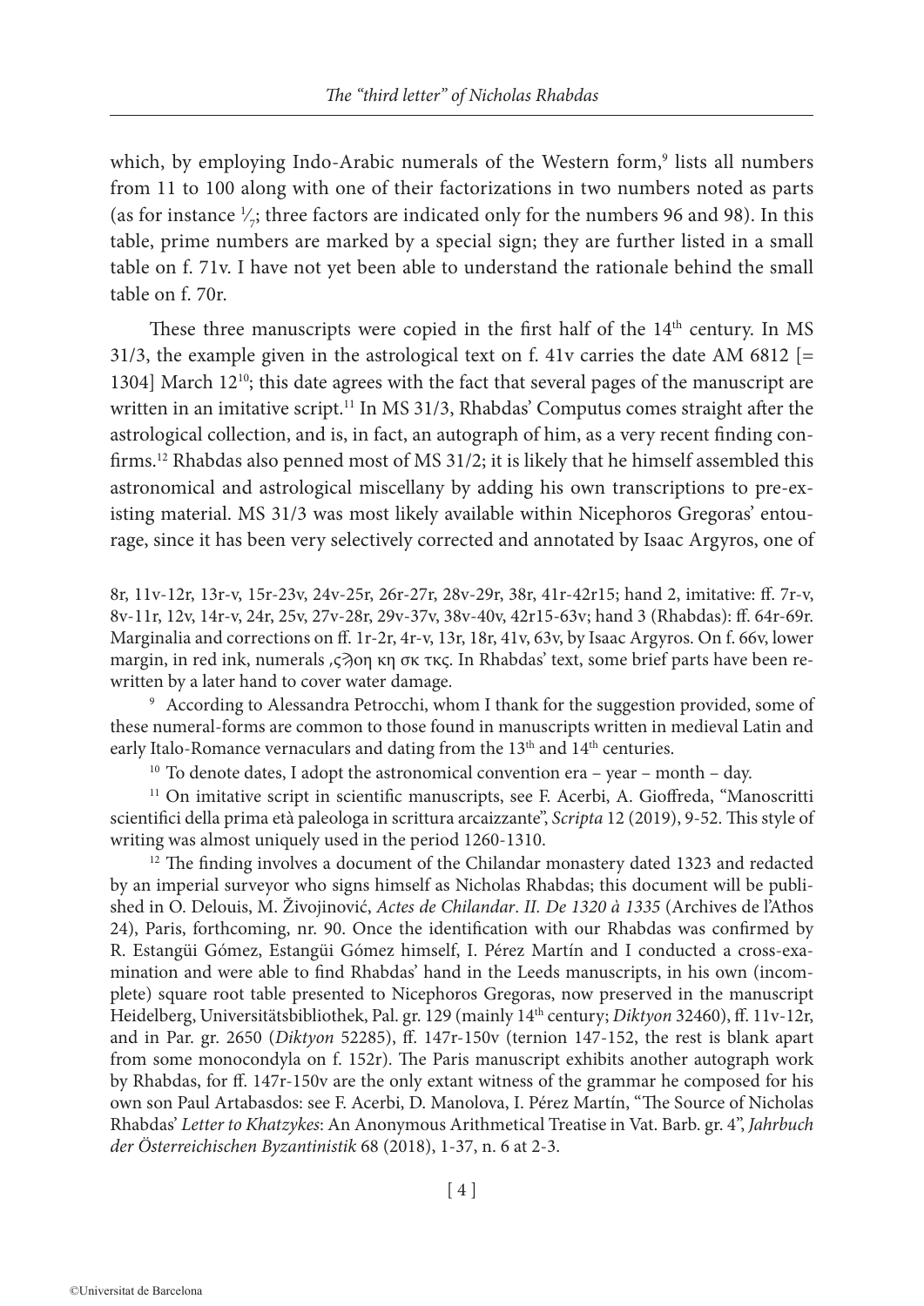which, by employing Indo-Arabic numerals of the Western form,[9] lists all numbers from 11 to 100 along with one of their factorizations in two numbers noted as parts (as for instance $^1/_7$; three factors are indicated only for the numbers 96 and 98). In this table, prime numbers are marked by a special sign; they are further listed in a small table on f. 71v. I have not yet been able to understand the rationale behind the small table on f. 70r.

These three manuscripts were copied in the first half of the 14th century. In MS 31/3, the example given in the astrological text on f. 41v carries the date AM 6812 [= 1304] March 12[10]; this date agrees with the fact that several pages of the manuscript are written in an imitative script.[11] In MS 31/3, Rhabdas' Computus comes straight after the astrological collection, and is, in fact, an autograph of him, as a very recent finding confirms.[12] Rhabdas also penned most of MS 31/2; it is likely that he himself assembled this astronomical and astrological miscellany by adding his own transcriptions to pre-existing material. MS 31/3 was most likely available within Nicephoros Gregoras' entourage, since it has been very selectively corrected and annotated by Isaac Argyros, one of

8r, 11v-12r, 13r-v, 15r-23v, 24v-25r, 26r-27r, 28v-29r, 38r, 41r-42r15; hand 2, imitative: ff. 7r-v, 8v-11r, 12v, 14r-v, 24r, 25v, 27v-28r, 29v-37v, 38v-40v, 42r15-63v; hand 3 (Rhabdas): ff. 64r-69r. Marginalia and corrections on ff. 1r-2r, 4r-v, 13r, 18r, 41v, 63v, by Isaac Argyros. On f. 66v, lower margin, in red ink, numerals ,ϛϡοη κη σκ τκϛ. In Rhabdas' text, some brief parts have been rewritten by a later hand to cover water damage.

[9] According to Alessandra Petrocchi, whom I thank for the suggestion provided, some of these numeral-forms are common to those found in manuscripts written in medieval Latin and early Italo-Romance vernaculars and dating from the 13th and 14th centuries.

[10] To denote dates, I adopt the astronomical convention era – year – month – day.

[11] On imitative script in scientific manuscripts, see F. Acerbi, A. Gioffreda, "Manoscritti scientifici della prima età paleologa in scrittura arcaizzante", *Scripta* 12 (2019), 9-52. This style of writing was almost uniquely used in the period 1260-1310.

[12] The finding involves a document of the Chilandar monastery dated 1323 and redacted by an imperial surveyor who signs himself as Nicholas Rhabdas; this document will be published in O. Delouis, M. Živojinović, *Actes de Chilandar*. *II. De 1320 à 1335* (Archives de l'Athos 24), Paris, forthcoming, nr. 90. Once the identification with our Rhabdas was confirmed by R. Estangüi Gómez, Estangüi Gómez himself, I. Pérez Martín and I conducted a cross-examination and were able to find Rhabdas' hand in the Leeds manuscripts, in his own (incomplete) square root table presented to Nicephoros Gregoras, now preserved in the manuscript Heidelberg, Universitätsbibliothek, Pal. gr. 129 (mainly 14th century; *Diktyon* 32460), ff. 11v-12r, and in Par. gr. 2650 (*Diktyon* 52285), ff. 147r-150v (ternion 147-152, the rest is blank apart from some monocondyla on f. 152r). The Paris manuscript exhibits another autograph work by Rhabdas, for ff. 147r-150v are the only extant witness of the grammar he composed for his own son Paul Artabasdos: see F. Acerbi, D. Manolova, I. Pérez Martín, "The Source of Nicholas Rhabdas' *Letter to Khatzykes*: An Anonymous Arithmetical Treatise in Vat. Barb. gr. 4", *Jahrbuch der Österreichischen Byzantinistik* 68 (2018), 1-37, n. 6 at 2-3.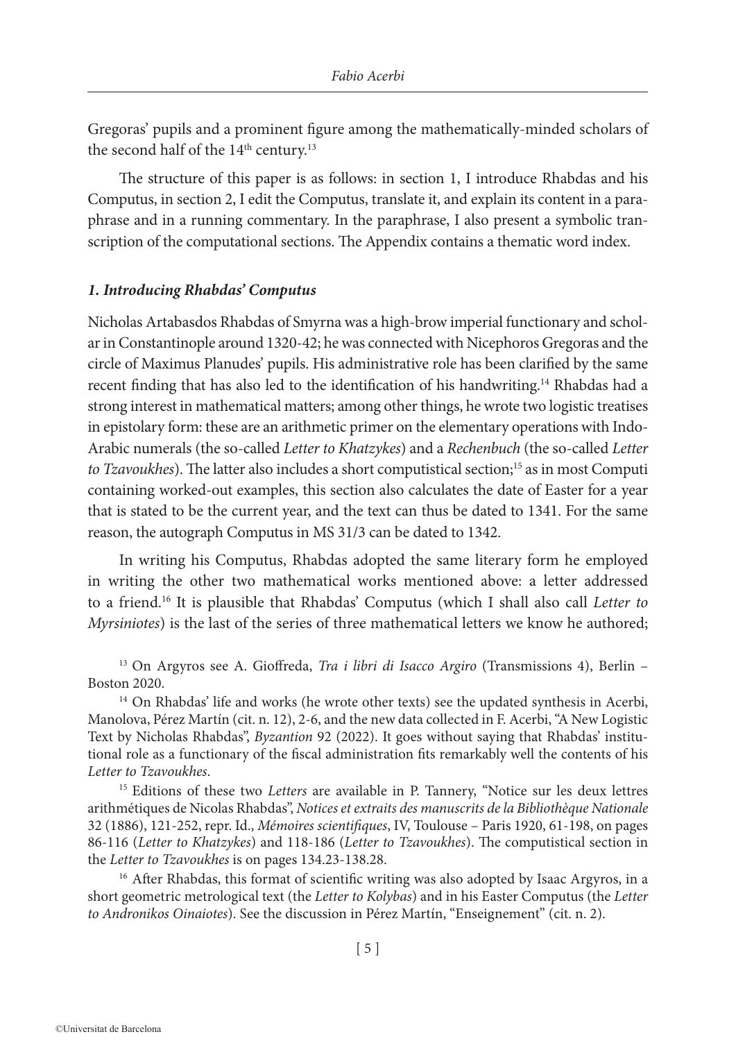Gregoras' pupils and a prominent figure among the mathematically-minded scholars of the second half of the 14th century.[13]

The structure of this paper is as follows: in section 1, I introduce Rhabdas and his Computus, in section 2, I edit the Computus, translate it, and explain its content in a paraphrase and in a running commentary. In the paraphrase, I also present a symbolic transcription of the computational sections. The Appendix contains a thematic word index.

### *1. Introducing Rhabdas' Computus*

Nicholas Artabasdos Rhabdas of Smyrna was a high-brow imperial functionary and scholar in Constantinople around 1320-42; he was connected with Nicephoros Gregoras and the circle of Maximus Planudes' pupils. His administrative role has been clarified by the same recent finding that has also led to the identification of his handwriting.[14] Rhabdas had a strong interest in mathematical matters; among other things, he wrote two logistic treatises in epistolary form: these are an arithmetic primer on the elementary operations with Indo-Arabic numerals (the so-called *Letter to Khatzykes*) and a *Rechenbuch* (the so-called *Letter to Tzavoukhes*). The latter also includes a short computistical section;[15] as in most Computi containing worked-out examples, this section also calculates the date of Easter for a year that is stated to be the current year, and the text can thus be dated to 1341. For the same reason, the autograph Computus in MS 31/3 can be dated to 1342.

In writing his Computus, Rhabdas adopted the same literary form he employed in writing the other two mathematical works mentioned above: a letter addressed to a friend.[16] It is plausible that Rhabdas' Computus (which I shall also call *Letter to Myrsiniotes*) is the last of the series of three mathematical letters we know he authored;

[13] On Argyros see A. Gioffreda, *Tra i libri di Isacco Argiro* (Transmissions 4), Berlin – Boston 2020.

[14] On Rhabdas' life and works (he wrote other texts) see the updated synthesis in Acerbi, Manolova, Pérez Martín (cit. n. 12), 2-6, and the new data collected in F. Acerbi, "A New Logistic Text by Nicholas Rhabdas", *Byzantion* 92 (2022). It goes without saying that Rhabdas' institutional role as a functionary of the fiscal administration fits remarkably well the contents of his *Letter to Tzavoukhes*.

[15] Editions of these two *Letters* are available in P. Tannery, "Notice sur les deux lettres arithmétiques de Nicolas Rhabdas", *Notices et extraits des manuscrits de la Bibliothèque Nationale* 32 (1886), 121-252, repr. Id., *Mémoires scientifiques*, IV, Toulouse – Paris 1920, 61-198, on pages 86-116 (*Letter to Khatzykes*) and 118-186 (*Letter to Tzavoukhes*). The computistical section in the *Letter to Tzavoukhes* is on pages 134.23-138.28.

[16] After Rhabdas, this format of scientific writing was also adopted by Isaac Argyros, in a short geometric metrological text (the *Letter to Kolybas*) and in his Easter Computus (the *Letter to Andronikos Oinaiotes*). See the discussion in Pérez Martín, "Enseignement" (cit. n. 2).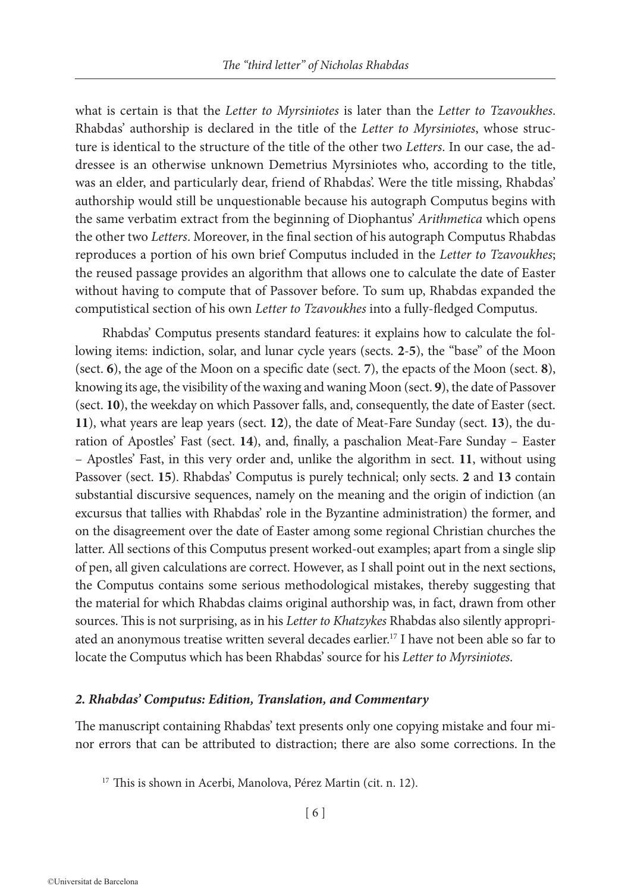what is certain is that the *Letter to Myrsiniotes* is later than the *Letter to Tzavoukhes*. Rhabdas' authorship is declared in the title of the *Letter to Myrsiniotes*, whose structure is identical to the structure of the title of the other two *Letters*. In our case, the addressee is an otherwise unknown Demetrius Myrsiniotes who, according to the title, was an elder, and particularly dear, friend of Rhabdas'. Were the title missing, Rhabdas' authorship would still be unquestionable because his autograph Computus begins with the same verbatim extract from the beginning of Diophantus' *Arithmetica* which opens the other two *Letters*. Moreover, in the final section of his autograph Computus Rhabdas reproduces a portion of his own brief Computus included in the *Letter to Tzavoukhes*; the reused passage provides an algorithm that allows one to calculate the date of Easter without having to compute that of Passover before. To sum up, Rhabdas expanded the computistical section of his own *Letter to Tzavoukhes* into a fully-fledged Computus.

Rhabdas' Computus presents standard features: it explains how to calculate the following items: indiction, solar, and lunar cycle years (sects. **2**-**5**), the "base" of the Moon (sect. **6**), the age of the Moon on a specific date (sect. **7**), the epacts of the Moon (sect. **8**), knowing its age, the visibility of the waxing and waning Moon (sect. **9**), the date of Passover (sect. **10**), the weekday on which Passover falls, and, consequently, the date of Easter (sect. **11**), what years are leap years (sect. **12**), the date of Meat-Fare Sunday (sect. **13**), the duration of Apostles' Fast (sect. **14**), and, finally, a paschalion Meat-Fare Sunday – Easter – Apostles' Fast, in this very order and, unlike the algorithm in sect. **11**, without using Passover (sect. **15**). Rhabdas' Computus is purely technical; only sects. **2** and **13** contain substantial discursive sequences, namely on the meaning and the origin of indiction (an excursus that tallies with Rhabdas' role in the Byzantine administration) the former, and on the disagreement over the date of Easter among some regional Christian churches the latter. All sections of this Computus present worked-out examples; apart from a single slip of pen, all given calculations are correct. However, as I shall point out in the next sections, the Computus contains some serious methodological mistakes, thereby suggesting that the material for which Rhabdas claims original authorship was, in fact, drawn from other sources. This is not surprising, as in his *Letter to Khatzykes* Rhabdas also silently appropriated an anonymous treatise written several decades earlier.[17] I have not been able so far to locate the Computus which has been Rhabdas' source for his *Letter to Myrsiniotes*.

## *2. Rhabdas' Computus: Edition, Translation, and Commentary*

The manuscript containing Rhabdas' text presents only one copying mistake and four minor errors that can be attributed to distraction; there are also some corrections. In the

[17] This is shown in Acerbi, Manolova, Pérez Martin (cit. n. 12).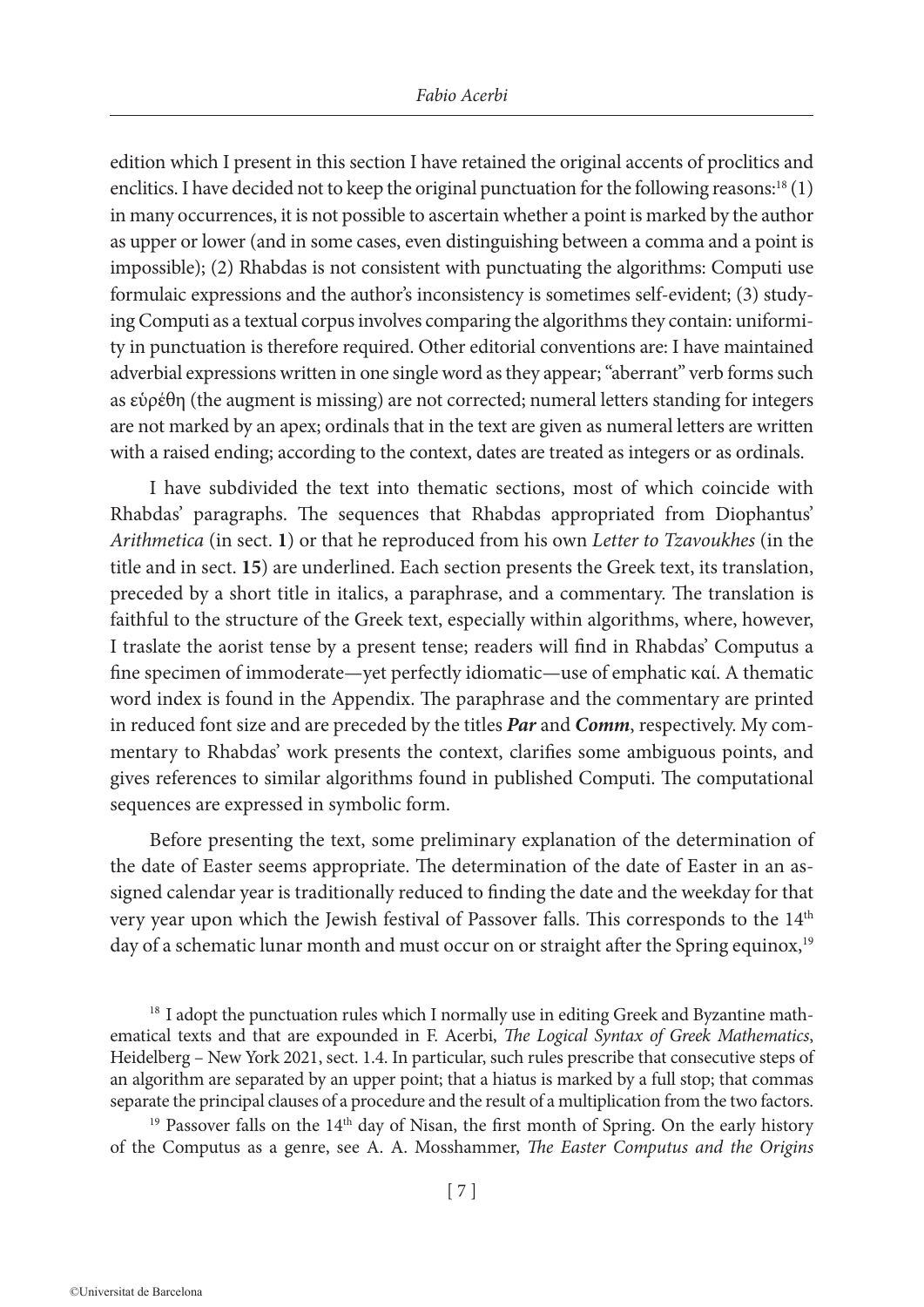edition which I present in this section I have retained the original accents of proclitics and enclitics. I have decided not to keep the original punctuation for the following reasons:[18] (1) in many occurrences, it is not possible to ascertain whether a point is marked by the author as upper or lower (and in some cases, even distinguishing between a comma and a point is impossible); (2) Rhabdas is not consistent with punctuating the algorithms: Computi use formulaic expressions and the author's inconsistency is sometimes self-evident; (3) studying Computi as a textual corpus involves comparing the algorithms they contain: uniformity in punctuation is therefore required. Other editorial conventions are: I have maintained adverbial expressions written in one single word as they appear; "aberrant" verb forms such as εὑρέθη (the augment is missing) are not corrected; numeral letters standing for integers are not marked by an apex; ordinals that in the text are given as numeral letters are written with a raised ending; according to the context, dates are treated as integers or as ordinals.

I have subdivided the text into thematic sections, most of which coincide with Rhabdas' paragraphs. The sequences that Rhabdas appropriated from Diophantus' *Arithmetica* (in sect. **1**) or that he reproduced from his own *Letter to Tzavoukhes* (in the title and in sect. **15**) are underlined. Each section presents the Greek text, its translation, preceded by a short title in italics, a paraphrase, and a commentary. The translation is faithful to the structure of the Greek text, especially within algorithms, where, however, I traslate the aorist tense by a present tense; readers will find in Rhabdas' Computus a fine specimen of immoderate—yet perfectly idiomatic—use of emphatic καί. A thematic word index is found in the Appendix. The paraphrase and the commentary are printed in reduced font size and are preceded by the titles ***Par*** and ***Comm***, respectively. My commentary to Rhabdas' work presents the context, clarifies some ambiguous points, and gives references to similar algorithms found in published Computi. The computational sequences are expressed in symbolic form.

Before presenting the text, some preliminary explanation of the determination of the date of Easter seems appropriate. The determination of the date of Easter in an assigned calendar year is traditionally reduced to finding the date and the weekday for that very year upon which the Jewish festival of Passover falls. This corresponds to the 14th day of a schematic lunar month and must occur on or straight after the Spring equinox,[19]

[18] I adopt the punctuation rules which I normally use in editing Greek and Byzantine mathematical texts and that are expounded in F. Acerbi, *The Logical Syntax of Greek Mathematics*, Heidelberg – New York 2021, sect. 1.4. In particular, such rules prescribe that consecutive steps of an algorithm are separated by an upper point; that a hiatus is marked by a full stop; that commas separate the principal clauses of a procedure and the result of a multiplication from the two factors.

[19] Passover falls on the 14th day of Nisan, the first month of Spring. On the early history of the Computus as a genre, see A. A. Mosshammer, *The Easter Computus and the Origins*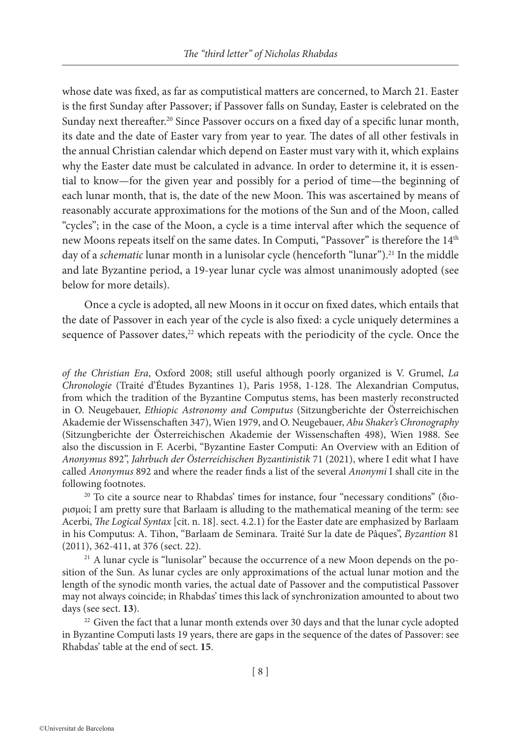whose date was fixed, as far as computistical matters are concerned, to March 21. Easter is the first Sunday after Passover; if Passover falls on Sunday, Easter is celebrated on the Sunday next thereafter.[20] Since Passover occurs on a fixed day of a specific lunar month, its date and the date of Easter vary from year to year. The dates of all other festivals in the annual Christian calendar which depend on Easter must vary with it, which explains why the Easter date must be calculated in advance. In order to determine it, it is essential to know—for the given year and possibly for a period of time—the beginning of each lunar month, that is, the date of the new Moon. This was ascertained by means of reasonably accurate approximations for the motions of the Sun and of the Moon, called "cycles"; in the case of the Moon, a cycle is a time interval after which the sequence of new Moons repeats itself on the same dates. In Computi, "Passover" is therefore the 14th day of a *schematic* lunar month in a lunisolar cycle (henceforth "lunar").[21] In the middle and late Byzantine period, a 19-year lunar cycle was almost unanimously adopted (see below for more details).

Once a cycle is adopted, all new Moons in it occur on fixed dates, which entails that the date of Passover in each year of the cycle is also fixed: a cycle uniquely determines a sequence of Passover dates,[22] which repeats with the periodicity of the cycle. Once the

---

*of the Christian Era*, Oxford 2008; still useful although poorly organized is V. Grumel, *La Chronologie* (Traité d'Études Byzantines 1), Paris 1958, 1-128. The Alexandrian Computus, from which the tradition of the Byzantine Computus stems, has been masterly reconstructed in O. Neugebauer, *Ethiopic Astronomy and Computus* (Sitzungberichte der Österreichischen Akademie der Wissenschaften 347), Wien 1979, and O. Neugebauer, *Abu Shaker's Chronography* (Sitzungberichte der Österreichischen Akademie der Wissenschaften 498), Wien 1988. See also the discussion in F. Acerbi, "Byzantine Easter Computi: An Overview with an Edition of *Anonymus* 892", *Jahrbuch der Österreichischen Byzantinistik* 71 (2021), where I edit what I have called *Anonymus* 892 and where the reader finds a list of the several *Anonymi* I shall cite in the following footnotes.

[20] To cite a source near to Rhabdas' times for instance, four "necessary conditions" (διορισμοί; I am pretty sure that Barlaam is alluding to the mathematical meaning of the term: see Acerbi, *The Logical Syntax* [cit. n. 18]. sect. 4.2.1) for the Easter date are emphasized by Barlaam in his Computus: A. Tihon, "Barlaam de Seminara. Traité Sur la date de Pâques", *Byzantion* 81 (2011), 362-411, at 376 (sect. 22).

[21] A lunar cycle is "lunisolar" because the occurrence of a new Moon depends on the position of the Sun. As lunar cycles are only approximations of the actual lunar motion and the length of the synodic month varies, the actual date of Passover and the computistical Passover may not always coincide; in Rhabdas' times this lack of synchronization amounted to about two days (see sect. **13**).

[22] Given the fact that a lunar month extends over 30 days and that the lunar cycle adopted in Byzantine Computi lasts 19 years, there are gaps in the sequence of the dates of Passover: see Rhabdas' table at the end of sect. **15**.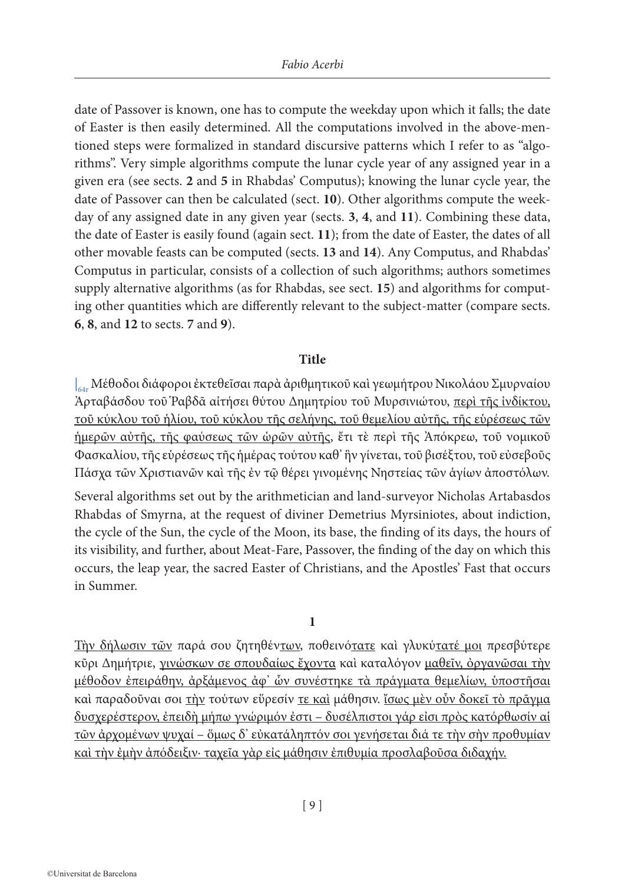date of Passover is known, one has to compute the weekday upon which it falls; the date of Easter is then easily determined. All the computations involved in the above-mentioned steps were formalized in standard discursive patterns which I refer to as "algorithms". Very simple algorithms compute the lunar cycle year of any assigned year in a given era (see sects. **2** and **5** in Rhabdas' Computus); knowing the lunar cycle year, the date of Passover can then be calculated (sect. **10**). Other algorithms compute the weekday of any assigned date in any given year (sects. **3**, **4**, and **11**). Combining these data, the date of Easter is easily found (again sect. **11**); from the date of Easter, the dates of all other movable feasts can be computed (sects. **13** and **14**). Any Computus, and Rhabdas' Computus in particular, consists of a collection of such algorithms; authors sometimes supply alternative algorithms (as for Rhabdas, see sect. **15**) and algorithms for computing other quantities which are differently relevant to the subject-matter (compare sects. **6**, **8**, and **12** to sects. **7** and **9**).

### Title

|64r Μέθοδοι διάφοροι ἐκτεθεῖσαι παρὰ ἀριθμητικοῦ καὶ γεωμήτρου Νικολάου Σμυρναίου Ἀρταβάσδου τοῦ Ῥαβδᾶ αἰτήσει θύτου Δημητρίου τοῦ Μυρσινιώτου, περὶ τῆς ἰνδίκτου, τοῦ κύκλου τοῦ ἡλίου, τοῦ κύκλου τῆς σελήνης, τοῦ θεμελίου αὐτῆς, τῆς εὑρέσεως τῶν ἡμερῶν αὐτῆς, τῆς φαύσεως τῶν ὡρῶν αὐτῆς, ἔτι τὲ περὶ τῆς Ἀπόκρεω, τοῦ νομικοῦ Φασκαλίου, τῆς εὑρέσεως τῆς ἡμέρας τούτου καθ᾽ ἣν γίνεται, τοῦ βισέξτου, τοῦ εὐσεβοῦς Πάσχα τῶν Χριστιανῶν καὶ τῆς ἐν τῷ θέρει γινομένης Νηστείας τῶν ἁγίων ἀποστόλων.

Several algorithms set out by the arithmetician and land-surveyor Nicholas Artabasdos Rhabdas of Smyrna, at the request of diviner Demetrius Myrsiniotes, about indiction, the cycle of the Sun, the cycle of the Moon, its base, the finding of its days, the hours of its visibility, and further, about Meat-Fare, Passover, the finding of the day on which this occurs, the leap year, the sacred Easter of Christians, and the Apostles' Fast that occurs in Summer.

### 1

Τὴν δήλωσιν τῶν παρά σου ζητηθέντων, ποθεινότατε καὶ γλυκύτατέ μοι πρεσβύτερε κῦρι Δημήτριε, γινώσκων σε σπουδαίως ἔχοντα καὶ καταλόγον μαθεῖν, ὀργανῶσαι τὴν μέθοδον ἐπειράθην, ἀρξάμενος ἀφ᾽ ὧν συνέστηκε τὰ πράγματα θεμελίων, ὑποστῆσαι καὶ παραδοῦναι σοι τὴν τούτων εὕρεσίν τε καὶ μάθησιν. ἴσως μὲν οὖν δοκεῖ τὸ πρᾶγμα δυσχερέστερον, ἐπειδὴ μήπω γνώριμόν ἐστι – δυσέλπιστοι γάρ εἰσι πρὸς κατόρθωσίν αἱ τῶν ἀρχομένων ψυχαί – ὅμως δ᾽ εὐκατάληπτόν σοι γενήσεται διά τε τὴν σὴν προθυμίαν καὶ τὴν ἐμὴν ἀπόδειξιν· ταχεῖα γὰρ εἰς μάθησιν ἐπιθυμία προσλαβοῦσα διδαχήν.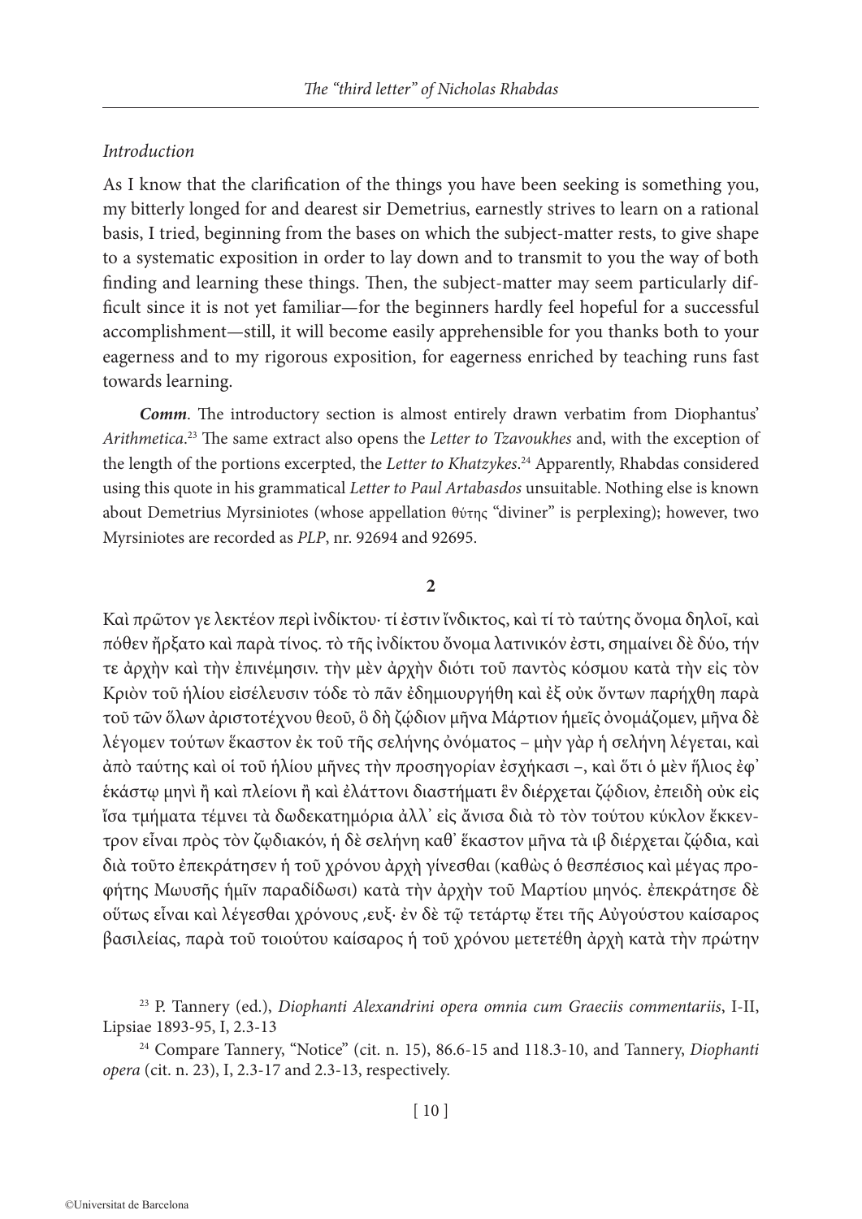*Introduction*

As I know that the clarification of the things you have been seeking is something you, my bitterly longed for and dearest sir Demetrius, earnestly strives to learn on a rational basis, I tried, beginning from the bases on which the subject-matter rests, to give shape to a systematic exposition in order to lay down and to transmit to you the way of both finding and learning these things. Then, the subject-matter may seem particularly difficult since it is not yet familiar—for the beginners hardly feel hopeful for a successful accomplishment—still, it will become easily apprehensible for you thanks both to your eagerness and to my rigorous exposition, for eagerness enriched by teaching runs fast towards learning.

***Comm***. The introductory section is almost entirely drawn verbatim from Diophantus' *Arithmetica*.[23] The same extract also opens the *Letter to Tzavoukhes* and, with the exception of the length of the portions excerpted, the *Letter to Khatzykes*.[24] Apparently, Rhabdas considered using this quote in his grammatical *Letter to Paul Artabasdos* unsuitable. Nothing else is known about Demetrius Myrsiniotes (whose appellation θύτης "diviner" is perplexing); however, two Myrsiniotes are recorded as *PLP*, nr. 92694 and 92695.

**2**

Καὶ πρῶτον γε λεκτέον περὶ ἰνδίκτου· τί ἐστιν ἴνδικτος, καὶ τί τὸ ταύτης ὄνομα δηλοῖ, καὶ πόθεν ἤρξατο καὶ παρὰ τίνος. τὸ τῆς ἰνδίκτου ὄνομα λατινικόν ἐστι, σημαίνει δὲ δύο, τήν τε ἀρχὴν καὶ τὴν ἐπινέμησιν. τὴν μὲν ἀρχὴν διότι τοῦ παντὸς κόσμου κατὰ τὴν εἰς τὸν Κριὸν τοῦ ἡλίου εἰσέλευσιν τόδε τὸ πᾶν ἐδημιουργήθη καὶ ἐξ οὐκ ὄντων παρήχθη παρὰ τοῦ τῶν ὅλων ἀριστοτέχνου θεοῦ, ὃ δὴ ζῴδιον μῆνα Μάρτιον ἡμεῖς ὀνομάζομεν, μῆνα δὲ λέγομεν τούτων ἕκαστον ἐκ τοῦ τῆς σελήνης ὀνόματος – μὴν γὰρ ἡ σελήνη λέγεται, καὶ ἀπὸ ταύτης καὶ οἱ τοῦ ἡλίου μῆνες τὴν προσηγορίαν ἐσχήκασι –, καὶ ὅτι ὁ μὲν ἥλιος ἐφ᾽ ἑκάστῳ μηνὶ ἢ καὶ πλείονι ἢ καὶ ἐλάττονι διαστήματι ἓν διέρχεται ζῴδιον, ἐπειδὴ οὐκ εἰς ἴσα τμήματα τέμνει τὰ δωδεκατημόρια ἀλλ᾽ εἰς ἄνισα διὰ τὸ τὸν τούτου κύκλον ἔκκεντρον εἶναι πρὸς τὸν ζῳδιακόν, ἡ δὲ σελήνη καθ᾽ ἕκαστον μῆνα τὰ ιβ διέρχεται ζῴδια, καὶ διὰ τοῦτο ἐπεκράτησεν ἡ τοῦ χρόνου ἀρχὴ γίνεσθαι (καθὼς ὁ θεσπέσιος καὶ μέγας προφήτης Μωυσῆς ἡμῖν παραδίδωσι) κατὰ τὴν ἀρχὴν τοῦ Μαρτίου μηνός. ἐπεκράτησε δὲ οὕτως εἶναι καὶ λέγεσθαι χρόνους ͵ευξ· ἐν δὲ τῷ τετάρτῳ ἔτει τῆς Αὐγούστου καίσαρος βασιλείας, παρὰ τοῦ τοιούτου καίσαρος ἡ τοῦ χρόνου μετετέθη ἀρχὴ κατὰ τὴν πρώτην

[23] P. Tannery (ed.), *Diophanti Alexandrini opera omnia cum Graeciis commentariis*, I-II, Lipsiae 1893-95, I, 2.3-13

[24] Compare Tannery, "Notice" (cit. n. 15), 86.6-15 and 118.3-10, and Tannery, *Diophanti opera* (cit. n. 23), I, 2.3-17 and 2.3-13, respectively.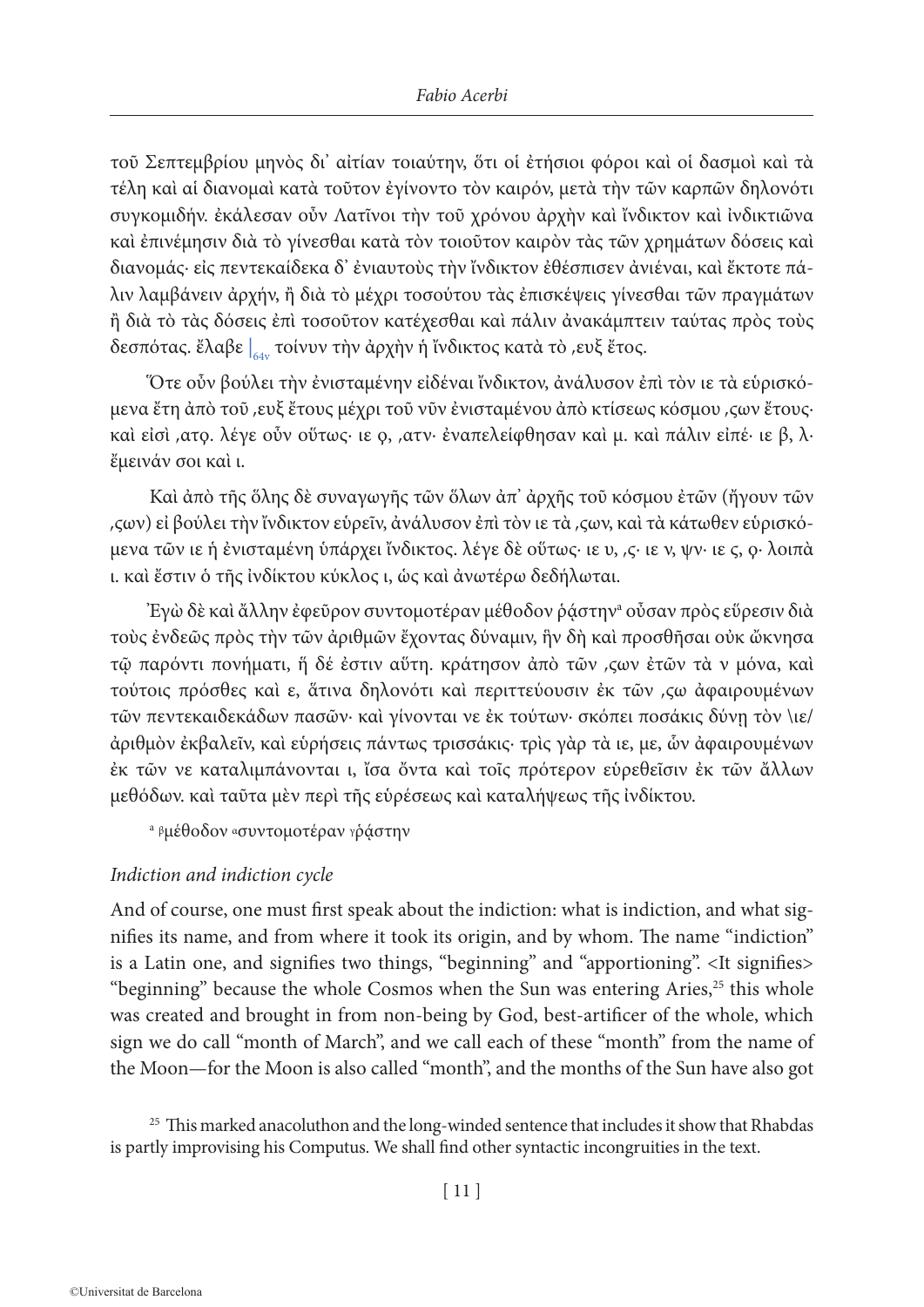τοῦ Σεπτεμβρίου μηνὸς δι᾽ αἰτίαν τοιαύτην, ὅτι οἱ ἐτήσιοι φόροι καὶ οἱ δασμοὶ καὶ τὰ τέλη καὶ αἱ διανομαὶ κατὰ τοῦτον ἐγίνοντο τὸν καιρόν, μετὰ τὴν τῶν καρπῶν δηλονότι συγκομιδήν. ἐκάλεσαν οὖν Λατῖνοι τὴν τοῦ χρόνου ἀρχὴν καὶ ἴνδικτον καὶ ἰνδικτιῶνα καὶ ἐπινέμησιν διὰ τὸ γίνεσθαι κατὰ τὸν τοιοῦτον καιρὸν τὰς τῶν χρημάτων δόσεις καὶ διανομάς· εἰς πεντεκαίδεκα δ᾽ ἐνιαυτοὺς τὴν ἴνδικτον ἐθέσπισεν ἀνιέναι, καὶ ἔκτοτε πάλιν λαμβάνειν ἀρχήν, ἢ διὰ τὸ μέχρι τοσούτου τὰς ἐπισκέψεις γίνεσθαι τῶν πραγμάτων ἢ διὰ τὸ τὰς δόσεις ἐπὶ τοσοῦτον κατέχεσθαι καὶ πάλιν ἀνακάμπτειν ταύτας πρὸς τοὺς δεσπότας. ἔλαβε |64v τοίνυν τὴν ἀρχὴν ἡ ἴνδικτος κατὰ τὸ ,ευξ ἔτος.

Ὅτε οὖν βούλει τὴν ἐνισταμένην εἰδέναι ἴνδικτον, ἀνάλυσον ἐπὶ τὸν ιε τὰ εὑρισκόμενα ἔτη ἀπὸ τοῦ ,ευξ ἔτους μέχρι τοῦ νῦν ἐνισταμένου ἀπὸ κτίσεως κόσμου ,ϛων ἔτους· καὶ εἰσὶ ,ατϙ. λέγε οὖν οὕτως· ιε ϙ, ,ατν· ἐναπελείφθησαν καὶ μ. καὶ πάλιν εἰπέ· ιε β, λ· ἔμεινάν σοι καὶ ι.

Καὶ ἀπὸ τῆς ὅλης δὲ συναγωγῆς τῶν ὅλων ἀπ᾽ ἀρχῆς τοῦ κόσμου ἐτῶν (ἤγουν τῶν ,ϛων) εἰ βούλει τὴν ἴνδικτον εὑρεῖν, ἀνάλυσον ἐπὶ τὸν ιε τὰ ,ϛων, καὶ τὰ κάτωθεν εὑρισκόμενα τῶν ιε ἡ ἐνισταμένη ὑπάρχει ἴνδικτος. λέγε δὲ οὕτως· ιε υ, ,ϛ· ιε ν, ψν· ιε ϛ, ϙ· λοιπὰ ι. καὶ ἔστιν ὁ τῆς ἰνδίκτου κύκλος ι, ὡς καὶ ἀνωτέρω δεδήλωται.

Ἐγὼ δὲ καὶ ἄλλην ἐφεῦρον συντομοτέραν μέθοδον ῥᾴστην[a] οὖσαν πρὸς εὕρεσιν διὰ τοὺς ἐνδεῶς πρὸς τὴν τῶν ἀριθμῶν ἔχοντας δύναμιν, ἣν δὴ καὶ προσθῆσαι οὐκ ὤκνησα τῷ παρόντι πονήματι, ἥ δέ ἐστιν αὕτη. κράτησον ἀπὸ τῶν ,ϛων ἐτῶν τὰ ν μόνα, καὶ τούτοις πρόσθες καὶ ε, ἅτινα δηλονότι καὶ περιττεύουσιν ἐκ τῶν ,ϛω ἀφαιρουμένων τῶν πεντεκαιδεκάδων πασῶν· καὶ γίνονται νε ἐκ τούτων· σκόπει ποσάκις δύνῃ τὸν \ιε/ ἀριθμὸν ἐκβαλεῖν, καὶ εὑρήσεις πάντως τρισσάκις· τρὶς γὰρ τὰ ιε, με, ὧν ἀφαιρουμένων ἐκ τῶν νε καταλιμπάνονται ι, ἴσα ὄντα καὶ τοῖς πρότερον εὑρεθεῖσιν ἐκ τῶν ἄλλων μεθόδων. καὶ ταῦτα μὲν περὶ τῆς εὑρέσεως καὶ καταλήψεως τῆς ἰνδίκτου.

[a] βμέθοδον ασυντομοτέραν γῥᾴστην

*Indiction and indiction cycle*

And of course, one must first speak about the indiction: what is indiction, and what signifies its name, and from where it took its origin, and by whom. The name "indiction" is a Latin one, and signifies two things, "beginning" and "apportioning". <It signifies> "beginning" because the whole Cosmos when the Sun was entering Aries,[25] this whole was created and brought in from non-being by God, best-artificer of the whole, which sign we do call "month of March", and we call each of these "month" from the name of the Moon—for the Moon is also called "month", and the months of the Sun have also got

[25] This marked anacoluthon and the long-winded sentence that includes it show that Rhabdas is partly improvising his Computus. We shall find other syntactic incongruities in the text.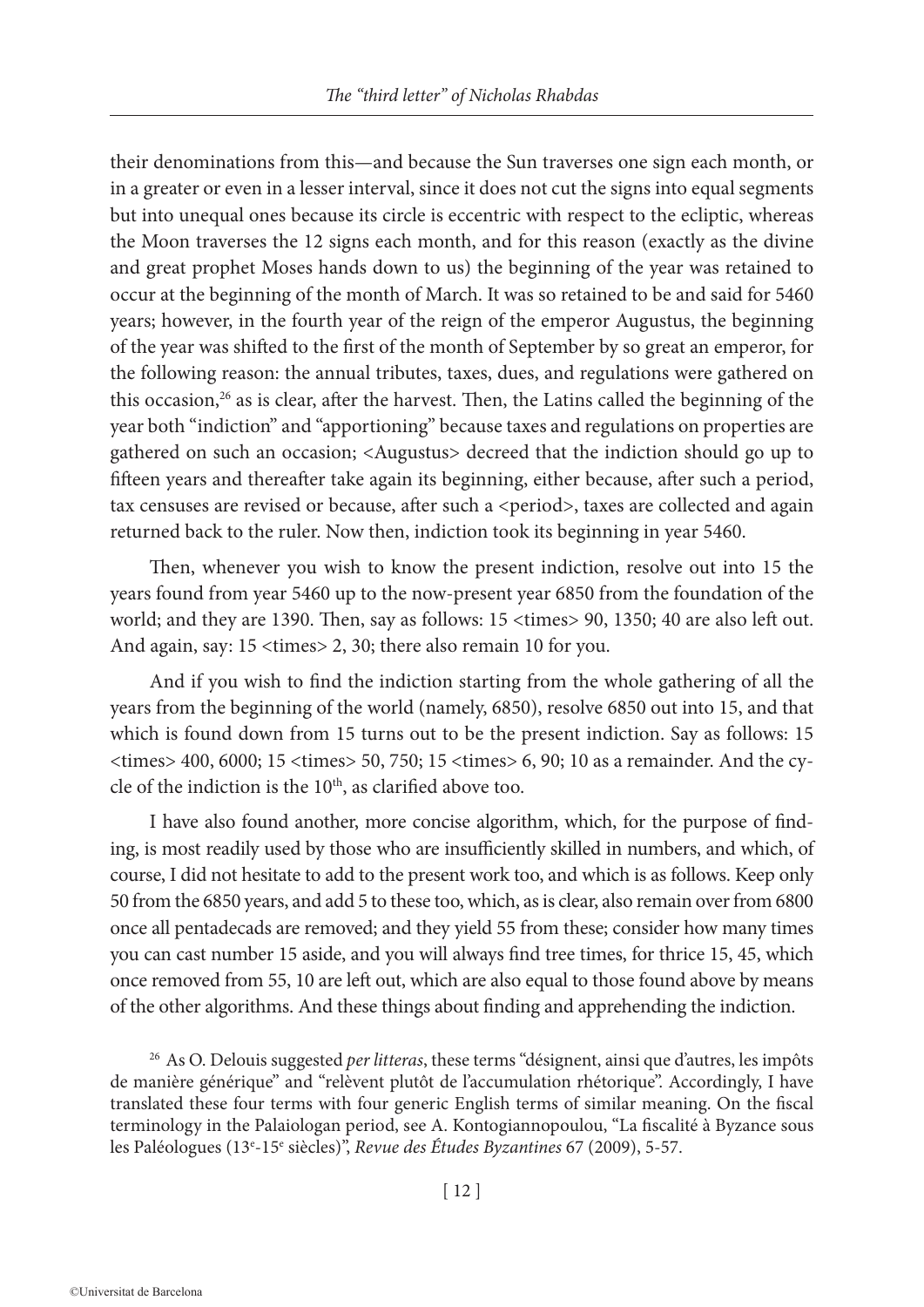their denominations from this—and because the Sun traverses one sign each month, or in a greater or even in a lesser interval, since it does not cut the signs into equal segments but into unequal ones because its circle is eccentric with respect to the ecliptic, whereas the Moon traverses the 12 signs each month, and for this reason (exactly as the divine and great prophet Moses hands down to us) the beginning of the year was retained to occur at the beginning of the month of March. It was so retained to be and said for 5460 years; however, in the fourth year of the reign of the emperor Augustus, the beginning of the year was shifted to the first of the month of September by so great an emperor, for the following reason: the annual tributes, taxes, dues, and regulations were gathered on this occasion,[26] as is clear, after the harvest. Then, the Latins called the beginning of the year both "indiction" and "apportioning" because taxes and regulations on properties are gathered on such an occasion; <Augustus> decreed that the indiction should go up to fifteen years and thereafter take again its beginning, either because, after such a period, tax censuses are revised or because, after such a <period>, taxes are collected and again returned back to the ruler. Now then, indiction took its beginning in year 5460.

Then, whenever you wish to know the present indiction, resolve out into 15 the years found from year 5460 up to the now-present year 6850 from the foundation of the world; and they are 1390. Then, say as follows: 15 <times> 90, 1350; 40 are also left out. And again, say: 15 <times> 2, 30; there also remain 10 for you.

And if you wish to find the indiction starting from the whole gathering of all the years from the beginning of the world (namely, 6850), resolve 6850 out into 15, and that which is found down from 15 turns out to be the present indiction. Say as follows: 15 <times> 400, 6000; 15 <times> 50, 750; 15 <times> 6, 90; 10 as a remainder. And the cycle of the indiction is the 10th, as clarified above too.

I have also found another, more concise algorithm, which, for the purpose of finding, is most readily used by those who are insufficiently skilled in numbers, and which, of course, I did not hesitate to add to the present work too, and which is as follows. Keep only 50 from the 6850 years, and add 5 to these too, which, as is clear, also remain over from 6800 once all pentadecads are removed; and they yield 55 from these; consider how many times you can cast number 15 aside, and you will always find tree times, for thrice 15, 45, which once removed from 55, 10 are left out, which are also equal to those found above by means of the other algorithms. And these things about finding and apprehending the indiction.

[26] As O. Delouis suggested *per litteras*, these terms "désignent, ainsi que d'autres, les impôts de manière générique" and "relèvent plutôt de l'accumulation rhétorique". Accordingly, I have translated these four terms with four generic English terms of similar meaning. On the fiscal terminology in the Palaiologan period, see A. Kontogiannopoulou, "La fiscalité à Byzance sous les Paléologues (13e-15e siècles)", *Revue des Études Byzantines* 67 (2009), 5-57.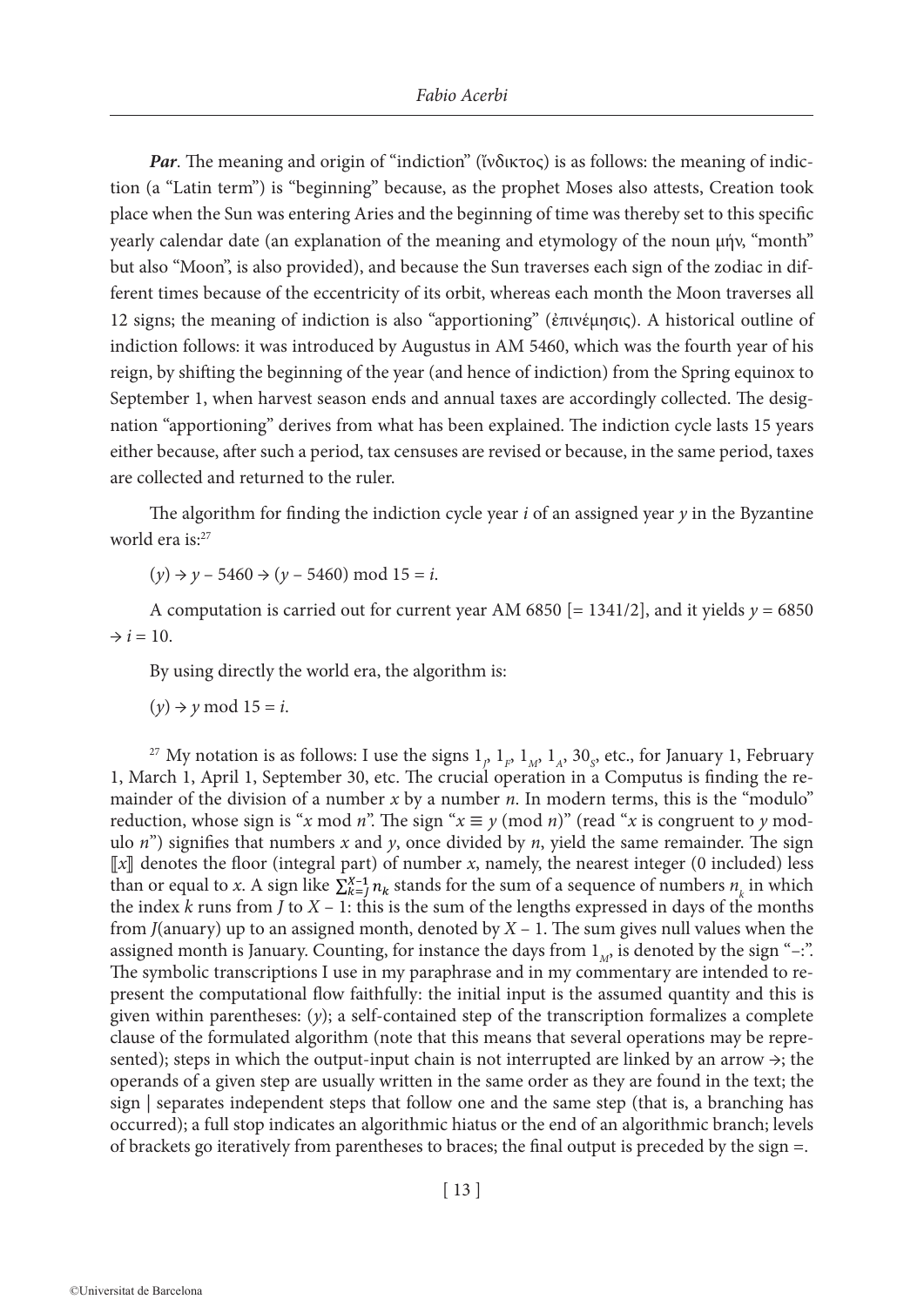***Par***. The meaning and origin of "indiction" (ἴνδικτος) is as follows: the meaning of indiction (a "Latin term") is "beginning" because, as the prophet Moses also attests, Creation took place when the Sun was entering Aries and the beginning of time was thereby set to this specific yearly calendar date (an explanation of the meaning and etymology of the noun μήν, "month" but also "Moon", is also provided), and because the Sun traverses each sign of the zodiac in different times because of the eccentricity of its orbit, whereas each month the Moon traverses all 12 signs; the meaning of indiction is also "apportioning" (ἐπινέμησις). A historical outline of indiction follows: it was introduced by Augustus in AM 5460, which was the fourth year of his reign, by shifting the beginning of the year (and hence of indiction) from the Spring equinox to September 1, when harvest season ends and annual taxes are accordingly collected. The designation "apportioning" derives from what has been explained. The indiction cycle lasts 15 years either because, after such a period, tax censuses are revised or because, in the same period, taxes are collected and returned to the ruler.

The algorithm for finding the indiction cycle year $i$ of an assigned year $y$ in the Byzantine world era is:[27]

$(y) \to y - 5460 \to (y - 5460) \bmod 15 = i$.

A computation is carried out for current year AM 6850 [= 1341/2], and it yields $y = 6850 \to i = 10$.

By using directly the world era, the algorithm is:

$(y) \to y \bmod 15 = i$.

[27] My notation is as follows: I use the signs $1_J$, $1_F$, $1_M$, $1_A$, $30_S$, etc., for January 1, February 1, March 1, April 1, September 30, etc. The crucial operation in a Computus is finding the remainder of the division of a number $x$ by a number $n$. In modern terms, this is the "modulo" reduction, whose sign is "$x \bmod n$". The sign "$x \equiv y \pmod{n}$" (read "$x$ is congruent to $y$ modulo $n$") signifies that numbers $x$ and $y$, once divided by $n$, yield the same remainder. The sign $[\![x]\!]$ denotes the floor (integral part) of number $x$, namely, the nearest integer (0 included) less than or equal to $x$. A sign like $\sum_{k=J}^{X-1} n_k$ stands for the sum of a sequence of numbers $n_k$ in which the index $k$ runs from $J$ to $X - 1$: this is the sum of the lengths expressed in days of the months from $J$(anuary) up to an assigned month, denoted by $X - 1$. The sum gives null values when the assigned month is January. Counting, for instance the days from $1_M$, is denoted by the sign "–:". The symbolic transcriptions I use in my paraphrase and in my commentary are intended to represent the computational flow faithfully: the initial input is the assumed quantity and this is given within parentheses: $(y)$; a self-contained step of the transcription formalizes a complete clause of the formulated algorithm (note that this means that several operations may be represented); steps in which the output-input chain is not interrupted are linked by an arrow →; the operands of a given step are usually written in the same order as they are found in the text; the sign | separates independent steps that follow one and the same step (that is, a branching has occurred); a full stop indicates an algorithmic hiatus or the end of an algorithmic branch; levels of brackets go iteratively from parentheses to braces; the final output is preceded by the sign =.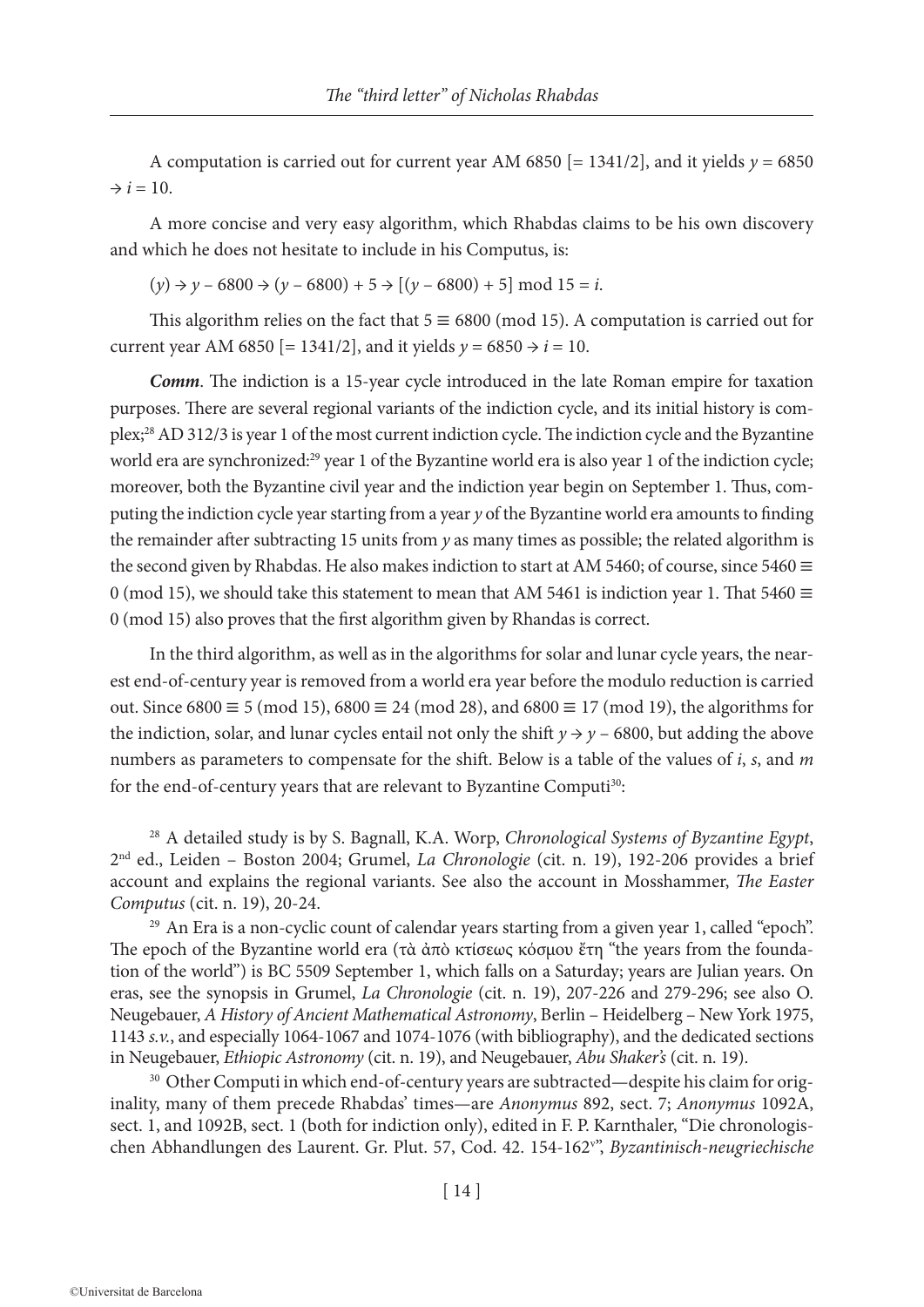A computation is carried out for current year AM 6850 [= 1341/2], and it yields $y = 6850 \rightarrow i = 10$.

A more concise and very easy algorithm, which Rhabdas claims to be his own discovery and which he does not hesitate to include in his Computus, is:

$(y) \rightarrow y - 6800 \rightarrow (y - 6800) + 5 \rightarrow [(y - 6800) + 5] \bmod 15 = i$.

This algorithm relies on the fact that $5 \equiv 6800 \pmod{15}$. A computation is carried out for current year AM 6850 [= 1341/2], and it yields $y = 6850 \rightarrow i = 10$.

***Comm***. The indiction is a 15-year cycle introduced in the late Roman empire for taxation purposes. There are several regional variants of the indiction cycle, and its initial history is complex;[28] AD 312/3 is year 1 of the most current indiction cycle. The indiction cycle and the Byzantine world era are synchronized:[29] year 1 of the Byzantine world era is also year 1 of the indiction cycle; moreover, both the Byzantine civil year and the indiction year begin on September 1. Thus, computing the indiction cycle year starting from a year $y$ of the Byzantine world era amounts to finding the remainder after subtracting 15 units from $y$ as many times as possible; the related algorithm is the second given by Rhabdas. He also makes indiction to start at AM 5460; of course, since $5460 \equiv 0 \pmod{15}$, we should take this statement to mean that AM 5461 is indiction year 1. That $5460 \equiv 0 \pmod{15}$ also proves that the first algorithm given by Rhandas is correct.

In the third algorithm, as well as in the algorithms for solar and lunar cycle years, the nearest end-of-century year is removed from a world era year before the modulo reduction is carried out. Since $6800 \equiv 5 \pmod{15}$, $6800 \equiv 24 \pmod{28}$, and $6800 \equiv 17 \pmod{19}$, the algorithms for the indiction, solar, and lunar cycles entail not only the shift $y \rightarrow y - 6800$, but adding the above numbers as parameters to compensate for the shift. Below is a table of the values of $i$, $s$, and $m$ for the end-of-century years that are relevant to Byzantine Computi[30]:

[28] A detailed study is by S. Bagnall, K.A. Worp, *Chronological Systems of Byzantine Egypt*, 2nd ed., Leiden – Boston 2004; Grumel, *La Chronologie* (cit. n. 19), 192-206 provides a brief account and explains the regional variants. See also the account in Mosshammer, *The Easter Computus* (cit. n. 19), 20-24.

[29] An Era is a non-cyclic count of calendar years starting from a given year 1, called "epoch". The epoch of the Byzantine world era (τὰ ἀπὸ κτίσεως κόσμου ἔτη "the years from the foundation of the world") is BC 5509 September 1, which falls on a Saturday; years are Julian years. On eras, see the synopsis in Grumel, *La Chronologie* (cit. n. 19), 207-226 and 279-296; see also O. Neugebauer, *A History of Ancient Mathematical Astronomy*, Berlin – Heidelberg – New York 1975, 1143 *s.v.*, and especially 1064-1067 and 1074-1076 (with bibliography), and the dedicated sections in Neugebauer, *Ethiopic Astronomy* (cit. n. 19), and Neugebauer, *Abu Shaker's* (cit. n. 19).

[30] Other Computi in which end-of-century years are subtracted—despite his claim for originality, many of them precede Rhabdas' times—are *Anonymus* 892, sect. 7; *Anonymus* 1092A, sect. 1, and 1092B, sect. 1 (both for indiction only), edited in F. P. Karnthaler, "Die chronologischen Abhandlungen des Laurent. Gr. Plut. 57, Cod. 42. 154-162v", *Byzantinisch-neugriechische*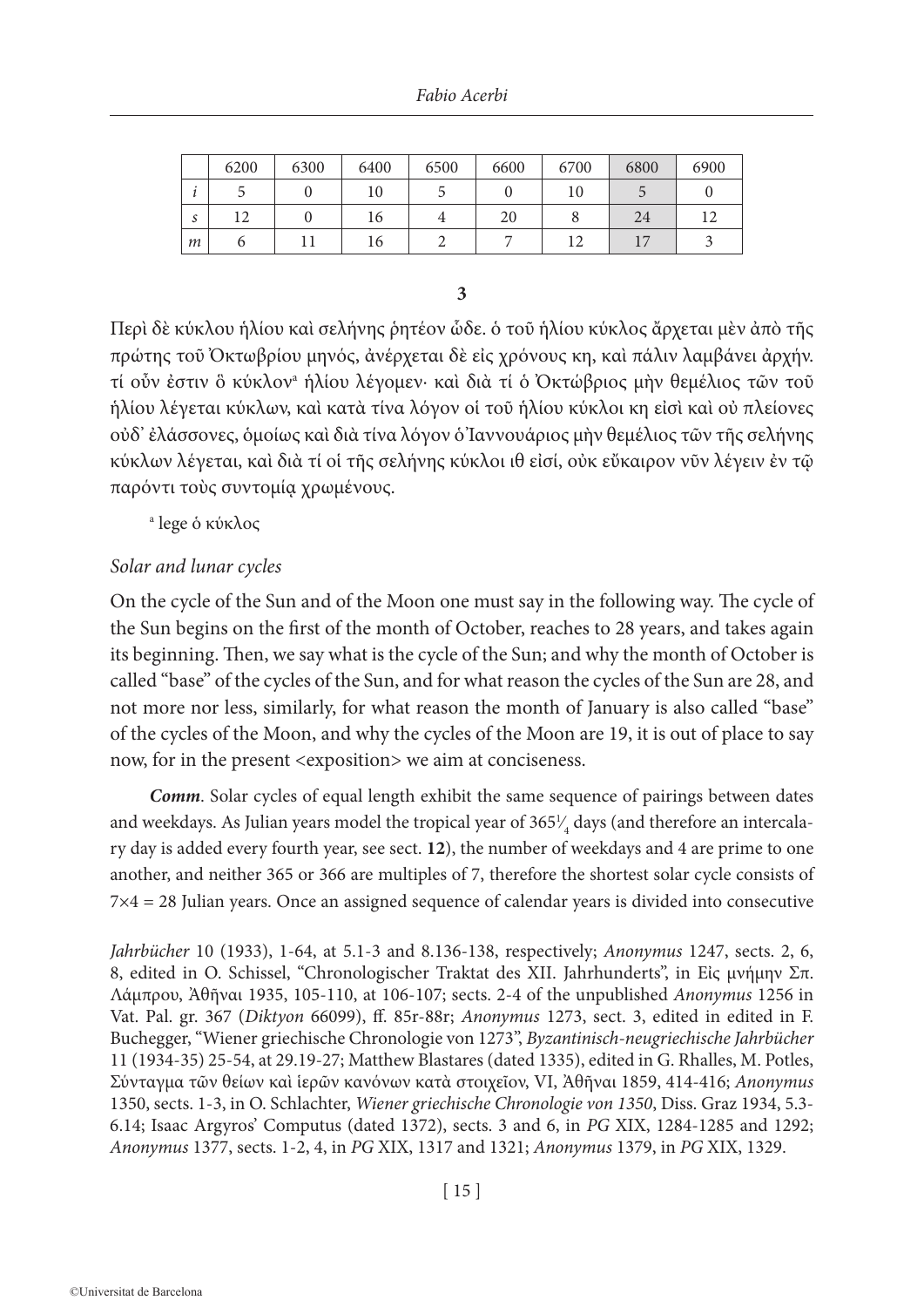| | 6200 | 6300 | 6400 | 6500 | 6600 | 6700 | 6800 | 6900 |
|---|---|---|---|---|---|---|---|---|
| *i* | 5 | 0 | 10 | 5 | 0 | 10 | 5 | 0 |
| *s* | 12 | 0 | 16 | 4 | 20 | 8 | 24 | 12 |
| *m* | 6 | 11 | 16 | 2 | 7 | 12 | 17 | 3 |

**3**

Περὶ δὲ κύκλου ἡλίου καὶ σελήνης ῥητέον ὧδε. ὁ τοῦ ἡλίου κύκλος ἄρχεται μὲν ἀπὸ τῆς πρώτης τοῦ Ὀκτωβρίου μηνός, ἀνέρχεται δὲ εἰς χρόνους κη, καὶ πάλιν λαμβάνει ἀρχήν. τί οὖν ἐστιν ὅ κύκλον[a] ἡλίου λέγομεν· καὶ διὰ τί ὁ Ὀκτώβριος μὴν θεμέλιος τῶν τοῦ ἡλίου λέγεται κύκλων, καὶ κατὰ τίνα λόγον οἱ τοῦ ἡλίου κύκλοι κη εἰσὶ καὶ οὐ πλείονες οὐδ᾽ ἐλάσσονες, ὁμοίως καὶ διὰ τίνα λόγον ὁ Ἰαννουάριος μὴν θεμέλιος τῶν τῆς σελήνης κύκλων λέγεται, καὶ διὰ τί οἱ τῆς σελήνης κύκλοι ιθ εἰσί, οὐκ εὔκαιρον νῦν λέγειν ἐν τῷ παρόντι τοὺς συντομίᾳ χρωμένους.

[a] lege ὁ κύκλος

*Solar and lunar cycles*

On the cycle of the Sun and of the Moon one must say in the following way. The cycle of the Sun begins on the first of the month of October, reaches to 28 years, and takes again its beginning. Then, we say what is the cycle of the Sun; and why the month of October is called "base" of the cycles of the Sun, and for what reason the cycles of the Sun are 28, and not more nor less, similarly, for what reason the month of January is also called "base" of the cycles of the Moon, and why the cycles of the Moon are 19, it is out of place to say now, for in the present <exposition> we aim at conciseness.

***Comm***. Solar cycles of equal length exhibit the same sequence of pairings between dates and weekdays. As Julian years model the tropical year of $365\frac{1}{4}$ days (and therefore an intercalary day is added every fourth year, see sect. **12**), the number of weekdays and 4 are prime to one another, and neither 365 or 366 are multiples of 7, therefore the shortest solar cycle consists of $7 \times 4 = 28$ Julian years. Once an assigned sequence of calendar years is divided into consecutive

*Jahrbücher* 10 (1933), 1-64, at 5.1-3 and 8.136-138, respectively; *Anonymus* 1247, sects. 2, 6, 8, edited in O. Schissel, "Chronologischer Traktat des XII. Jahrhunderts", in Εἰς μνήμην Σπ. Λάμπρου, Ἀθῆναι 1935, 105-110, at 106-107; sects. 2-4 of the unpublished *Anonymus* 1256 in Vat. Pal. gr. 367 (*Diktyon* 66099), ff. 85r-88r; *Anonymus* 1273, sect. 3, edited in edited in F. Buchegger, "Wiener griechische Chronologie von 1273", *Byzantinisch-neugriechische Jahrbücher* 11 (1934-35) 25-54, at 29.19-27; Matthew Blastares (dated 1335), edited in G. Rhalles, M. Potles, Σύνταγμα τῶν θείων καὶ ἱερῶν κανόνων κατὰ στοιχεῖον, VI, Ἀθῆναι 1859, 414-416; *Anonymus* 1350, sects. 1-3, in O. Schlachter, *Wiener griechische Chronologie von 1350*, Diss. Graz 1934, 5.3-6.14; Isaac Argyros' Computus (dated 1372), sects. 3 and 6, in *PG* XIX, 1284-1285 and 1292; *Anonymus* 1377, sects. 1-2, 4, in *PG* XIX, 1317 and 1321; *Anonymus* 1379, in *PG* XIX, 1329.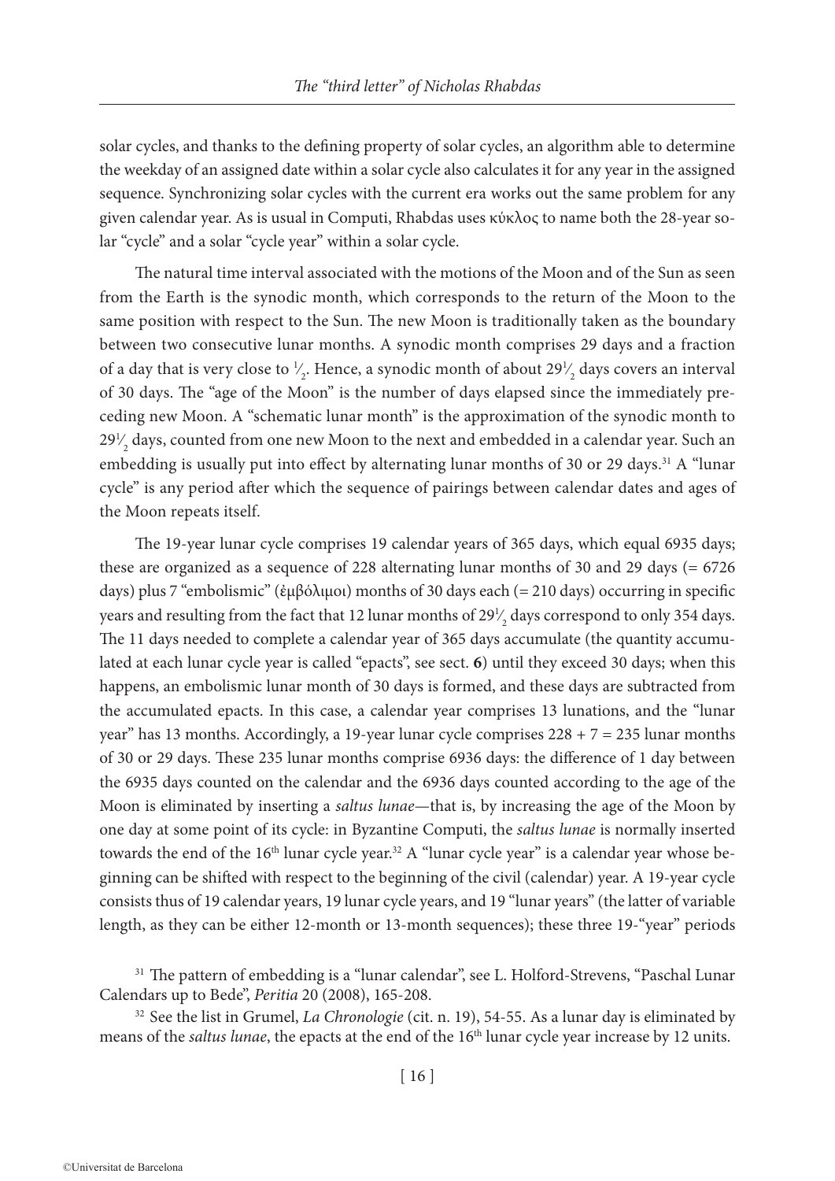solar cycles, and thanks to the defining property of solar cycles, an algorithm able to determine the weekday of an assigned date within a solar cycle also calculates it for any year in the assigned sequence. Synchronizing solar cycles with the current era works out the same problem for any given calendar year. As is usual in Computi, Rhabdas uses κύκλος to name both the 28-year solar "cycle" and a solar "cycle year" within a solar cycle.

The natural time interval associated with the motions of the Moon and of the Sun as seen from the Earth is the synodic month, which corresponds to the return of the Moon to the same position with respect to the Sun. The new Moon is traditionally taken as the boundary between two consecutive lunar months. A synodic month comprises 29 days and a fraction of a day that is very close to $^1\!/_2$. Hence, a synodic month of about 29$^1\!/_2$ days covers an interval of 30 days. The "age of the Moon" is the number of days elapsed since the immediately preceding new Moon. A "schematic lunar month" is the approximation of the synodic month to 29$^1\!/_2$ days, counted from one new Moon to the next and embedded in a calendar year. Such an embedding is usually put into effect by alternating lunar months of 30 or 29 days.[31] A "lunar cycle" is any period after which the sequence of pairings between calendar dates and ages of the Moon repeats itself.

The 19-year lunar cycle comprises 19 calendar years of 365 days, which equal 6935 days; these are organized as a sequence of 228 alternating lunar months of 30 and 29 days (= 6726 days) plus 7 "embolismic" (ἐμβόλιμοι) months of 30 days each (= 210 days) occurring in specific years and resulting from the fact that 12 lunar months of 29$^1\!/_2$ days correspond to only 354 days. The 11 days needed to complete a calendar year of 365 days accumulate (the quantity accumulated at each lunar cycle year is called "epacts", see sect. **6**) until they exceed 30 days; when this happens, an embolismic lunar month of 30 days is formed, and these days are subtracted from the accumulated epacts. In this case, a calendar year comprises 13 lunations, and the "lunar year" has 13 months. Accordingly, a 19-year lunar cycle comprises 228 + 7 = 235 lunar months of 30 or 29 days. These 235 lunar months comprise 6936 days: the difference of 1 day between the 6935 days counted on the calendar and the 6936 days counted according to the age of the Moon is eliminated by inserting a *saltus lunae*—that is, by increasing the age of the Moon by one day at some point of its cycle: in Byzantine Computi, the *saltus lunae* is normally inserted towards the end of the 16th lunar cycle year.[32] A "lunar cycle year" is a calendar year whose beginning can be shifted with respect to the beginning of the civil (calendar) year. A 19-year cycle consists thus of 19 calendar years, 19 lunar cycle years, and 19 "lunar years" (the latter of variable length, as they can be either 12-month or 13-month sequences); these three 19-"year" periods

[31] The pattern of embedding is a "lunar calendar", see L. Holford-Strevens, "Paschal Lunar Calendars up to Bede", *Peritia* 20 (2008), 165-208.

[32] See the list in Grumel, *La Chronologie* (cit. n. 19), 54-55. As a lunar day is eliminated by means of the *saltus lunae*, the epacts at the end of the 16th lunar cycle year increase by 12 units.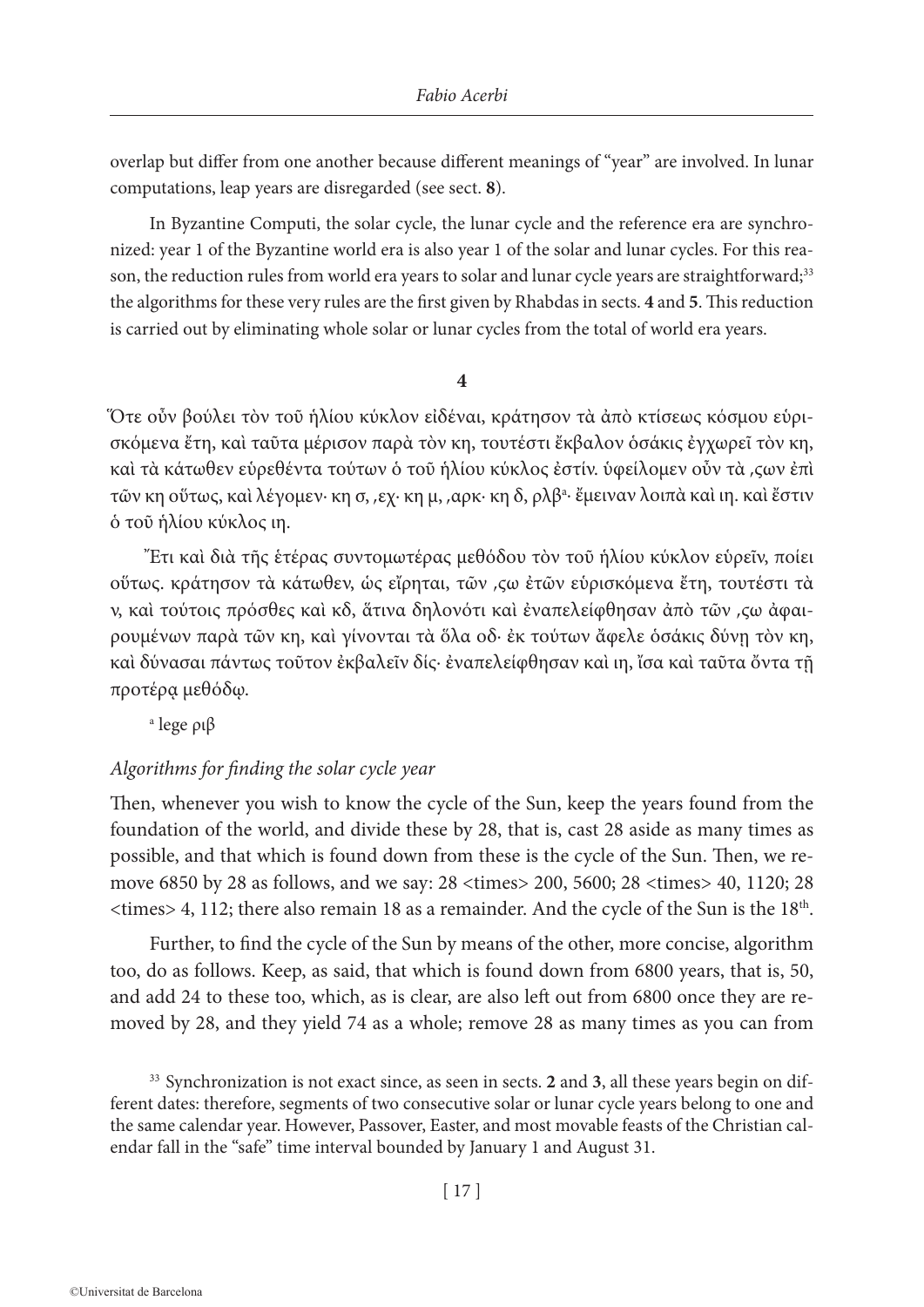overlap but differ from one another because different meanings of "year" are involved. In lunar computations, leap years are disregarded (see sect. **8**).

In Byzantine Computi, the solar cycle, the lunar cycle and the reference era are synchronized: year 1 of the Byzantine world era is also year 1 of the solar and lunar cycles. For this reason, the reduction rules from world era years to solar and lunar cycle years are straightforward;[33] the algorithms for these very rules are the first given by Rhabdas in sects. **4** and **5**. This reduction is carried out by eliminating whole solar or lunar cycles from the total of world era years.

**4**

Ὅτε οὖν βούλει τὸν τοῦ ἡλίου κύκλον εἰδέναι, κράτησον τὰ ἀπὸ κτίσεως κόσμου εὑρισκόμενα ἔτη, καὶ ταῦτα μέρισον παρὰ τὸν κη, τουτέστι ἔκβαλον ὁσάκις ἐγχωρεῖ τὸν κη, καὶ τὰ κάτωθεν εὑρεθέντα τούτων ὁ τοῦ ἡλίου κύκλος ἐστίν. ὑφείλομεν οὖν τὰ ,ϛων ἐπὶ τῶν κη οὕτως, καὶ λέγομεν· κη σ, ,εχ· κη μ, ,αρκ· κη δ, ρλβ[a]· ἔμειναν λοιπὰ καὶ ιη. καὶ ἔστιν ὁ τοῦ ἡλίου κύκλος ιη.

Ἔτι καὶ διὰ τῆς ἑτέρας συντομωτέρας μεθόδου τὸν τοῦ ἡλίου κύκλον εὑρεῖν, ποίει οὕτως. κράτησον τὰ κάτωθεν, ὡς εἴρηται, τῶν ,ϛω ἐτῶν εὑρισκόμενα ἔτη, τουτέστι τὰ ν, καὶ τούτοις πρόσθες καὶ κδ, ἅτινα δηλονότι καὶ ἐναπελείφθησαν ἀπὸ τῶν ,ϛω ἀφαιρουμένων παρὰ τῶν κη, καὶ γίνονται τὰ ὅλα οδ· ἐκ τούτων ἄφελε ὁσάκις δύνῃ τὸν κη, καὶ δύνασαι πάντως τοῦτον ἐκβαλεῖν δίς· ἐναπελείφθησαν καὶ ιη, ἴσα καὶ ταῦτα ὄντα τῇ προτέρᾳ μεθόδῳ.

[a] lege ριβ

*Algorithms for finding the solar cycle year*

Then, whenever you wish to know the cycle of the Sun, keep the years found from the foundation of the world, and divide these by 28, that is, cast 28 aside as many times as possible, and that which is found down from these is the cycle of the Sun. Then, we remove 6850 by 28 as follows, and we say: 28 <times> 200, 5600; 28 <times> 40, 1120; 28 <times> 4, 112; there also remain 18 as a remainder. And the cycle of the Sun is the 18th.

Further, to find the cycle of the Sun by means of the other, more concise, algorithm too, do as follows. Keep, as said, that which is found down from 6800 years, that is, 50, and add 24 to these too, which, as is clear, are also left out from 6800 once they are removed by 28, and they yield 74 as a whole; remove 28 as many times as you can from

[33] Synchronization is not exact since, as seen in sects. **2** and **3**, all these years begin on different dates: therefore, segments of two consecutive solar or lunar cycle years belong to one and the same calendar year. However, Passover, Easter, and most movable feasts of the Christian calendar fall in the "safe" time interval bounded by January 1 and August 31.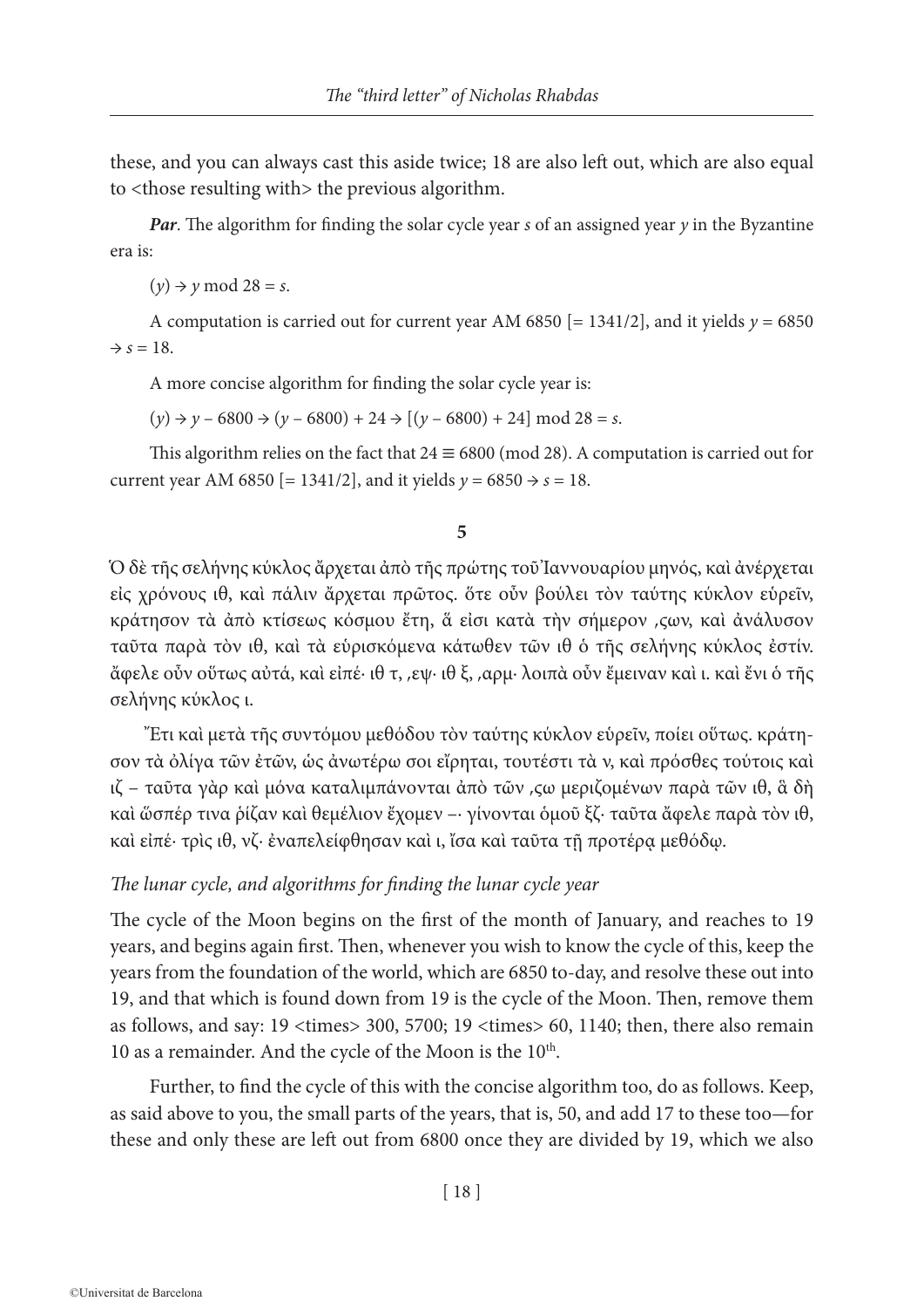these, and you can always cast this aside twice; 18 are also left out, which are also equal to <those resulting with> the previous algorithm.

***Par*.** The algorithm for finding the solar cycle year $s$ of an assigned year $y$ in the Byzantine era is:

$(y) \to y \bmod 28 = s$.

A computation is carried out for current year AM 6850 [= 1341/2], and it yields $y = 6850 \to s = 18$.

A more concise algorithm for finding the solar cycle year is:

$(y) \to y - 6800 \to (y - 6800) + 24 \to [(y - 6800) + 24] \bmod 28 = s$.

This algorithm relies on the fact that $24 \equiv 6800 \pmod{28}$. A computation is carried out for current year AM 6850 [= 1341/2], and it yields $y = 6850 \to s = 18$.

**5**

Ὁ δὲ τῆς σελήνης κύκλος ἄρχεται ἀπὸ τῆς πρώτης τοῦ Ἰαννουαρίου μηνός, καὶ ἀνέρχεται εἰς χρόνους ιθ, καὶ πάλιν ἄρχεται πρῶτος. ὅτε οὖν βούλει τὸν ταύτης κύκλον εὑρεῖν, κράτησον τὰ ἀπὸ κτίσεως κόσμου ἔτη, ἅ εἰσι κατὰ τὴν σήμερον ,ςων, καὶ ἀνάλυσον ταῦτα παρὰ τὸν ιθ, καὶ τὰ εὑρισκόμενα κάτωθεν τῶν ιθ ὁ τῆς σελήνης κύκλος ἐστίν. ἄφελε οὖν οὕτως αὐτά, καὶ εἰπέ· ιθ τ, ,εψ· ιθ ξ, ,αρμ· λοιπὰ οὖν ἔμειναν καὶ ι. καὶ ἔνι ὁ τῆς σελήνης κύκλος ι.

Ἔτι καὶ μετὰ τῆς συντόμου μεθόδου τὸν ταύτης κύκλον εὑρεῖν, ποίει οὕτως. κράτησον τὰ ὀλίγα τῶν ἐτῶν, ὡς ἀνωτέρω σοι εἴρηται, τουτέστι τὰ ν, καὶ πρόσθες τούτοις καὶ ιζ – ταῦτα γὰρ καὶ μόνα καταλιμπάνονται ἀπὸ τῶν ,ςω μεριζομένων παρὰ τῶν ιθ, ἃ δὴ καὶ ὥσπέρ τινα ῥίζαν καὶ θεμέλιον ἔχομεν –· γίνονται ὁμοῦ ξζ. ταῦτα ἄφελε παρὰ τὸν ιθ, καὶ εἰπέ· τρὶς ιθ, νζ· ἐναπελείφθησαν καὶ ι, ἴσα καὶ ταῦτα τῇ προτέρᾳ μεθόδῳ.

### *The lunar cycle, and algorithms for finding the lunar cycle year*

The cycle of the Moon begins on the first of the month of January, and reaches to 19 years, and begins again first. Then, whenever you wish to know the cycle of this, keep the years from the foundation of the world, which are 6850 to-day, and resolve these out into 19, and that which is found down from 19 is the cycle of the Moon. Then, remove them as follows, and say: 19 <times> 300, 5700; 19 <times> 60, 1140; then, there also remain 10 as a remainder. And the cycle of the Moon is the 10th.

Further, to find the cycle of this with the concise algorithm too, do as follows. Keep, as said above to you, the small parts of the years, that is, 50, and add 17 to these too—for these and only these are left out from 6800 once they are divided by 19, which we also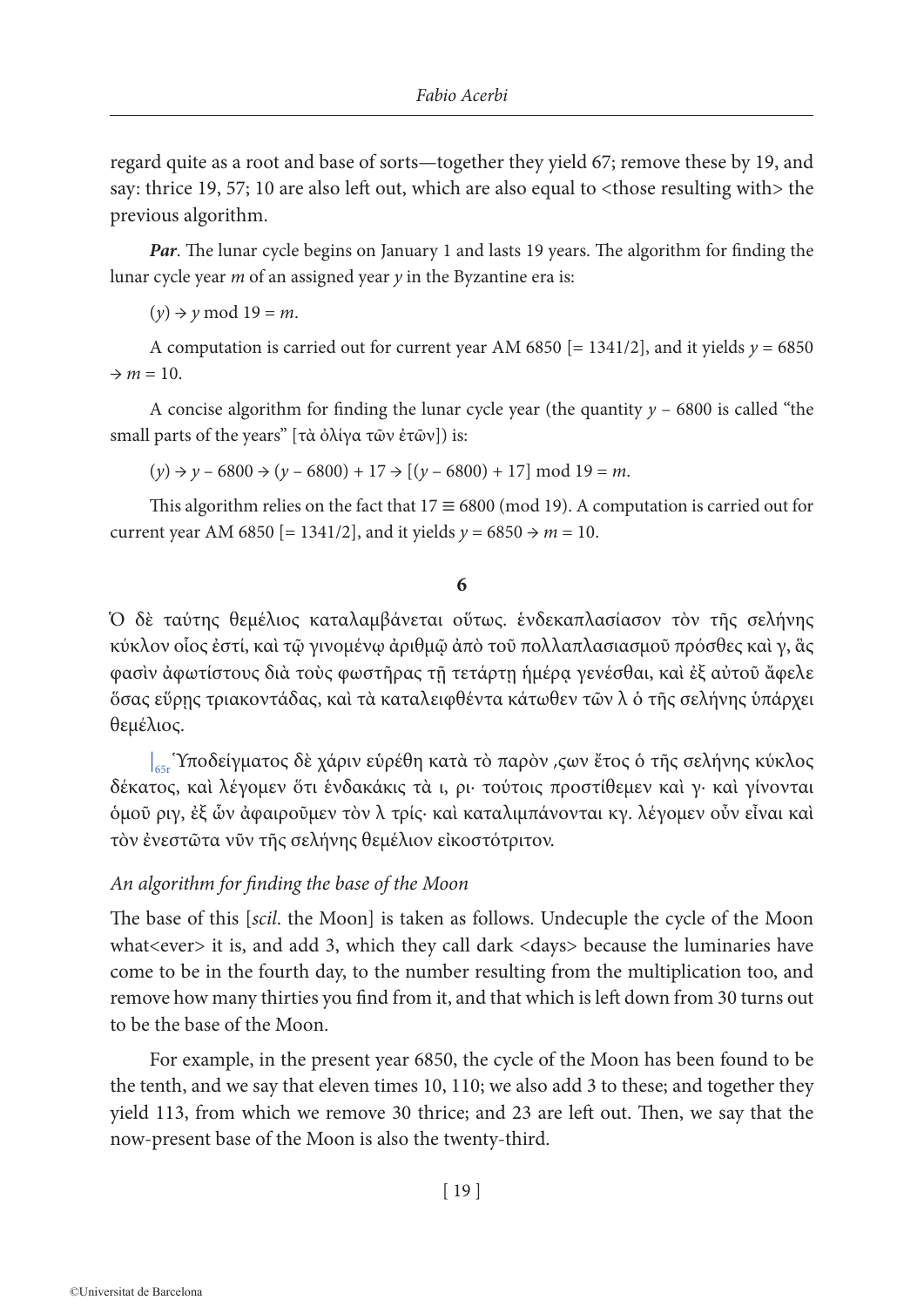regard quite as a root and base of sorts—together they yield 67; remove these by 19, and say: thrice 19, 57; 10 are also left out, which are also equal to <those resulting with> the previous algorithm.

***Par***. The lunar cycle begins on January 1 and lasts 19 years. The algorithm for finding the lunar cycle year $m$ of an assigned year $y$ in the Byzantine era is:

$(y) \rightarrow y \bmod 19 = m$.

A computation is carried out for current year AM 6850 [= 1341/2], and it yields $y = 6850 \rightarrow m = 10$.

A concise algorithm for finding the lunar cycle year (the quantity $y - 6800$ is called "the small parts of the years" [τὰ ὀλίγα τῶν ἐτῶν]) is:

$(y) \rightarrow y - 6800 \rightarrow (y - 6800) + 17 \rightarrow [(y - 6800) + 17] \bmod 19 = m$.

This algorithm relies on the fact that $17 \equiv 6800 \pmod{19}$. A computation is carried out for current year AM 6850 [= 1341/2], and it yields $y = 6850 \rightarrow m = 10$.

**6**

Ὁ δὲ ταύτης θεμέλιος καταλαμβάνεται οὕτως. ἑνδεκαπλασίασον τὸν τῆς σελήνης κύκλον οἷος ἐστί, καὶ τῷ γινομένῳ ἀριθμῷ ἀπὸ τοῦ πολλαπλασιασμοῦ πρόσθες καὶ γ, ἃς φασὶν ἀφωτίστους διὰ τοὺς φωστῆρας τῇ τετάρτῃ ἡμέρᾳ γενέσθαι, καὶ ἐξ αὐτοῦ ἄφελε ὅσας εὕρῃς τριακοντάδας, καὶ τὰ καταλειφθέντα κάτωθεν τῶν λ ὁ τῆς σελήνης ὑπάρχει θεμέλιος.

|65r Ὑποδείγματος δὲ χάριν εὑρέθη κατὰ τὸ παρὸν ,ςων ἔτος ὁ τῆς σελήνης κύκλος δέκατος, καὶ λέγομεν ὅτι ἑνδεκάκις τὰ ι, ρι· τούτοις προστίθεμεν καὶ γ· καὶ γίνονται ὁμοῦ ριγ, ἐξ ὧν ἀφαιροῦμεν τὸν λ τρίς· καὶ καταλιμπάνονται κγ. λέγομεν οὖν εἶναι καὶ τὸν ἐνεστῶτα νῦν τῆς σελήνης θεμέλιον εἰκοστότριτον.

*An algorithm for finding the base of the Moon*

The base of this [*scil*. the Moon] is taken as follows. Undecuple the cycle of the Moon what<ever> it is, and add 3, which they call dark <days> because the luminaries have come to be in the fourth day, to the number resulting from the multiplication too, and remove how many thirties you find from it, and that which is left down from 30 turns out to be the base of the Moon.

For example, in the present year 6850, the cycle of the Moon has been found to be the tenth, and we say that eleven times 10, 110; we also add 3 to these; and together they yield 113, from which we remove 30 thrice; and 23 are left out. Then, we say that the now-present base of the Moon is also the twenty-third.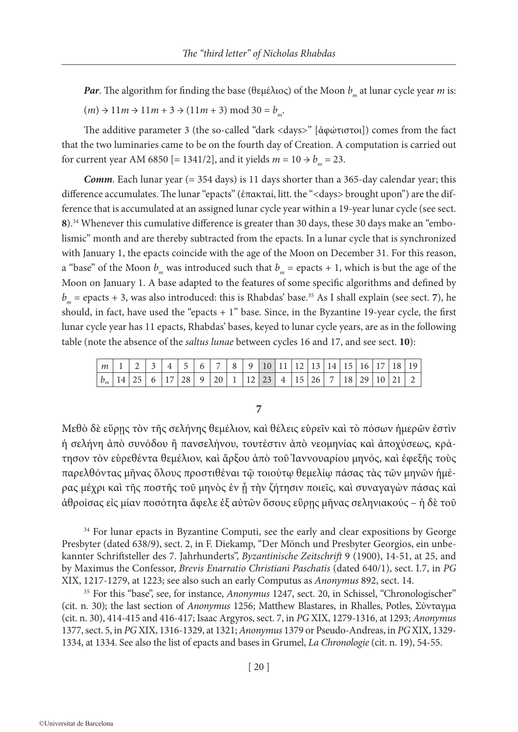***Par***. The algorithm for finding the base (θεμέλιος) of the Moon $b_m$ at lunar cycle year $m$ is:

$(m) \rightarrow 11m \rightarrow 11m + 3 \rightarrow (11m + 3) \bmod 30 = b_m$.

The additive parameter 3 (the so-called "dark <days>" [ἀφώτιστοι]) comes from the fact that the two luminaries came to be on the fourth day of Creation. A computation is carried out for current year AM 6850 [= 1341/2], and it yields $m = 10 \rightarrow b_m = 23$.

***Comm***. Each lunar year (= 354 days) is 11 days shorter than a 365-day calendar year; this difference accumulates. The lunar "epacts" (ἐπακταί, litt. the "<days> brought upon") are the difference that is accumulated at an assigned lunar cycle year within a 19-year lunar cycle (see sect. **8**).[34] Whenever this cumulative difference is greater than 30 days, these 30 days make an "embolismic" month and are thereby subtracted from the epacts. In a lunar cycle that is synchronized with January 1, the epacts coincide with the age of the Moon on December 31. For this reason, a "base" of the Moon $b_m$ was introduced such that $b_m$ = epacts + 1, which is but the age of the Moon on January 1. A base adapted to the features of some specific algorithms and defined by $b_m$ = epacts + 3, was also introduced: this is Rhabdas' base.[35] As I shall explain (see sect. **7**), he should, in fact, have used the "epacts + 1" base. Since, in the Byzantine 19-year cycle, the first lunar cycle year has 11 epacts, Rhabdas' bases, keyed to lunar cycle years, are as in the following table (note the absence of the *saltus lunae* between cycles 16 and 17, and see sect. **10**):

| $m$ | 1 | 2 | 3 | 4 | 5 | 6 | 7 | 8 | 9 | 10 | 11 | 12 | 13 | 14 | 15 | 16 | 17 | 18 | 19 |
|---|---|---|---|---|---|---|---|---|---|---|---|---|---|---|---|---|---|---|---|
| $b_m$ | 14 | 25 | 6 | 17 | 28 | 9 | 20 | 1 | 12 | 23 | 4 | 15 | 26 | 7 | 18 | 29 | 10 | 21 | 2 |

## 7

Μεθὸ δὲ εὕρῃς τὸν τῆς σελήνης θεμέλιον, καὶ θέλεις εὑρεῖν καὶ τὸ πόσων ἡμερῶν ἐστὶν ἡ σελήνη ἀπὸ συνόδου ἢ πανσελήνου, τουτέστιν ἀπὸ νεομηνίας καὶ ἀποχύσεως, κράτησον τὸν εὑρεθέντα θεμέλιον, καὶ ἄρξου ἀπὸ τοῦ Ἰαννουαρίου μηνός, καὶ ἐφεξῆς τοὺς παρελθόντας μῆνας ὅλους προστιθέναι τῷ τοιούτῳ θεμελίῳ πάσας τὰς τῶν μηνῶν ἡμέρας μέχρι καὶ τῆς ποστῆς τοῦ μηνὸς ἐν ᾗ τὴν ζήτησιν ποιεῖς, καὶ συναγαγὼν πάσας καὶ ἀθροίσας εἰς μίαν ποσότητα ἄφελε ἐξ αὐτῶν ὅσους εὕρῃς μῆνας σεληνιακούς – ἡ δὲ τοῦ

[34] For lunar epacts in Byzantine Computi, see the early and clear expositions by George Presbyter (dated 638/9), sect. 2, in F. Diekamp, "Der Mönch und Presbyter Georgios, ein unbekannter Schriftsteller des 7. Jahrhunderts", *Byzantinische Zeitschrift* 9 (1900), 14-51, at 25, and by Maximus the Confessor, *Brevis Enarratio Christiani Paschatis* (dated 640/1), sect. I.7, in *PG* XIX, 1217-1279, at 1223; see also such an early Computus as *Anonymus* 892, sect. 14.

[35] For this "base", see, for instance, *Anonymus* 1247, sect. 20, in Schissel, "Chronologischer" (cit. n. 30); the last section of *Anonymus* 1256; Matthew Blastares, in Rhalles, Potles, Σύνταγμα (cit. n. 30), 414-415 and 416-417; Isaac Argyros, sect. 7, in *PG* XIX, 1279-1316, at 1293; *Anonymus* 1377, sect. 5, in *PG* XIX, 1316-1329, at 1321; *Anonymus* 1379 or Pseudo-Andreas, in *PG* XIX, 1329-1334, at 1334. See also the list of epacts and bases in Grumel, *La Chronologie* (cit. n. 19), 54-55.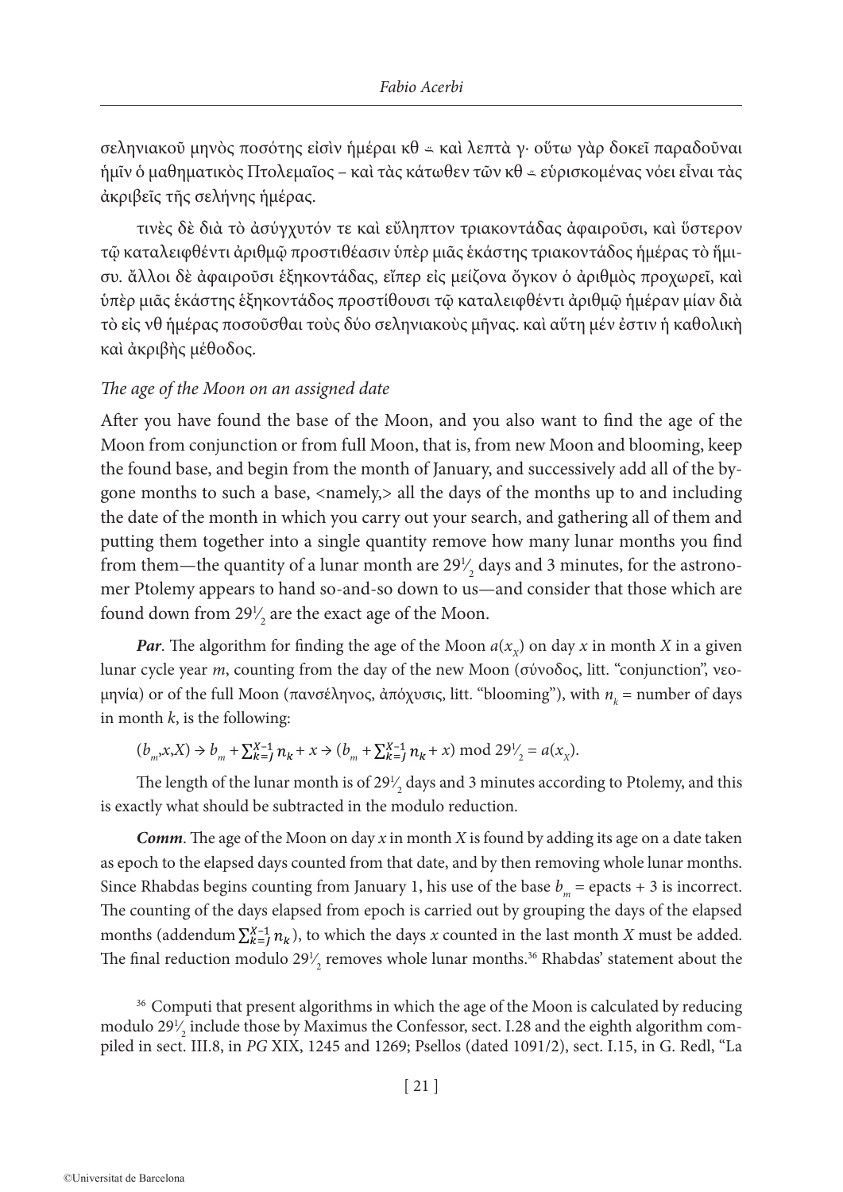σεληνιακοῦ μηνὸς ποσότης εἰσὶν ἡμέραι κθ ⸓ καὶ λεπτὰ γ· οὕτω γὰρ δοκεῖ παραδοῦναι ἡμῖν ὁ μαθηματικὸς Πτολεμαῖος – καὶ τὰς κάτωθεν τῶν κθ ⸓ εὑρισκομένας νόει εἶναι τὰς ἀκριβεῖς τῆς σελήνης ἡμέρας.

τινὲς δὲ διὰ τὸ ἀσύγχυτόν τε καὶ εὔληπτον τριακοντάδας ἀφαιροῦσι, καὶ ὕστερον τῷ καταλειφθέντι ἀριθμῷ προστιθέασιν ὑπὲρ μιᾶς ἑκάστης τριακοντάδος ἡμέρας τὸ ἥμισυ. ἄλλοι δὲ ἀφαιροῦσι ἑξηκοντάδας, εἴπερ εἰς μείζονα ὄγκον ὁ ἀριθμὸς προχωρεῖ, καὶ ὑπὲρ μιᾶς ἑκάστης ἑξηκοντάδος προστίθουσι τῷ καταλειφθέντι ἀριθμῷ ἡμέραν μίαν διὰ τὸ εἰς νθ ἡμέρας ποσοῦσθαι τοὺς δύο σεληνιακοὺς μῆνας. καὶ αὕτη μέν ἐστιν ἡ καθολικὴ καὶ ἀκριβὴς μέθοδος.

### *The age of the Moon on an assigned date*

After you have found the base of the Moon, and you also want to find the age of the Moon from conjunction or from full Moon, that is, from new Moon and blooming, keep the found base, and begin from the month of January, and successively add all of the bygone months to such a base, <namely,> all the days of the months up to and including the date of the month in which you carry out your search, and gathering all of them and putting them together into a single quantity remove how many lunar months you find from them—the quantity of a lunar month are $29\frac{1}{2}$ days and 3 minutes, for the astronomer Ptolemy appears to hand so-and-so down to us—and consider that those which are found down from $29\frac{1}{2}$ are the exact age of the Moon.

***Par*.** The algorithm for finding the age of the Moon $a(x_X)$ on day $x$ in month $X$ in a given lunar cycle year $m$, counting from the day of the new Moon (σύνοδος, litt. "conjunction", νεομηνία) or of the full Moon (πανσέληνος, ἀπόχυσις, litt. "blooming"), with $n_k$ = number of days in month $k$, is the following:

$(b_m, x, X) \rightarrow b_m + \sum_{k=J}^{X-1} n_k + x \rightarrow (b_m + \sum_{k=J}^{X-1} n_k + x) \bmod 29\frac{1}{2} = a(x_X)$.

The length of the lunar month is of $29\frac{1}{2}$ days and 3 minutes according to Ptolemy, and this is exactly what should be subtracted in the modulo reduction.

***Comm*.** The age of the Moon on day $x$ in month $X$ is found by adding its age on a date taken as epoch to the elapsed days counted from that date, and by then removing whole lunar months. Since Rhabdas begins counting from January 1, his use of the base $b_m$ = epacts + 3 is incorrect. The counting of the days elapsed from epoch is carried out by grouping the days of the elapsed months (addendum $\sum_{k=J}^{X-1} n_k$), to which the days $x$ counted in the last month $X$ must be added. The final reduction modulo $29\frac{1}{2}$ removes whole lunar months.[36] Rhabdas' statement about the

[36] Computi that present algorithms in which the age of the Moon is calculated by reducing modulo $29\frac{1}{2}$ include those by Maximus the Confessor, sect. I.28 and the eighth algorithm compiled in sect. III.8, in *PG* XIX, 1245 and 1269; Psellos (dated 1091/2), sect. I.15, in G. Redl, "La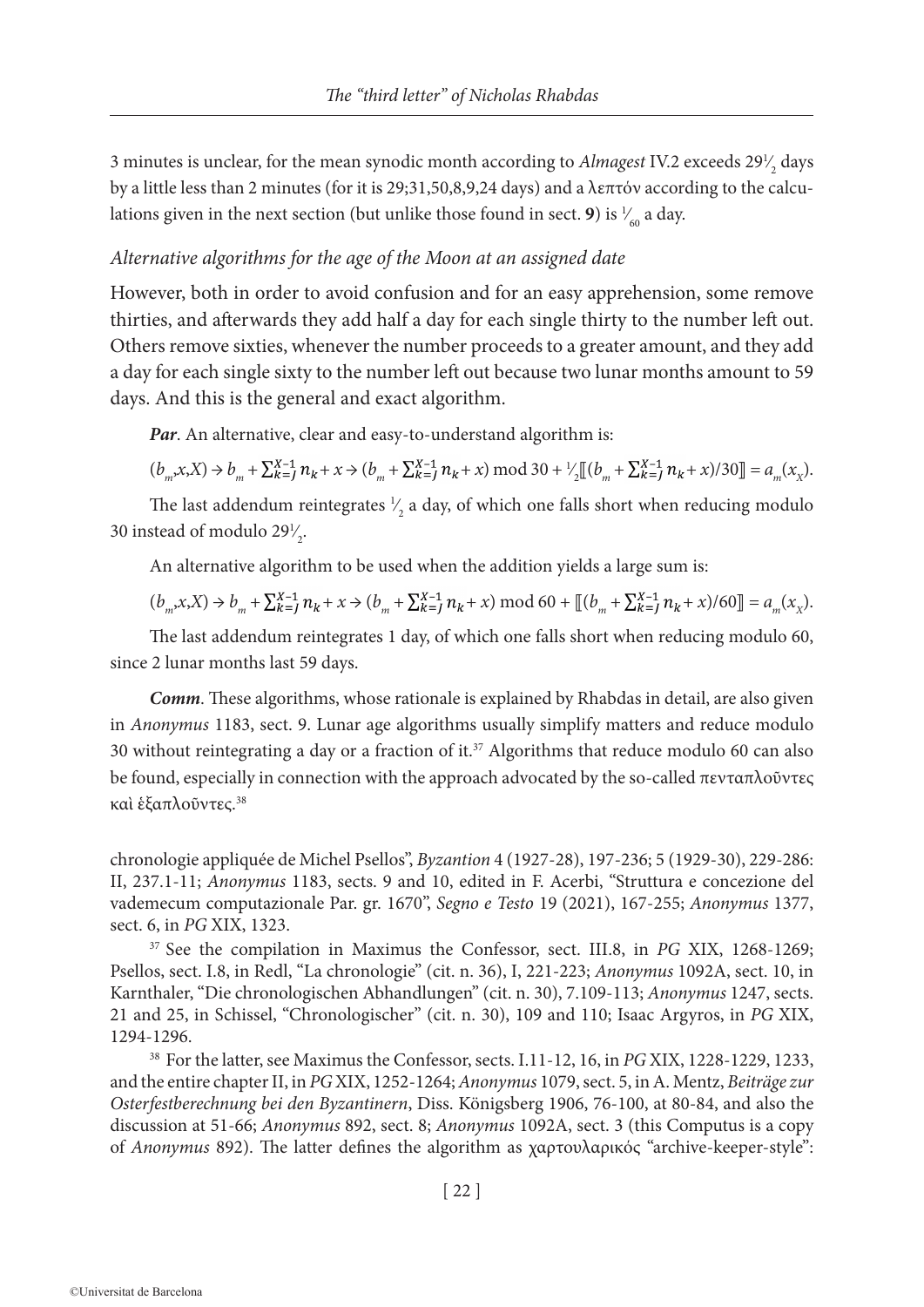3 minutes is unclear, for the mean synodic month according to *Almagest* IV.2 exceeds $29\frac{1}{2}$ days by a little less than 2 minutes (for it is 29;31,50,8,9,24 days) and a λεπτόν according to the calculations given in the next section (but unlike those found in sect. **9**) is $\frac{1}{60}$ a day.

### *Alternative algorithms for the age of the Moon at an assigned date*

However, both in order to avoid confusion and for an easy apprehension, some remove thirties, and afterwards they add half a day for each single thirty to the number left out. Others remove sixties, whenever the number proceeds to a greater amount, and they add a day for each single sixty to the number left out because two lunar months amount to 59 days. And this is the general and exact algorithm.

***Par***. An alternative, clear and easy-to-understand algorithm is:

$$(b_m,x,X) \rightarrow b_m + \sum_{k=J}^{X-1} n_k + x \rightarrow (b_m + \sum_{k=J}^{X-1} n_k + x) \bmod 30 + \tfrac{1}{2}[\![(b_m + \sum_{k=J}^{X-1} n_k + x)/30]\!] = a_m(x_X).$$

The last addendum reintegrates $\frac{1}{2}$ a day, of which one falls short when reducing modulo 30 instead of modulo $29\frac{1}{2}$.

An alternative algorithm to be used when the addition yields a large sum is:

$$(b_m,x,X) \rightarrow b_m + \sum_{k=J}^{X-1} n_k + x \rightarrow (b_m + \sum_{k=J}^{X-1} n_k + x) \bmod 60 + [\![(b_m + \sum_{k=J}^{X-1} n_k + x)/60]\!] = a_m(x_X).$$

The last addendum reintegrates 1 day, of which one falls short when reducing modulo 60, since 2 lunar months last 59 days.

***Comm***. These algorithms, whose rationale is explained by Rhabdas in detail, are also given in *Anonymus* 1183, sect. 9. Lunar age algorithms usually simplify matters and reduce modulo 30 without reintegrating a day or a fraction of it.[37] Algorithms that reduce modulo 60 can also be found, especially in connection with the approach advocated by the so-called πενταπλοῦντες καὶ ἑξαπλοῦντες.[38]

chronologie appliquée de Michel Psellos", *Byzantion* 4 (1927-28), 197-236; 5 (1929-30), 229-286: II, 237.1-11; *Anonymus* 1183, sects. 9 and 10, edited in F. Acerbi, "Struttura e concezione del vademecum computazionale Par. gr. 1670", *Segno e Testo* 19 (2021), 167-255; *Anonymus* 1377, sect. 6, in *PG* XIX, 1323.

[37] See the compilation in Maximus the Confessor, sect. III.8, in *PG* XIX, 1268-1269; Psellos, sect. I.8, in Redl, "La chronologie" (cit. n. 36), I, 221-223; *Anonymus* 1092A, sect. 10, in Karnthaler, "Die chronologischen Abhandlungen" (cit. n. 30), 7.109-113; *Anonymus* 1247, sects. 21 and 25, in Schissel, "Chronologischer" (cit. n. 30), 109 and 110; Isaac Argyros, in *PG* XIX, 1294-1296.

[38] For the latter, see Maximus the Confessor, sects. I.11-12, 16, in *PG* XIX, 1228-1229, 1233, and the entire chapter II, in *PG* XIX, 1252-1264; *Anonymus* 1079, sect. 5, in A. Mentz, *Beiträge zur Osterfestberechnung bei den Byzantinern*, Diss. Königsberg 1906, 76-100, at 80-84, and also the discussion at 51-66; *Anonymus* 892, sect. 8; *Anonymus* 1092A, sect. 3 (this Computus is a copy of *Anonymus* 892). The latter defines the algorithm as χαρτουλαρικός "archive-keeper-style":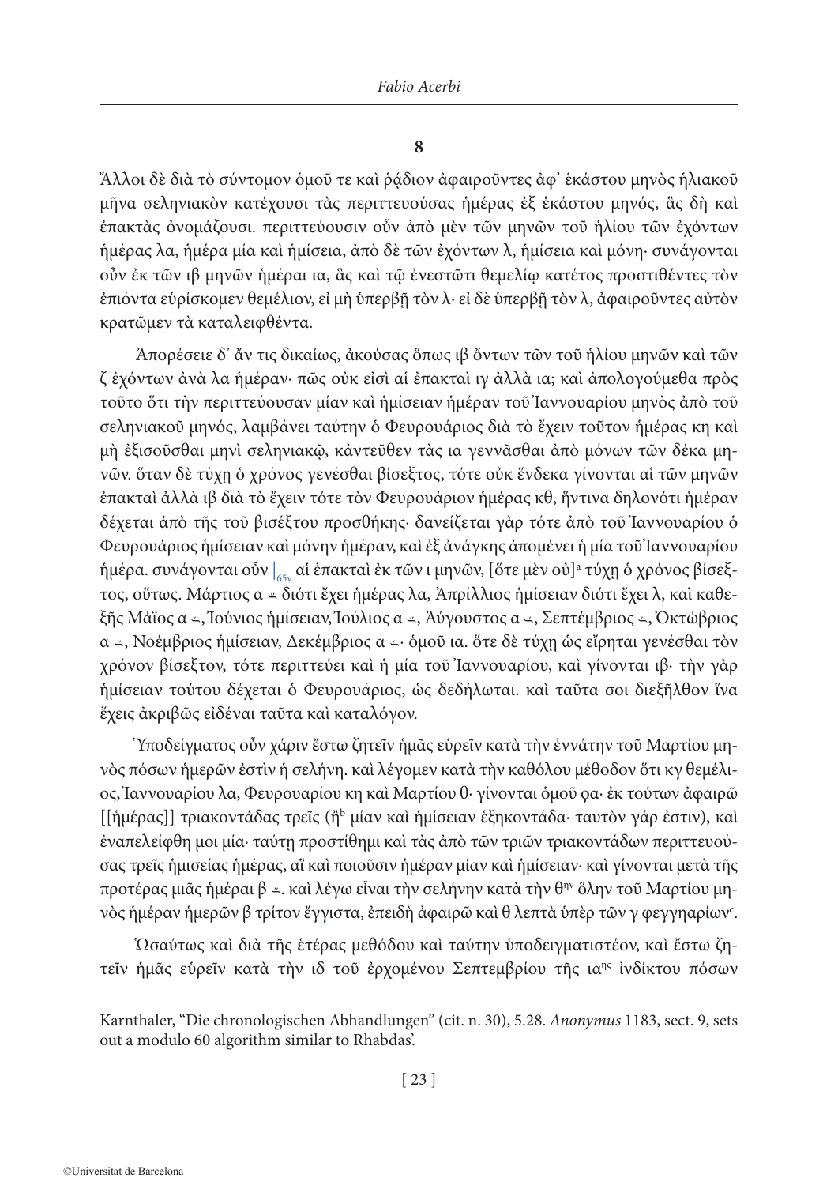**8**

Ἄλλοι δὲ διὰ τὸ σύντομον ὁμοῦ τε καὶ ῥᾴδιον ἀφαιροῦντες ἀφ᾽ ἑκάστου μηνὸς ἡλιακοῦ μῆνα σεληνιακὸν κατέχουσι τὰς περιττευούσας ἡμέρας ἐξ ἑκάστου μηνός, ἃς δὴ καὶ ἐπακτὰς ὀνομάζουσι. περιττεύουσιν οὖν ἀπὸ μὲν τῶν μηνῶν τοῦ ἡλίου τῶν ἐχόντων ἡμέρας λα, ἡμέρα μία καὶ ἡμίσεια, ἀπὸ δὲ τῶν ἐχόντων λ, ἡμίσεια καὶ μόνη· συνάγονται οὖν ἐκ τῶν ιβ μηνῶν ἡμέραι ια, ἃς καὶ τῷ ἐνεστῶτι θεμελίῳ κατέτος προστιθέντες τὸν ἐπιόντα εὑρίσκομεν θεμέλιον, εἰ μὴ ὑπερβῇ τὸν λ· εἰ δὲ ὑπερβῇ τὸν λ, ἀφαιροῦντες αὐτὸν κρατῶμεν τὰ καταλειφθέντα.

Ἀπορέσειε δ᾽ ἄν τις δικαίως, ἀκούσας ὅπως ιβ ὄντων τῶν τοῦ ἡλίου μηνῶν καὶ τῶν ζ ἐχόντων ἀνὰ λα ἡμέραν· πῶς οὐκ εἰσὶ αἱ ἐπακταὶ ιγ ἀλλὰ ια; καὶ ἀπολογούμεθα πρὸς τοῦτο ὅτι τὴν περιττεύουσαν μίαν καὶ ἡμίσειαν ἡμέραν τοῦ Ἰαννουαρίου μηνὸς ἀπὸ τοῦ σεληνιακοῦ μηνός, λαμβάνει ταύτην ὁ Φευρουάριος διὰ τὸ ἔχειν τοῦτον ἡμέρας κη καὶ μὴ ἐξισοῦσθαι μηνὶ σεληνιακῷ, κἀντεῦθεν τὰς ια γεννᾶσθαι ἀπὸ μόνων τῶν δέκα μηνῶν. ὅταν δὲ τύχῃ ὁ χρόνος γενέσθαι βίσεξτος, τότε οὐκ ἕνδεκα γίνονται αἱ τῶν μηνῶν ἐπακταὶ ἀλλὰ ιβ διὰ τὸ ἔχειν τότε τὸν Φευρουάριον ἡμέρας κθ, ἥντινα δηλονότι ἡμέραν δέχεται ἀπὸ τῆς τοῦ βισέξτου προσθήκης· δανείζεται γὰρ τότε ἀπὸ τοῦ Ἰαννουαρίου ὁ Φευρουάριος ἡμίσειαν καὶ μόνην ἡμέραν, καὶ ἐξ ἀνάγκης ἀπομένει ἡ μία τοῦ Ἰαννουαρίου ἡμέρα. συνάγονται οὖν |$_{65v}$ αἱ ἐπακταὶ ἐκ τῶν ι μηνῶν, [ὅτε μὲν οὐ][a] τύχῃ ὁ χρόνος βίσεξτος, οὕτως. Μάρτιος α ∸ διότι ἔχει ἡμέρας λα, Ἀπρίλλιος ἡμίσειαν διότι ἔχει λ, καὶ καθεξῆς Μάϊος α ∸, Ἰούνιος ἡμίσειαν, Ἰούλιος α ∸, Ἀύγουστος α ∸, Σεπτέμβριος ∸, Ὀκτώβριος α ∸, Νοέμβριος ἡμίσειαν, Δεκέμβριος α ∸· ὁμοῦ ια. ὅτε δὲ τύχῃ ὡς εἴρηται γενέσθαι τὸν χρόνον βίσεξτον, τότε περιττεύει καὶ ἡ μία τοῦ Ἰαννουαρίου, καὶ γίνονται ιβ· τὴν γὰρ ἡμίσειαν τούτου δέχεται ὁ Φευρουάριος, ὡς δεδήλωται. καὶ ταῦτα σοι διεξῆλθον ἵνα ἔχεις ἀκριβῶς εἰδέναι ταῦτα καὶ καταλόγον.

Ὑποδείγματος οὖν χάριν ἔστω ζητεῖν ἡμᾶς εὑρεῖν κατὰ τὴν ἐννάτην τοῦ Μαρτίου μηνὸς πόσων ἡμερῶν ἐστὶν ἡ σελήνη. καὶ λέγομεν κατὰ τὴν καθόλου μέθοδον ὅτι κγ θεμέλιος, Ἰαννουαρίου λα, Φευρουαρίου κη καὶ Μαρτίου θ· γίνονται ὁμοῦ ϙα· ἐκ τούτων ἀφαιρῶ [[ἡμέρας]] τριακοντάδας τρεῖς (ἢ[b] μίαν καὶ ἡμίσειαν ἑξηκοντάδα· ταυτὸν γάρ ἐστιν), καὶ ἐναπελείφθη μοι μία· ταύτῃ προστίθημι καὶ τὰς ἀπὸ τῶν τριῶν τριακοντάδων περιττευούσας τρεῖς ἡμισείας ἡμέρας, αἳ καὶ ποιοῦσιν ἡμέραν μίαν καὶ ἡμίσειαν· καὶ γίνονται μετὰ τῆς προτέρας μιᾶς ἡμέραι β ∸. καὶ λέγω εἶναι τὴν σελήνην κατὰ τὴν θ$^{ην}$ ὅλην τοῦ Μαρτίου μηνὸς ἡμέραν ἡμερῶν β τρίτον ἔγγιστα, ἐπειδὴ ἀφαιρῶ καὶ θ λεπτὰ ὑπὲρ τῶν γ φεγγαρίων[c].

Ὡσαύτως καὶ διὰ τῆς ἑτέρας μεθόδου καὶ ταύτην ὑποδειγματιστέον, καὶ ἔστω ζητεῖν ἡμᾶς εὑρεῖν κατὰ τὴν ιδ τοῦ ἐρχομένου Σεπτεμβρίου τῆς ια$^{ης}$ ἰνδίκτου πόσων

Karnthaler, "Die chronologischen Abhandlungen" (cit. n. 30), 5.28. *Anonymus* 1183, sect. 9, sets out a modulo 60 algorithm similar to Rhabdas'.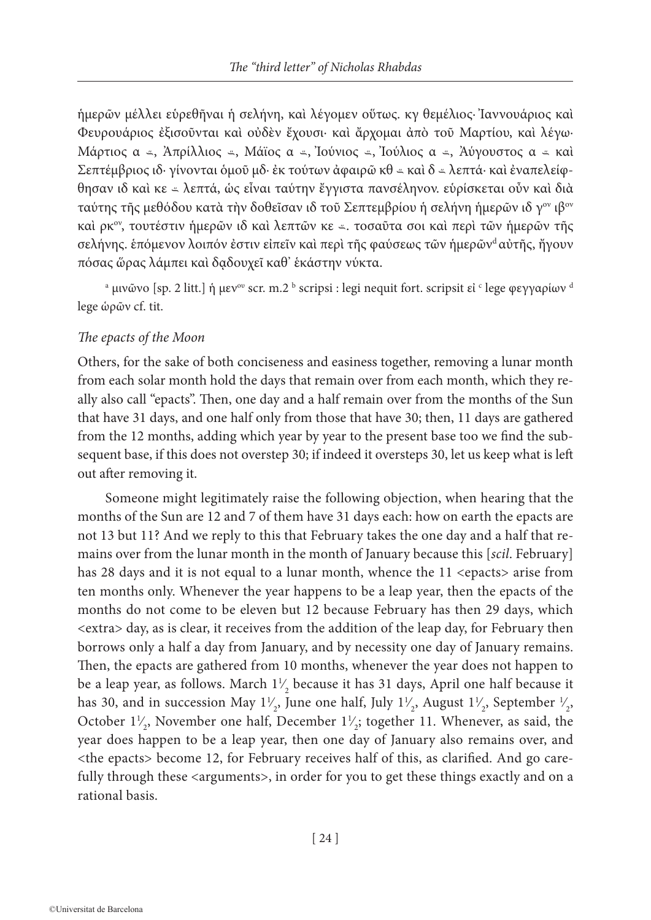ἡμερῶν μέλλει εὑρεθῆναι ἡ σελήνη, καὶ λέγομεν οὕτως. κγ θεμέλιος· Ἰαννουάριος καὶ Φευρουάριος ἐξισοῦνται καὶ οὐδὲν ἔχουσι· καὶ ἄρχομαι ἀπὸ τοῦ Μαρτίου, καὶ λέγω· Μάρτιος α ∸, Ἀπρίλλιος ∸, Μάϊος α ∸, Ἰούνιος ∸, Ἰούλιος α ∸, Ἀύγουστος α ∸ καὶ Σεπτέμβριος ιδ· γίνονται ὁμοῦ μδ· ἐκ τούτων ἀφαιρῶ κθ ∸ καὶ δ ∸ λεπτά· καὶ ἐναπελείφθησαν ιδ καὶ κε ∸ λεπτά, ὡς εἶναι ταύτην ἔγγιστα πανσέληνον. εὑρίσκεται οὖν καὶ διὰ ταύτης τῆς μεθόδου κατὰ τὴν δοθεῖσαν ιδ τοῦ Σεπτεμβρίου ἡ σελήνη ἡμερῶν ιδ γ[ον] ιβ[ον] καὶ ρκ[ον], τουτέστιν ἡμερῶν ιδ καὶ λεπτῶν κε ∸. τοσαῦτα σοι καὶ περὶ τῶν ἡμερῶν τῆς σελήνης. ἑπόμενον λοιπόν ἐστιν εἰπεῖν καὶ περὶ τῆς φαύσεως τῶν ἡμερῶν[d] αὐτῆς, ἤγουν πόσας ὥρας λάμπει καὶ δᾳδουχεῖ καθ᾽ ἑκάστην νύκτα.

[a] μινῶνο [sp. 2 litt.] ἡ μεν[ου] scr. m.2 [b] scripsi : legi nequit fort. scripsit εἰ [c] lege φεγγαρίων [d] lege ὡρῶν cf. tit.

*The epacts of the Moon*

Others, for the sake of both conciseness and easiness together, removing a lunar month from each solar month hold the days that remain over from each month, which they really also call "epacts". Then, one day and a half remain over from the months of the Sun that have 31 days, and one half only from those that have 30; then, 11 days are gathered from the 12 months, adding which year by year to the present base too we find the subsequent base, if this does not overstep 30; if indeed it oversteps 30, let us keep what is left out after removing it.

Someone might legitimately raise the following objection, when hearing that the months of the Sun are 12 and 7 of them have 31 days each: how on earth the epacts are not 13 but 11? And we reply to this that February takes the one day and a half that remains over from the lunar month in the month of January because this [*scil.* February] has 28 days and it is not equal to a lunar month, whence the 11 <epacts> arise from ten months only. Whenever the year happens to be a leap year, then the epacts of the months do not come to be eleven but 12 because February has then 29 days, which <extra> day, as is clear, it receives from the addition of the leap day, for February then borrows only a half a day from January, and by necessity one day of January remains. Then, the epacts are gathered from 10 months, whenever the year does not happen to be a leap year, as follows. March $1\frac{1}{2}$ because it has 31 days, April one half because it has 30, and in succession May $1\frac{1}{2}$, June one half, July $1\frac{1}{2}$, August $1\frac{1}{2}$, September $\frac{1}{2}$, October $1\frac{1}{2}$, November one half, December $1\frac{1}{2}$; together 11. Whenever, as said, the year does happen to be a leap year, then one day of January also remains over, and <the epacts> become 12, for February receives half of this, as clarified. And go carefully through these <arguments>, in order for you to get these things exactly and on a rational basis.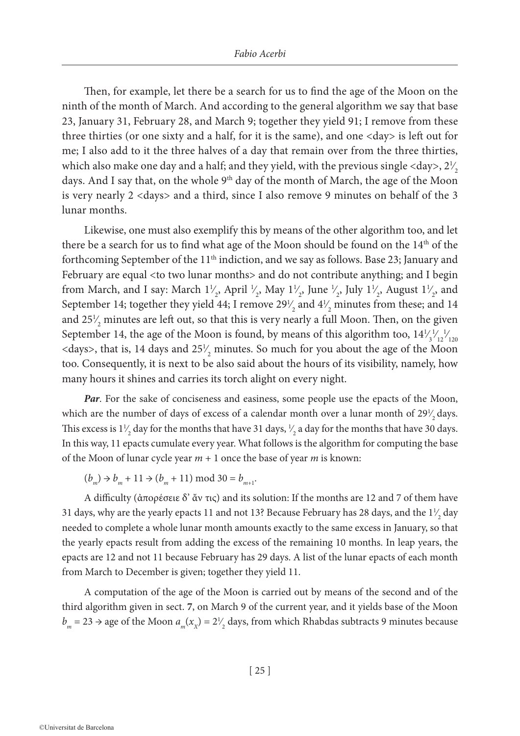Then, for example, let there be a search for us to find the age of the Moon on the ninth of the month of March. And according to the general algorithm we say that base 23, January 31, February 28, and March 9; together they yield 91; I remove from these three thirties (or one sixty and a half, for it is the same), and one <day> is left out for me; I also add to it the three halves of a day that remain over from the three thirties, which also make one day and a half; and they yield, with the previous single <day>, $2\frac{1}{2}$ days. And I say that, on the whole 9th day of the month of March, the age of the Moon is very nearly 2 <days> and a third, since I also remove 9 minutes on behalf of the 3 lunar months.

Likewise, one must also exemplify this by means of the other algorithm too, and let there be a search for us to find what age of the Moon should be found on the 14th of the forthcoming September of the 11th indiction, and we say as follows. Base 23; January and February are equal <to two lunar months> and do not contribute anything; and I begin from March, and I say: March $1\frac{1}{2}$, April $\frac{1}{2}$, May $1\frac{1}{2}$, June $\frac{1}{2}$, July $1\frac{1}{2}$, August $1\frac{1}{2}$, and September 14; together they yield 44; I remove $29\frac{1}{2}$ and $4\frac{1}{2}$ minutes from these; and 14 and $25\frac{1}{2}$ minutes are left out, so that this is very nearly a full Moon. Then, on the given September 14, the age of the Moon is found, by means of this algorithm too, $14\frac{1}{3}\frac{1}{12}\frac{1}{120}$ <days>, that is, 14 days and $25\frac{1}{2}$ minutes. So much for you about the age of the Moon too. Consequently, it is next to be also said about the hours of its visibility, namely, how many hours it shines and carries its torch alight on every night.

***Par***. For the sake of conciseness and easiness, some people use the epacts of the Moon, which are the number of days of excess of a calendar month over a lunar month of $29\frac{1}{2}$ days. This excess is $1\frac{1}{2}$ day for the months that have 31 days, $\frac{1}{2}$ a day for the months that have 30 days. In this way, 11 epacts cumulate every year. What follows is the algorithm for computing the base of the Moon of lunar cycle year $m + 1$ once the base of year $m$ is known:

$(b_m) \rightarrow b_m + 11 \rightarrow (b_m + 11) \bmod 30 = b_{m+1}$.

A difficulty (ἀπορέσειε δ' ἄν τις) and its solution: If the months are 12 and 7 of them have 31 days, why are the yearly epacts 11 and not 13? Because February has 28 days, and the $1\frac{1}{2}$ day needed to complete a whole lunar month amounts exactly to the same excess in January, so that the yearly epacts result from adding the excess of the remaining 10 months. In leap years, the epacts are 12 and not 11 because February has 29 days. A list of the lunar epacts of each month from March to December is given; together they yield 11.

A computation of the age of the Moon is carried out by means of the second and of the third algorithm given in sect. **7**, on March 9 of the current year, and it yields base of the Moon $b_m = 23 \rightarrow$ age of the Moon $a_m(x_X) = 2\frac{1}{2}$ days, from which Rhabdas subtracts 9 minutes because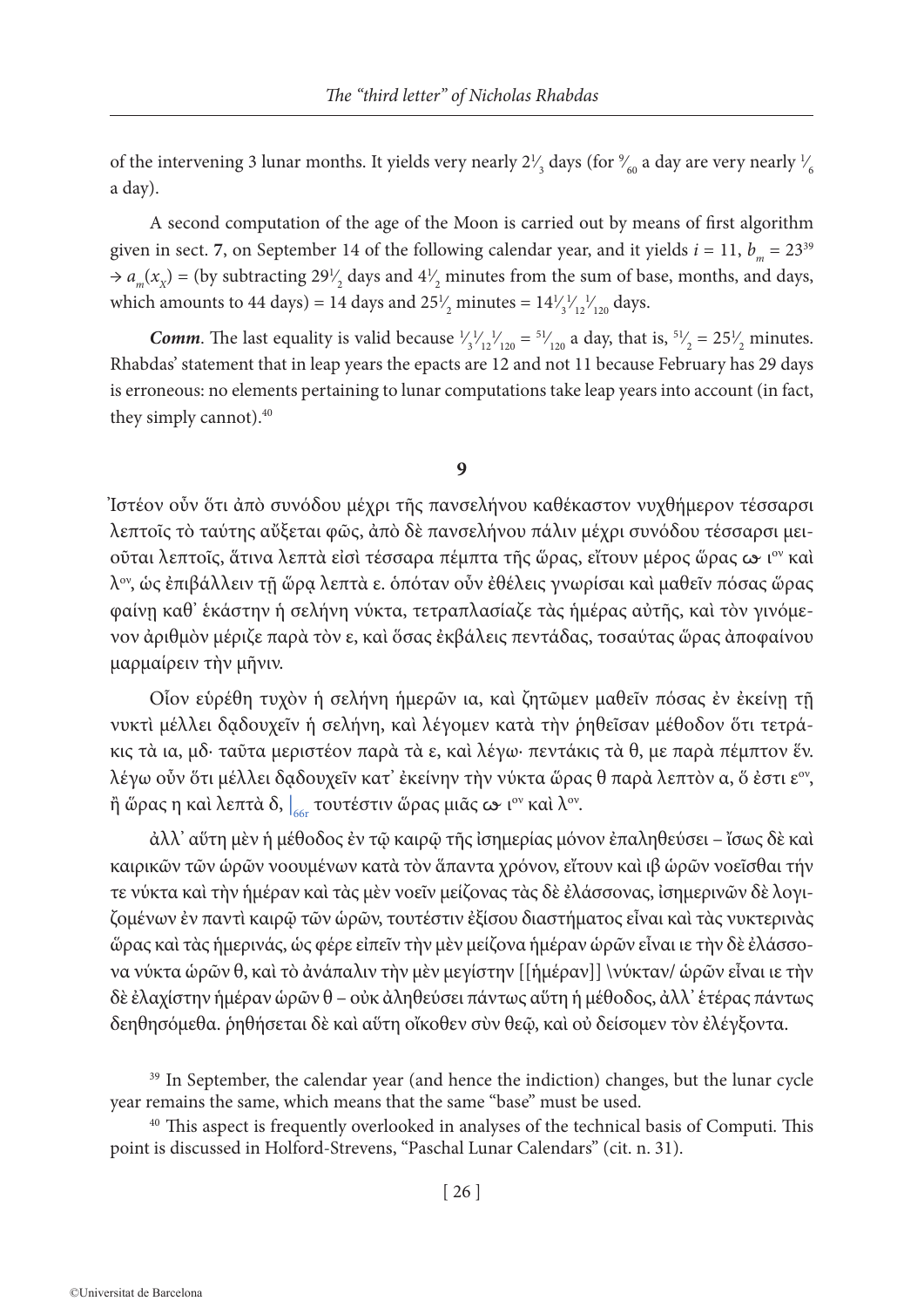of the intervening 3 lunar months. It yields very nearly $2^1\!/_3$ days (for $^9\!/_{60}$ a day are very nearly $^1\!/_6$ a day).

A second computation of the age of the Moon is carried out by means of first algorithm given in sect. **7**, on September 14 of the following calendar year, and it yields $i = 11$, $b_m = 23$[39] $\rightarrow a_m(x_X) =$ (by subtracting $29^1\!/_2$ days and $4^1\!/_2$ minutes from the sum of base, months, and days, which amounts to 44 days) = 14 days and $25^1\!/_2$ minutes = $14^1\!/_3{}^1\!/_{12}{}^1\!/_{120}$ days.

***Comm***. The last equality is valid because $^1\!/_3{}^1\!/_{12}{}^1\!/_{120} = {}^{51}\!/_{120}$ a day, that is, $^{51}\!/_2 = 25^1\!/_2$ minutes. Rhabdas' statement that in leap years the epacts are 12 and not 11 because February has 29 days is erroneous: no elements pertaining to lunar computations take leap years into account (in fact, they simply cannot).[40]

## 9

Ἰστέον οὖν ὅτι ἀπὸ συνόδου μέχρι τῆς πανσελήνου καθέκαστον νυχθήμερον τέσσαρσι λεπτοῖς τὸ ταύτης αὔξεται φῶς, ἀπὸ δὲ πανσελήνου πάλιν μέχρι συνόδου τέσσαρσι μειοῦται λεπτοῖς, ἅτινα λεπτὰ εἰσὶ τέσσαρα πέμπτα τῆς ὥρας, εἴτουν μέρος ὥρας ∽ ι^ον καὶ λ^ον, ὡς ἐπιβάλλειν τῇ ὥρᾳ λεπτὰ ε. ὁπόταν οὖν ἐθέλεις γνωρίσαι καὶ μαθεῖν πόσας ὥρας φαίνῃ καθ' ἑκάστην ἡ σελήνη νύκτα, τετραπλασίαζε τὰς ἡμέρας αὐτῆς, καὶ τὸν γινόμενον ἀριθμὸν μέριζε παρὰ τὸν ε, καὶ ὅσας ἐκβάλεις πεντάδας, τοσαύτας ὥρας ἀποφαίνου μαρμαίρειν τὴν μῆνιν.

Οἷον εὑρέθη τυχὸν ἡ σελήνη ἡμερῶν ια, καὶ ζητῶμεν μαθεῖν πόσας ἐν ἐκείνῃ τῇ νυκτὶ μέλλει δᾳδουχεῖν ἡ σελήνη, καὶ λέγομεν κατὰ τὴν ῥηθεῖσαν μέθοδον ὅτι τετράκις τὰ ια, μδ· ταῦτα μεριστέον παρὰ τὰ ε, καὶ λέγω· πεντάκις τὰ θ, με παρὰ πέμπτον ἕν. λέγω οὖν ὅτι μέλλει δᾳδουχεῖν κατ' ἐκείνην τὴν νύκτα ὥρας θ παρὰ λεπτὸν α, ὅ ἐστι ε^ον, ἢ ὥρας η καὶ λεπτὰ δ, |66r τουτέστιν ὥρας μιᾶς ∽ ι^ον καὶ λ^ον.

ἀλλ' αὕτη μὲν ἡ μέθοδος ἐν τῷ καιρῷ τῆς ἰσημερίας μόνον ἐπαληθεύσει – ἴσως δὲ καὶ καιρικῶν τῶν ὡρῶν νοουμένων κατὰ τὸν ἅπαντα χρόνον, εἴτουν καὶ ιβ ὡρῶν νοεῖσθαι τήν τε νύκτα καὶ τὴν ἡμέραν καὶ τὰς μὲν νοεῖν μείζονας τὰς δὲ ἐλάσσονας, ἰσημερινῶν δὲ λογιζομένων ἐν παντὶ καιρῷ τῶν ὡρῶν, τουτέστιν ἐξίσου διαστήματος εἶναι καὶ τὰς νυκτερινὰς ὥρας καὶ τὰς ἡμερινάς, ὡς φέρε εἰπεῖν τὴν μὲν μείζονα ἡμέραν ὡρῶν εἶναι ιε τὴν δὲ ἐλάσσονα νύκτα ὡρῶν θ, καὶ τὸ ἀνάπαλιν τὴν μὲν μεγίστην [[ἡμέραν]] \νύκταν/ ὡρῶν εἶναι ιε τὴν δὲ ἐλαχίστην ἡμέραν ὡρῶν θ – οὐκ ἀληθεύσει πάντως αὕτη ἡ μέθοδος, ἀλλ' ἑτέρας πάντως δεηθησόμεθα. ῥηθήσεται δὲ καὶ αὕτη οἴκοθεν σὺν θεῷ, καὶ οὐ δείσομεν τὸν ἐλέγξοντα.

[39] In September, the calendar year (and hence the indiction) changes, but the lunar cycle year remains the same, which means that the same "base" must be used.

[40] This aspect is frequently overlooked in analyses of the technical basis of Computi. This point is discussed in Holford-Strevens, "Paschal Lunar Calendars" (cit. n. 31).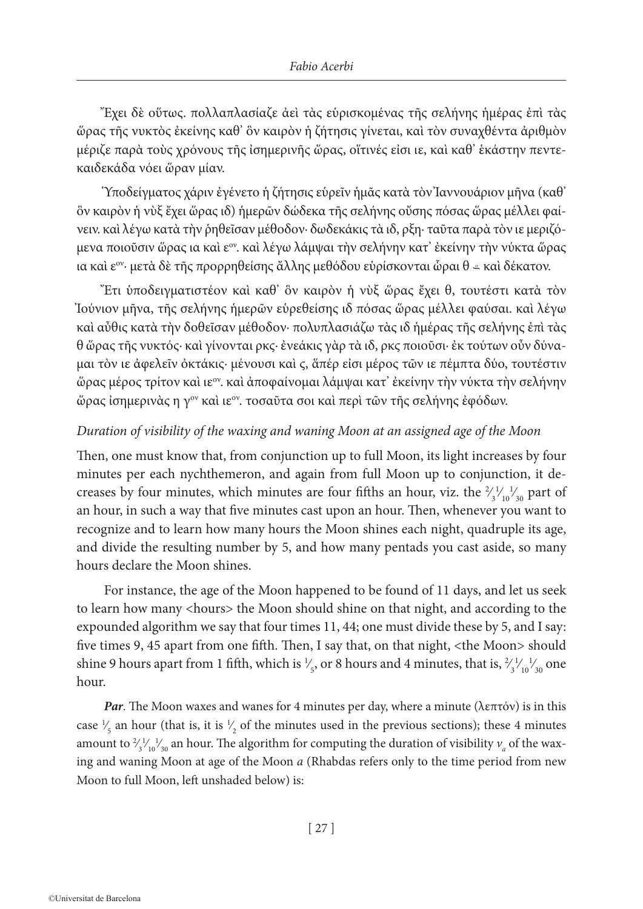Ἔχει δὲ οὕτως. πολλαπλασίαζε ἀεὶ τὰς εὑρισκομένας τῆς σελήνης ἡμέρας ἐπὶ τὰς ὥρας τῆς νυκτὸς ἐκείνης καθ᾽ ὃν καιρὸν ἡ ζήτησις γίνεται, καὶ τὸν συναχθέντα ἀριθμὸν μέριζε παρὰ τοὺς χρόνους τῆς ἰσημερινῆς ὥρας, οἵτινές εἰσι ιε, καὶ καθ᾽ ἑκάστην πεντεκαιδεκάδα νόει ὥραν μίαν.

Ὑποδείγματος χάριν ἐγένετο ἡ ζήτησις εὑρεῖν ἡμᾶς κατὰ τὸν Ἰαννουάριον μῆνα (καθ᾽ ὃν καιρὸν ἡ νὺξ ἔχει ὥρας ιδ) ἡμερῶν δώδεκα τῆς σελήνης οὔσης πόσας ὥρας μέλλει φαίνειν. καὶ λέγω κατὰ τὴν ῥηθεῖσαν μέθοδον· δωδεκάκις τὰ ιδ, ρξη· ταῦτα παρὰ τὸν ιε μεριζόμενα ποιοῦσιν ὥρας ια καὶ εον. καὶ λέγω λάμψαι τὴν σελήνην κατ᾽ ἐκείνην τὴν νύκτα ὥρας ια καὶ εον· μετὰ δὲ τῆς προρρηθείσης ἄλλης μεθόδου εὑρίσκονται ὧραι θ ∸ καὶ δέκατον.

Ἔτι ὑποδειγματιστέον καὶ καθ᾽ ὃν καιρὸν ἡ νὺξ ὥρας ἔχει θ, τουτέστι κατὰ τὸν Ἰούνιον μῆνα, τῆς σελήνης ἡμερῶν εὑρεθείσης ιδ πόσας ὥρας μέλλει φαῦσαι. καὶ λέγω καὶ αὖθις κατὰ τὴν δοθεῖσαν μέθοδον· πολυπλασιάζω τὰς ιδ ἡμέρας τῆς σελήνης ἐπὶ τὰς θ ὥρας τῆς νυκτός· καὶ γίνονται ρκς· ἐνεάκις γὰρ τὰ ιδ, ρκς ποιοῦσι· ἐκ τούτων οὖν δύναμαι τὸν ιε ἀφελεῖν ὀκτάκις· μένουσι καὶ ς, ἅπέρ εἰσι μέρος τῶν ιε πέμπτα δύο, τουτέστιν ὥρας μέρος τρίτον καὶ ιεον. καὶ ἀποφαίνομαι λάμψαι κατ᾽ ἐκείνην τὴν νύκτα τὴν σελήνην ὥρας ἰσημερινὰς η γον καὶ ιεον. τοσαῦτα σοι καὶ περὶ τῶν τῆς σελήνης ἐφόδων.

*Duration of visibility of the waxing and waning Moon at an assigned age of the Moon*

Then, one must know that, from conjunction up to full Moon, its light increases by four minutes per each nychthemeron, and again from full Moon up to conjunction, it decreases by four minutes, which minutes are four fifths an hour, viz. the $\frac{2}{3}\frac{1}{10}\frac{1}{30}$ part of an hour, in such a way that five minutes cast upon an hour. Then, whenever you want to recognize and to learn how many hours the Moon shines each night, quadruple its age, and divide the resulting number by 5, and how many pentads you cast aside, so many hours declare the Moon shines.

For instance, the age of the Moon happened to be found of 11 days, and let us seek to learn how many <hours> the Moon should shine on that night, and according to the expounded algorithm we say that four times 11, 44; one must divide these by 5, and I say: five times 9, 45 apart from one fifth. Then, I say that, on that night, <the Moon> should shine 9 hours apart from 1 fifth, which is $\frac{1}{5}$, or 8 hours and 4 minutes, that is, $\frac{2}{3}\frac{1}{10}\frac{1}{30}$ one hour.

***Par***. The Moon waxes and wanes for 4 minutes per day, where a minute (λεπτόν) is in this case $\frac{1}{5}$ an hour (that is, it is $\frac{1}{2}$ of the minutes used in the previous sections); these 4 minutes amount to $\frac{2}{3}\frac{1}{10}\frac{1}{30}$ an hour. The algorithm for computing the duration of visibility $v_a$ of the waxing and waning Moon at age of the Moon $a$ (Rhabdas refers only to the time period from new Moon to full Moon, left unshaded below) is: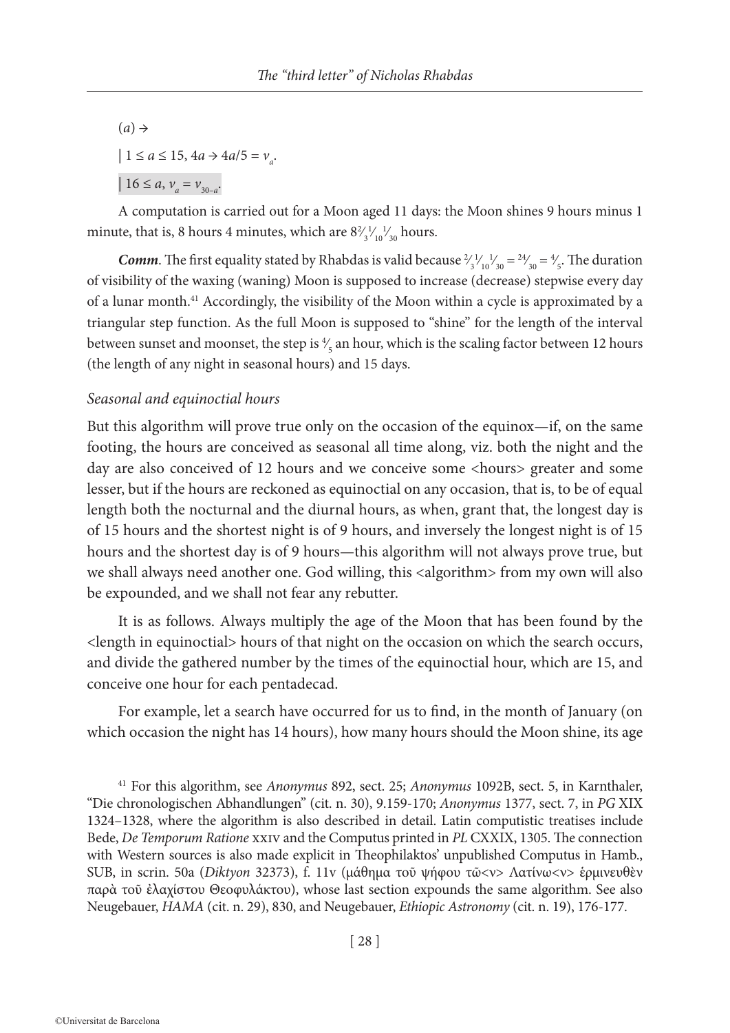$(a) \to$

$| \ 1 \leq a \leq 15, 4a \to 4a/5 = v_a$.

$| \ 16 \leq a, v_a = v_{30-a}$.

A computation is carried out for a Moon aged 11 days: the Moon shines 9 hours minus 1 minute, that is, 8 hours 4 minutes, which are $8\frac{2}{3}\frac{1}{10}\frac{1}{30}$ hours.

***Comm***. The first equality stated by Rhabdas is valid because $\frac{2}{3}\frac{1}{10}\frac{1}{30} = \frac{24}{30} = \frac{4}{5}$. The duration of visibility of the waxing (waning) Moon is supposed to increase (decrease) stepwise every day of a lunar month.[41] Accordingly, the visibility of the Moon within a cycle is approximated by a triangular step function. As the full Moon is supposed to "shine" for the length of the interval between sunset and moonset, the step is $\frac{4}{5}$ an hour, which is the scaling factor between 12 hours (the length of any night in seasonal hours) and 15 days.

### *Seasonal and equinoctial hours*

But this algorithm will prove true only on the occasion of the equinox—if, on the same footing, the hours are conceived as seasonal all time along, viz. both the night and the day are also conceived of 12 hours and we conceive some <hours> greater and some lesser, but if the hours are reckoned as equinoctial on any occasion, that is, to be of equal length both the nocturnal and the diurnal hours, as when, grant that, the longest day is of 15 hours and the shortest night is of 9 hours, and inversely the longest night is of 15 hours and the shortest day is of 9 hours—this algorithm will not always prove true, but we shall always need another one. God willing, this <algorithm> from my own will also be expounded, and we shall not fear any rebutter.

It is as follows. Always multiply the age of the Moon that has been found by the <length in equinoctial> hours of that night on the occasion on which the search occurs, and divide the gathered number by the times of the equinoctial hour, which are 15, and conceive one hour for each pentadecad.

For example, let a search have occurred for us to find, in the month of January (on which occasion the night has 14 hours), how many hours should the Moon shine, its age

[41] For this algorithm, see *Anonymus* 892, sect. 25; *Anonymus* 1092B, sect. 5, in Karnthaler, "Die chronologischen Abhandlungen" (cit. n. 30), 9.159-170; *Anonymus* 1377, sect. 7, in *PG* XIX 1324–1328, where the algorithm is also described in detail. Latin computistic treatises include Bede, *De Temporum Ratione* XXIV and the Computus printed in *PL* CXXIX, 1305. The connection with Western sources is also made explicit in Theophilaktos' unpublished Computus in Hamb., SUB, in scrin. 50a (*Diktyon* 32373), f. 11v (μάθημα τοῦ ψήφου τῶ<ν> Λατίνω<ν> ἑρμινευθὲν παρὰ τοῦ ἐλαχίστου Θεοφυλάκτου), whose last section expounds the same algorithm. See also Neugebauer, *HAMA* (cit. n. 29), 830, and Neugebauer, *Ethiopic Astronomy* (cit. n. 19), 176-177.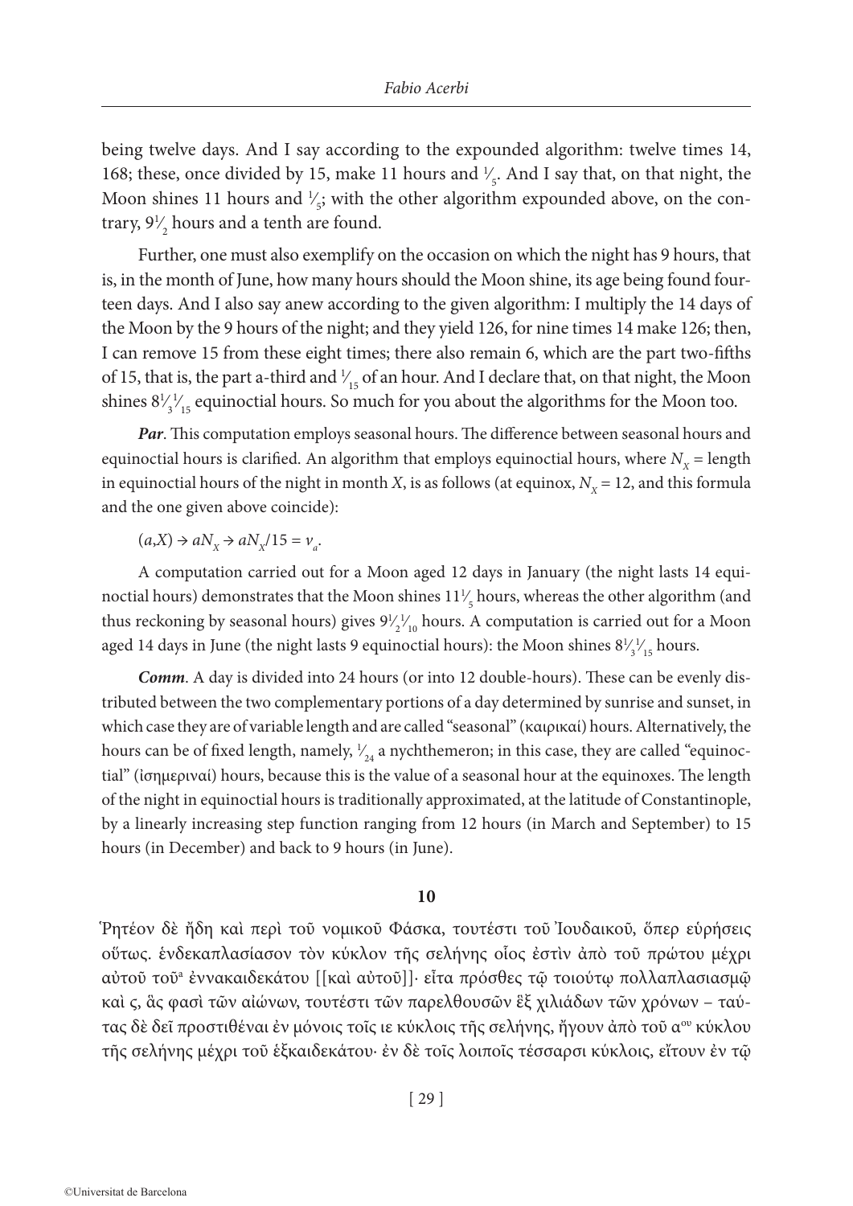being twelve days. And I say according to the expounded algorithm: twelve times 14, 168; these, once divided by 15, make 11 hours and $^1/_5$. And I say that, on that night, the Moon shines 11 hours and $^1/_5$; with the other algorithm expounded above, on the contrary, $9^1/_2$ hours and a tenth are found.

Further, one must also exemplify on the occasion on which the night has 9 hours, that is, in the month of June, how many hours should the Moon shine, its age being found fourteen days. And I also say anew according to the given algorithm: I multiply the 14 days of the Moon by the 9 hours of the night; and they yield 126, for nine times 14 make 126; then, I can remove 15 from these eight times; there also remain 6, which are the part two-fifths of 15, that is, the part a-third and $^1/_{15}$ of an hour. And I declare that, on that night, the Moon shines $8^1/_3{}^1/_{15}$ equinoctial hours. So much for you about the algorithms for the Moon too.

***Par***. This computation employs seasonal hours. The difference between seasonal hours and equinoctial hours is clarified. An algorithm that employs equinoctial hours, where $N_X$ = length in equinoctial hours of the night in month $X$, is as follows (at equinox, $N_X = 12$, and this formula and the one given above coincide):

$(a,X) \rightarrow aN_X \rightarrow aN_X/15 = \nu_a$.

A computation carried out for a Moon aged 12 days in January (the night lasts 14 equinoctial hours) demonstrates that the Moon shines $11^1/_5$ hours, whereas the other algorithm (and thus reckoning by seasonal hours) gives $9^1/_2{}^1/_{10}$ hours. A computation is carried out for a Moon aged 14 days in June (the night lasts 9 equinoctial hours): the Moon shines $8^1/_3{}^1/_{15}$ hours.

***Comm***. A day is divided into 24 hours (or into 12 double-hours). These can be evenly distributed between the two complementary portions of a day determined by sunrise and sunset, in which case they are of variable length and are called "seasonal" (καιρικαί) hours. Alternatively, the hours can be of fixed length, namely, $^1/_{24}$ a nychthemeron; in this case, they are called "equinoctial" (ἰσημεριναί) hours, because this is the value of a seasonal hour at the equinoxes. The length of the night in equinoctial hours is traditionally approximated, at the latitude of Constantinople, by a linearly increasing step function ranging from 12 hours (in March and September) to 15 hours (in December) and back to 9 hours (in June).

## 10

Ῥητέον δὲ ἤδη καὶ περὶ τοῦ νομικοῦ Φάσκα, τουτέστι τοῦ Ἰουδαικοῦ, ὅπερ εὑρήσεις οὕτως. ἑνδεκαπλασίασον τὸν κύκλον τῆς σελήνης οἷος ἐστὶν ἀπὸ τοῦ πρώτου μέχρι αὐτοῦ τοῦ[a] ἐννακαιδεκάτου [[καὶ αὐτοῦ]]· εἶτα πρόσθες τῷ τοιούτῳ πολλαπλασιασμῷ καὶ ς, ἅς φασὶ τῶν αἰώνων, τουτέστι τῶν παρελθουσῶν ἓξ χιλιάδων τῶν χρόνων – ταύτας δὲ δεῖ προστιθέναι ἐν μόνοις τοῖς ιε κύκλοις τῆς σελήνης, ἤγουν ἀπὸ τοῦ α[ου] κύκλου τῆς σελήνης μέχρι τοῦ ἑξκαιδεκάτου· ἐν δὲ τοῖς λοιποῖς τέσσαρσι κύκλοις, εἴτουν ἐν τῷ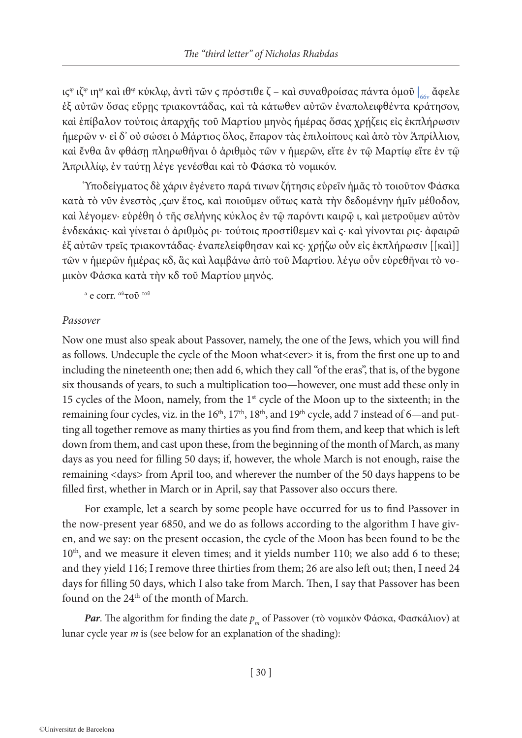ις^φ ιζ^φ ιη^φ καὶ ιθ^φ κύκλῳ, ἀντὶ τῶν ς πρόστιθε ζ – καὶ συναθροίσας πάντα ὁμοῦ |$_{66v}$ ἄφελε ἐξ αὐτῶν ὅσας εὕρῃς τριακοντάδας, καὶ τὰ κάτωθεν αὐτῶν ἐναπολειφθέντα κράτησον, καὶ ἐπίβαλον τούτοις ἀπαρχῆς τοῦ Μαρτίου μηνὸς ἡμέρας ὅσας χρήζεις εἰς ἐκπλήρωσιν ἡμερῶν ν· εἰ δ᾽ οὐ σώσει ὁ Μάρτιος ὅλος, ἔπαρον τὰς ἐπιλοίπους καὶ ἀπὸ τὸν Ἀπρίλλιον, καὶ ἔνθα ἂν φθάσῃ πληρωθῆναι ὁ ἀριθμὸς τῶν ν ἡμερῶν, εἴτε ἐν τῷ Μαρτίῳ εἴτε ἐν τῷ Ἀπριλλίῳ, ἐν ταύτῃ λέγε γενέσθαι καὶ τὸ Φάσκα τὸ νομικόν.

Ὑποδείγματος δὲ χάριν ἐγένετο παρά τινων ζήτησις εὑρεῖν ἡμᾶς τὸ τοιοῦτον Φάσκα κατὰ τὸ νῦν ἐνεστὸς ͵ϛων ἔτος, καὶ ποιοῦμεν οὕτως κατὰ τὴν δεδομένην ἡμῖν μέθοδον, καὶ λέγομεν· εὑρέθη ὁ τῆς σελήνης κύκλος ἐν τῷ παρόντι καιρῷ ι, καὶ μετροῦμεν αὐτὸν ἑνδεκάκις· καὶ γίνεται ὁ ἀριθμὸς ρι· τούτοις προστίθεμεν καὶ ς· καὶ γίνονται ρις· ἀφαιρῶ ἐξ αὐτῶν τρεῖς τριακοντάδας· ἐναπελείφθησαν καὶ κς· χρῄζω οὖν εἰς ἐκπλήρωσιν [[καὶ]] τῶν ν ἡμερῶν ἡμέρας κδ, ἃς καὶ λαμβάνω ἀπὸ τοῦ Μαρτίου. λέγω οὖν εὑρεθῆναι τὸ νομικὸν Φάσκα κατὰ τὴν κδ τοῦ Μαρτίου μηνός.

[a] e corr. ^αὐ^τοῦ ^τοῦ

*Passover*

Now one must also speak about Passover, namely, the one of the Jews, which you will find as follows. Undecuple the cycle of the Moon what<ever> it is, from the first one up to and including the nineteenth one; then add 6, which they call "of the eras", that is, of the bygone six thousands of years, to such a multiplication too—however, one must add these only in 15 cycles of the Moon, namely, from the 1st cycle of the Moon up to the sixteenth; in the remaining four cycles, viz. in the 16th, 17th, 18th, and 19th cycle, add 7 instead of 6—and putting all together remove as many thirties as you find from them, and keep that which is left down from them, and cast upon these, from the beginning of the month of March, as many days as you need for filling 50 days; if, however, the whole March is not enough, raise the remaining <days> from April too, and wherever the number of the 50 days happens to be filled first, whether in March or in April, say that Passover also occurs there.

For example, let a search by some people have occurred for us to find Passover in the now-present year 6850, and we do as follows according to the algorithm I have given, and we say: on the present occasion, the cycle of the Moon has been found to be the 10th, and we measure it eleven times; and it yields number 110; we also add 6 to these; and they yield 116; I remove three thirties from them; 26 are also left out; then, I need 24 days for filling 50 days, which I also take from March. Then, I say that Passover has been found on the 24th of the month of March.

***Par***. The algorithm for finding the date $p_m$ of Passover (τὸ νομικὸν Φάσκα, Φασκάλιον) at lunar cycle year $m$ is (see below for an explanation of the shading):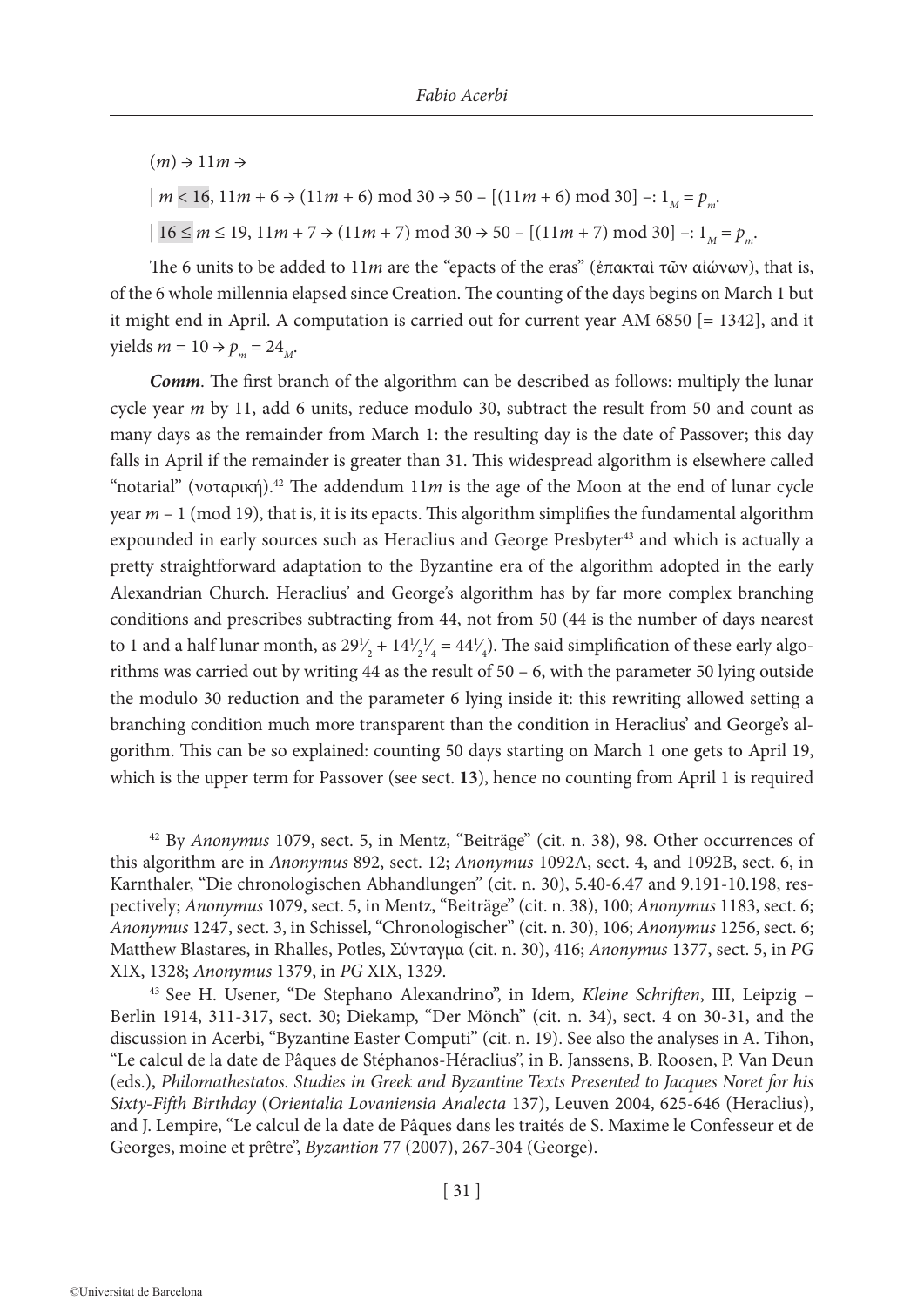$(m) \rightarrow 11m \rightarrow$

$\mid m < 16$, $11m + 6 \rightarrow (11m + 6) \bmod 30 \rightarrow 50 - [(11m + 6) \bmod 30] -: 1_M = p_m$.

$\mid 16 \leq m \leq 19$, $11m + 7 \rightarrow (11m + 7) \bmod 30 \rightarrow 50 - [(11m + 7) \bmod 30] -: 1_M = p_m$.

The 6 units to be added to $11m$ are the "epacts of the eras" (ἐπακταὶ τῶν αἰώνων), that is, of the 6 whole millennia elapsed since Creation. The counting of the days begins on March 1 but it might end in April. A computation is carried out for current year AM 6850 [= 1342], and it yields $m = 10 \rightarrow p_m = 24_M$.

***Comm***. The first branch of the algorithm can be described as follows: multiply the lunar cycle year $m$ by 11, add 6 units, reduce modulo 30, subtract the result from 50 and count as many days as the remainder from March 1: the resulting day is the date of Passover; this day falls in April if the remainder is greater than 31. This widespread algorithm is elsewhere called "notarial" (νοταρική).[42] The addendum $11m$ is the age of the Moon at the end of lunar cycle year $m - 1$ (mod 19), that is, it is its epacts. This algorithm simplifies the fundamental algorithm expounded in early sources such as Heraclius and George Presbyter[43] and which is actually a pretty straightforward adaptation to the Byzantine era of the algorithm adopted in the early Alexandrian Church. Heraclius' and George's algorithm has by far more complex branching conditions and prescribes subtracting from 44, not from 50 (44 is the number of days nearest to 1 and a half lunar month, as $29\frac{1}{2} + 14\frac{1}{2}\frac{1}{4} = 44\frac{1}{4}$). The said simplification of these early algorithms was carried out by writing 44 as the result of 50 – 6, with the parameter 50 lying outside the modulo 30 reduction and the parameter 6 lying inside it: this rewriting allowed setting a branching condition much more transparent than the condition in Heraclius' and George's algorithm. This can be so explained: counting 50 days starting on March 1 one gets to April 19, which is the upper term for Passover (see sect. **13**), hence no counting from April 1 is required

---

[42] By *Anonymus* 1079, sect. 5, in Mentz, "Beiträge" (cit. n. 38), 98. Other occurrences of this algorithm are in *Anonymus* 892, sect. 12; *Anonymus* 1092A, sect. 4, and 1092B, sect. 6, in Karnthaler, "Die chronologischen Abhandlungen" (cit. n. 30), 5.40-6.47 and 9.191-10.198, respectively; *Anonymus* 1079, sect. 5, in Mentz, "Beiträge" (cit. n. 38), 100; *Anonymus* 1183, sect. 6; *Anonymus* 1247, sect. 3, in Schissel, "Chronologischer" (cit. n. 30), 106; *Anonymus* 1256, sect. 6; Matthew Blastares, in Rhalles, Potles, Σύνταγμα (cit. n. 30), 416; *Anonymus* 1377, sect. 5, in *PG* XIX, 1328; *Anonymus* 1379, in *PG* XIX, 1329.

[43] See H. Usener, "De Stephano Alexandrino", in Idem, *Kleine Schriften*, III, Leipzig – Berlin 1914, 311-317, sect. 30; Diekamp, "Der Mönch" (cit. n. 34), sect. 4 on 30-31, and the discussion in Acerbi, "Byzantine Easter Computi" (cit. n. 19). See also the analyses in A. Tihon, "Le calcul de la date de Pâques de Stéphanos-Héraclius", in B. Janssens, B. Roosen, P. Van Deun (eds.), *Philomathestatos. Studies in Greek and Byzantine Texts Presented to Jacques Noret for his Sixty-Fifth Birthday* (*Orientalia Lovaniensia Analecta* 137), Leuven 2004, 625-646 (Heraclius), and J. Lempire, "Le calcul de la date de Pâques dans les traités de S. Maxime le Confesseur et de Georges, moine et prêtre", *Byzantion* 77 (2007), 267-304 (George).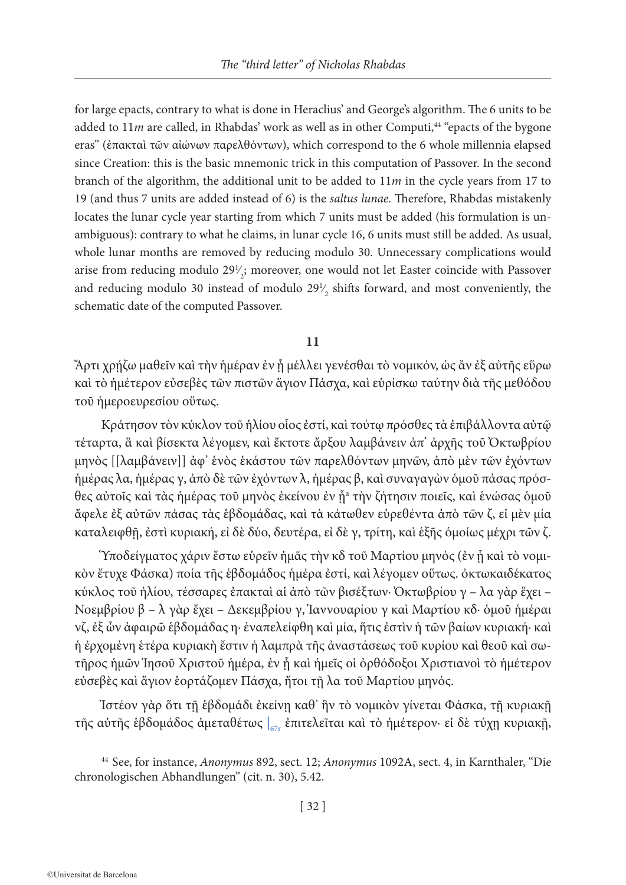for large epacts, contrary to what is done in Heraclius' and George's algorithm. The 6 units to be added to $11m$ are called, in Rhabdas' work as well as in other Computi,[44] "epacts of the bygone eras" (ἐπακταὶ τῶν αἰώνων παρελθόντων), which correspond to the 6 whole millennia elapsed since Creation: this is the basic mnemonic trick in this computation of Passover. In the second branch of the algorithm, the additional unit to be added to $11m$ in the cycle years from 17 to 19 (and thus 7 units are added instead of 6) is the *saltus lunae*. Therefore, Rhabdas mistakenly locates the lunar cycle year starting from which 7 units must be added (his formulation is unambiguous): contrary to what he claims, in lunar cycle 16, 6 units must still be added. As usual, whole lunar months are removed by reducing modulo 30. Unnecessary complications would arise from reducing modulo $29\frac{1}{2}$; moreover, one would not let Easter coincide with Passover and reducing modulo 30 instead of modulo $29\frac{1}{2}$ shifts forward, and most conveniently, the schematic date of the computed Passover.

**11**

Ἄρτι χρήζω μαθεῖν καὶ τὴν ἡμέραν ἐν ᾗ μέλλει γενέσθαι τὸ νομικόν, ὡς ἂν ἐξ αὐτῆς εὕρω καὶ τὸ ἡμέτερον εὐσεβὲς τῶν πιστῶν ἅγιον Πάσχα, καὶ εὑρίσκω ταύτην διὰ τῆς μεθόδου τοῦ ἡμεροευρεσίου οὕτως.

Κράτησον τὸν κύκλον τοῦ ἡλίου οἷος ἐστί, καὶ τούτῳ πρόσθες τὰ ἐπιβάλλοντα αὐτῷ τέταρτα, ἃ καὶ βίσεκτα λέγομεν, καὶ ἔκτοτε ἄρξου λαμβάνειν ἀπ᾽ ἀρχῆς τοῦ Ὀκτωβρίου μηνὸς [[λαμβάνειν]] ἀφ᾽ ἑνὸς ἑκάστου τῶν παρελθόντων μηνῶν, ἀπὸ μὲν τῶν ἐχόντων ἡμέρας λα, ἡμέρας γ, ἀπὸ δὲ τῶν ἐχόντων λ, ἡμέρας β, καὶ συναγαγὼν ὁμοῦ πάσας πρόσθες αὐτοῖς καὶ τὰς ἡμέρας τοῦ μηνὸς ἐκείνου ἐν ᾗ[a] τὴν ζήτησιν ποιεῖς, καὶ ἑνώσας ὁμοῦ ἄφελε ἐξ αὐτῶν πάσας τὰς ἑβδομάδας, καὶ τὰ κάτωθεν εὑρεθέντα ἀπὸ τῶν ζ, εἰ μὲν μία καταλειφθῇ, ἐστὶ κυριακή, εἰ δὲ δύο, δευτέρα, εἰ δὲ γ, τρίτη, καὶ ἑξῆς ὁμοίως μέχρι τῶν ζ.

Ὑποδείγματος χάριν ἔστω εὑρεῖν ἡμᾶς τὴν κδ τοῦ Μαρτίου μηνός (ἐν ᾗ καὶ τὸ νομικὸν ἔτυχε Φάσκα) ποία τῆς ἑβδομάδος ἡμέρα ἐστί, καὶ λέγομεν οὕτως. ὀκτωκαιδέκατος κύκλος τοῦ ἡλίου, τέσσαρες ἐπακταὶ αἱ ἀπὸ τῶν βισέξτων· Ὀκτωβρίου γ – λα γὰρ ἔχει – Νοεμβρίου β – λ γὰρ ἔχει – Δεκεμβρίου γ, Ἰαννουαρίου γ καὶ Μαρτίου κδ· ὁμοῦ ἡμέραι νζ, ἐξ ὧν ἀφαιρῶ ἑβδομάδας η· ἐναπελείφθη καὶ μία, ἥτις ἐστὶν ἡ τῶν βαΐων κυριακή· καὶ ἡ ἐρχομένη ἑτέρα κυριακὴ ἔστιν ἡ λαμπρὰ τῆς ἀναστάσεως τοῦ κυρίου καὶ θεοῦ καὶ σωτῆρος ἡμῶν Ἰησοῦ Χριστοῦ ἡμέρα, ἐν ᾗ καὶ ἡμεῖς οἱ ὀρθόδοξοι Χριστιανοὶ τὸ ἡμέτερον εὐσεβὲς καὶ ἅγιον ἑορτάζομεν Πάσχα, ἤτοι τῇ λα τοῦ Μαρτίου μηνός.

Ἰστέον γὰρ ὅτι τῇ ἑβδομάδι ἐκείνῃ καθ᾽ ἣν τὸ νομικὸν γίνεται Φάσκα, τῇ κυριακῇ τῆς αὐτῆς ἑβδομάδος ἀμεταθέτως |67r ἐπιτελεῖται καὶ τὸ ἡμέτερον· εἰ δὲ τύχῃ κυριακῇ,

[44] See, for instance, *Anonymus* 892, sect. 12; *Anonymus* 1092A, sect. 4, in Karnthaler, "Die chronologischen Abhandlungen" (cit. n. 30), 5.42.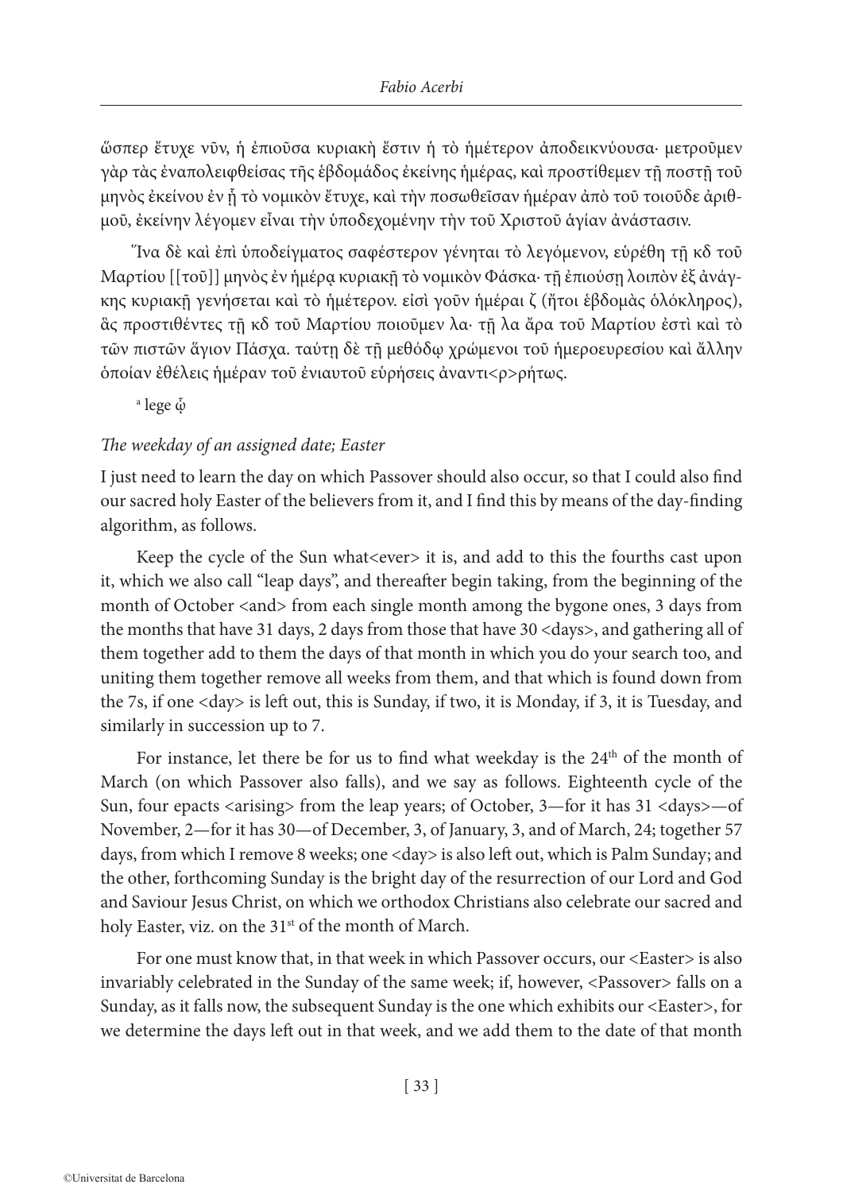ὥσπερ ἔτυχε νῦν, ἡ ἐπιοῦσα κυριακὴ ἔστιν ἡ τὸ ἡμέτερον ἀποδεικνύουσα· μετροῦμεν γὰρ τὰς ἐναπολειφθείσας τῆς ἑβδομάδος ἐκείνης ἡμέρας, καὶ προστίθεμεν τῇ ποστῇ τοῦ μηνὸς ἐκείνου ἐν ᾗ τὸ νομικὸν ἔτυχε, καὶ τὴν ποσωθεῖσαν ἡμέραν ἀπὸ τοῦ τοιοῦδε ἀριθμοῦ, ἐκείνην λέγομεν εἶναι τὴν ὑποδεχομένην τὴν τοῦ Χριστοῦ ἁγίαν ἀνάστασιν.

Ἵνα δὲ καὶ ἐπὶ ὑποδείγματος σαφέστερον γένηται τὸ λεγόμενον, εὑρέθη τῇ κδ τοῦ Μαρτίου [[τοῦ]] μηνὸς ἐν ἡμέρᾳ κυριακῇ τὸ νομικὸν Φάσκα· τῇ ἐπιούσῃ λοιπὸν ἐξ ἀνάγκης κυριακῇ γενήσεται καὶ τὸ ἡμέτερον. εἰσὶ γοῦν ἡμέραι ζ (ἤτοι ἑβδομὰς ὁλόκληρος), ἃς προστιθέντες τῇ κδ τοῦ Μαρτίου ποιοῦμεν λα· τῇ λα ἄρα τοῦ Μαρτίου ἐστὶ καὶ τὸ τῶν πιστῶν ἅγιον Πάσχα. ταύτῃ δὲ τῇ μεθόδῳ χρώμενοι τοῦ ἡμεροευρεσίου καὶ ἄλλην ὁποίαν ἐθέλεις ἡμέραν τοῦ ἐνιαυτοῦ εὑρήσεις ἀναντι<ρ>ρήτως.

[a] lege ᾧ

*The weekday of an assigned date; Easter*

I just need to learn the day on which Passover should also occur, so that I could also find our sacred holy Easter of the believers from it, and I find this by means of the day-finding algorithm, as follows.

Keep the cycle of the Sun what<ever> it is, and add to this the fourths cast upon it, which we also call "leap days", and thereafter begin taking, from the beginning of the month of October <and> from each single month among the bygone ones, 3 days from the months that have 31 days, 2 days from those that have 30 <days>, and gathering all of them together add to them the days of that month in which you do your search too, and uniting them together remove all weeks from them, and that which is found down from the 7s, if one <day> is left out, this is Sunday, if two, it is Monday, if 3, it is Tuesday, and similarly in succession up to 7.

For instance, let there be for us to find what weekday is the 24th of the month of March (on which Passover also falls), and we say as follows. Eighteenth cycle of the Sun, four epacts <arising> from the leap years; of October, 3—for it has 31 <days>—of November, 2—for it has 30—of December, 3, of January, 3, and of March, 24; together 57 days, from which I remove 8 weeks; one <day> is also left out, which is Palm Sunday; and the other, forthcoming Sunday is the bright day of the resurrection of our Lord and God and Saviour Jesus Christ, on which we orthodox Christians also celebrate our sacred and holy Easter, viz. on the 31st of the month of March.

For one must know that, in that week in which Passover occurs, our <Easter> is also invariably celebrated in the Sunday of the same week; if, however, <Passover> falls on a Sunday, as it falls now, the subsequent Sunday is the one which exhibits our <Easter>, for we determine the days left out in that week, and we add them to the date of that month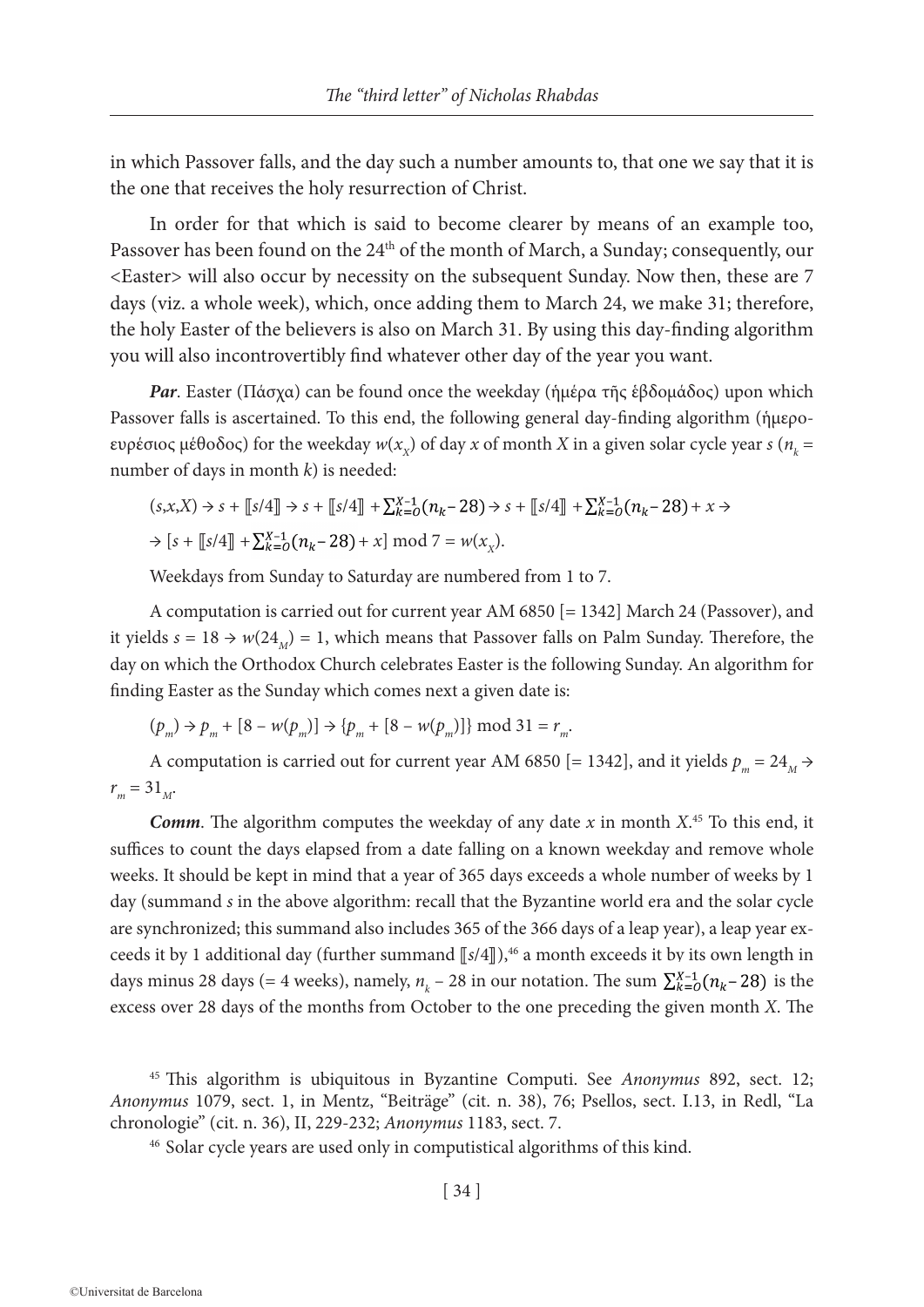in which Passover falls, and the day such a number amounts to, that one we say that it is the one that receives the holy resurrection of Christ.

In order for that which is said to become clearer by means of an example too, Passover has been found on the 24th of the month of March, a Sunday; consequently, our <Easter> will also occur by necessity on the subsequent Sunday. Now then, these are 7 days (viz. a whole week), which, once adding them to March 24, we make 31; therefore, the holy Easter of the believers is also on March 31. By using this day-finding algorithm you will also incontrovertibly find whatever other day of the year you want.

***Par***. Easter (Πάσχα) can be found once the weekday (ἡμέρα τῆς ἑβδομάδος) upon which Passover falls is ascertained. To this end, the following general day-finding algorithm (ἡμεροευρέσιος μέθοδος) for the weekday $w(x_X)$ of day $x$ of month $X$ in a given solar cycle year $s$ ($n_k$ = number of days in month $k$) is needed:

$(s,x,X) \to s + [\![s/4]\!] \to s + [\![s/4]\!] + \sum_{k=0}^{X-1}(n_k - 28) \to s + [\![s/4]\!] + \sum_{k=0}^{X-1}(n_k - 28) + x \to$

$\to [s + [\![s/4]\!] + \sum_{k=0}^{X-1}(n_k - 28) + x] \bmod 7 = w(x_X)$.

Weekdays from Sunday to Saturday are numbered from 1 to 7.

A computation is carried out for current year AM 6850 [= 1342] March 24 (Passover), and it yields $s = 18 \to w(24_M) = 1$, which means that Passover falls on Palm Sunday. Therefore, the day on which the Orthodox Church celebrates Easter is the following Sunday. An algorithm for finding Easter as the Sunday which comes next a given date is:

$(p_m) \to p_m + [8 - w(p_m)] \to \{p_m + [8 - w(p_m)]\} \bmod 31 = r_m$.

A computation is carried out for current year AM 6850 [= 1342], and it yields $p_m = 24_M \to r_m = 31_M$.

***Comm***. The algorithm computes the weekday of any date $x$ in month $X$.[45] To this end, it suffices to count the days elapsed from a date falling on a known weekday and remove whole weeks. It should be kept in mind that a year of 365 days exceeds a whole number of weeks by 1 day (summand $s$ in the above algorithm: recall that the Byzantine world era and the solar cycle are synchronized; this summand also includes 365 of the 366 days of a leap year), a leap year exceeds it by 1 additional day (further summand $[\![s/4]\!]$),[46] a month exceeds it by its own length in days minus 28 days (= 4 weeks), namely, $n_k - 28$ in our notation. The sum $\sum_{k=0}^{X-1}(n_k - 28)$ is the excess over 28 days of the months from October to the one preceding the given month $X$. The

[45] This algorithm is ubiquitous in Byzantine Computi. See *Anonymus* 892, sect. 12; *Anonymus* 1079, sect. 1, in Mentz, "Beiträge" (cit. n. 38), 76; Psellos, sect. I.13, in Redl, "La chronologie" (cit. n. 36), II, 229-232; *Anonymus* 1183, sect. 7.

[46] Solar cycle years are used only in computistical algorithms of this kind.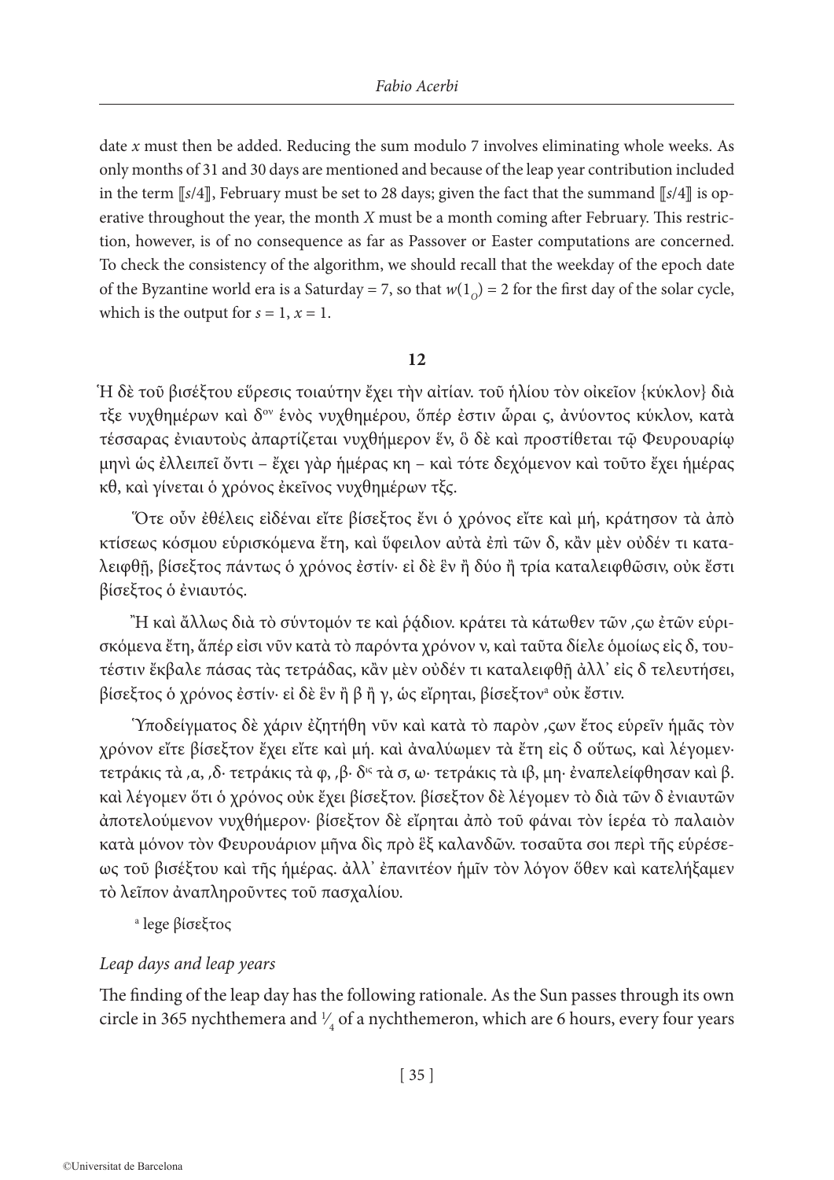date $x$ must then be added. Reducing the sum modulo 7 involves eliminating whole weeks. As only months of 31 and 30 days are mentioned and because of the leap year contribution included in the term $[\![s/4]\!]$, February must be set to 28 days; given the fact that the summand $[\![s/4]\!]$ is operative throughout the year, the month $X$ must be a month coming after February. This restriction, however, is of no consequence as far as Passover or Easter computations are concerned. To check the consistency of the algorithm, we should recall that the weekday of the epoch date of the Byzantine world era is a Saturday = 7, so that $w(1_O) = 2$ for the first day of the solar cycle, which is the output for $s = 1$, $x = 1$.

**12**

Ἡ δὲ τοῦ βισέξτου εὕρεσις τοιαύτην ἔχει τὴν αἰτίαν. τοῦ ἡλίου τὸν οἰκεῖον {κύκλον} διὰ τξε νυχθημέρων καὶ δ^ον ἑνὸς νυχθημέρου, ὅπέρ ἐστιν ὧραι ϛ, ἀνύοντος κύκλον, κατὰ τέσσαρας ἐνιαυτοὺς ἀπαρτίζεται νυχθήμερον ἕν, ὃ δὲ καὶ προστίθεται τῷ Φευρουαρίῳ μηνὶ ὡς ἐλλειπεῖ ὄντι – ἔχει γὰρ ἡμέρας κη – καὶ τότε δεχόμενον καὶ τοῦτο ἔχει ἡμέρας κθ, καὶ γίνεται ὁ χρόνος ἐκεῖνος νυχθημέρων τξϛ.

Ὅτε οὖν ἐθέλεις εἰδέναι εἴτε βίσεξτος ἔνι ὁ χρόνος εἴτε καὶ μή, κράτησον τὰ ἀπὸ κτίσεως κόσμου εὑρισκόμενα ἔτη, καὶ ὕφειλον αὐτὰ ἐπὶ τῶν δ, κἂν μὲν οὐδέν τι καταλειφθῇ, βίσεξτος πάντως ὁ χρόνος ἐστίν· εἰ δὲ ἓν ἢ δύο ἢ τρία καταλειφθῶσιν, οὐκ ἔστι βίσεξτος ὁ ἐνιαυτός.

Ἢ καὶ ἄλλως διὰ τὸ σύντομόν τε καὶ ῥᾴδιον. κράτει τὰ κάτωθεν τῶν ,ϛω ἐτῶν εὑρισκόμενα ἔτη, ἅπέρ εἰσι νῦν κατὰ τὸ παρόντα χρόνον ν, καὶ ταῦτα δίελε ὁμοίως εἰς δ, τουτέστιν ἔκβαλε πάσας τὰς τετράδας, κἂν μὲν οὐδέν τι καταλειφθῇ ἀλλ᾽ εἰς δ τελευτήσει, βίσεξτος ὁ χρόνος ἐστίν· εἰ δὲ ἓν ἢ β ἢ γ, ὡς εἴρηται, βίσεξτον[a] οὐκ ἔστιν.

Ὑποδείγματος δὲ χάριν ἐζητήθη νῦν καὶ κατὰ τὸ παρὸν ,ϛων ἔτος εὑρεῖν ἡμᾶς τὸν χρόνον εἴτε βίσεξτον ἔχει εἴτε καὶ μή. καὶ ἀναλύωμεν τὰ ἔτη εἰς δ οὕτως, καὶ λέγομεν· τετράκις τὰ ,α, ,δ· τετράκις τὰ φ, ,β· δ^ις τὰ σ, ω· τετράκις τὰ ιβ, μη· ἐναπελείφθησαν καὶ β. καὶ λέγομεν ὅτι ὁ χρόνος οὐκ ἔχει βίσεξτον. βίσεξτον δὲ λέγομεν τὸ διὰ τῶν δ ἐνιαυτῶν ἀποτελούμενον νυχθήμερον· βίσεξτον δὲ εἴρηται ἀπὸ τοῦ φάναι τὸν ἱερέα τὸ παλαιὸν κατὰ μόνον τὸν Φευρουάριον μῆνα δὶς πρὸ ἓξ καλανδῶν. τοσαῦτα σοι περὶ τῆς εὑρέσεως τοῦ βισέξτου καὶ τῆς ἡμέρας. ἀλλ᾽ ἐπανιτέον ἡμῖν τὸν λόγον ὅθεν καὶ κατελήξαμεν τὸ λεῖπον ἀναπληροῦντες τοῦ πασχαλίου.

[a] lege βίσεξτος

*Leap days and leap years*

The finding of the leap day has the following rationale. As the Sun passes through its own circle in 365 nychthemera and $^1/_4$ of a nychthemeron, which are 6 hours, every four years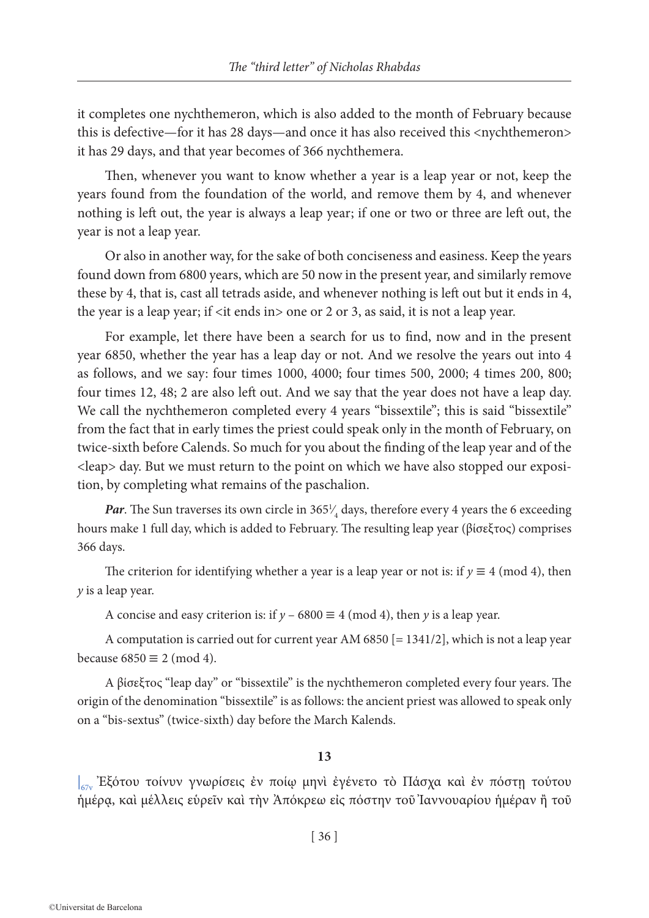it completes one nychthemeron, which is also added to the month of February because this is defective—for it has 28 days—and once it has also received this <nychthemeron> it has 29 days, and that year becomes of 366 nychthemera.

Then, whenever you want to know whether a year is a leap year or not, keep the years found from the foundation of the world, and remove them by 4, and whenever nothing is left out, the year is always a leap year; if one or two or three are left out, the year is not a leap year.

Or also in another way, for the sake of both conciseness and easiness. Keep the years found down from 6800 years, which are 50 now in the present year, and similarly remove these by 4, that is, cast all tetrads aside, and whenever nothing is left out but it ends in 4, the year is a leap year; if <it ends in> one or 2 or 3, as said, it is not a leap year.

For example, let there have been a search for us to find, now and in the present year 6850, whether the year has a leap day or not. And we resolve the years out into 4 as follows, and we say: four times 1000, 4000; four times 500, 2000; 4 times 200, 800; four times 12, 48; 2 are also left out. And we say that the year does not have a leap day. We call the nychthemeron completed every 4 years "bissextile"; this is said "bissextile" from the fact that in early times the priest could speak only in the month of February, on twice-sixth before Calends. So much for you about the finding of the leap year and of the <leap> day. But we must return to the point on which we have also stopped our exposition, by completing what remains of the paschalion.

***Par***. The Sun traverses its own circle in $365\frac{1}{4}$ days, therefore every 4 years the 6 exceeding hours make 1 full day, which is added to February. The resulting leap year (βίσεξτος) comprises 366 days.

The criterion for identifying whether a year is a leap year or not is: if $y \equiv 4 \pmod 4$, then $y$ is a leap year.

A concise and easy criterion is: if $y - 6800 \equiv 4 \pmod 4$, then $y$ is a leap year.

A computation is carried out for current year AM 6850 [= 1341/2], which is not a leap year because $6850 \equiv 2 \pmod 4$.

A βίσεξτος "leap day" or "bissextile" is the nychthemeron completed every four years. The origin of the denomination "bissextile" is as follows: the ancient priest was allowed to speak only on a "bis-sextus" (twice-sixth) day before the March Kalends.

**13**

|67v Ἐξότου τοίνυν γνωρίσεις ἐν ποίῳ μηνὶ ἐγένετο τὸ Πάσχα καὶ ἐν πόστῃ τούτου ἡμέρᾳ, καὶ μέλλεις εὑρεῖν καὶ τὴν Ἀπόκρεω εἰς πόστην τοῦ Ἰαννουαρίου ἡμέραν ἢ τοῦ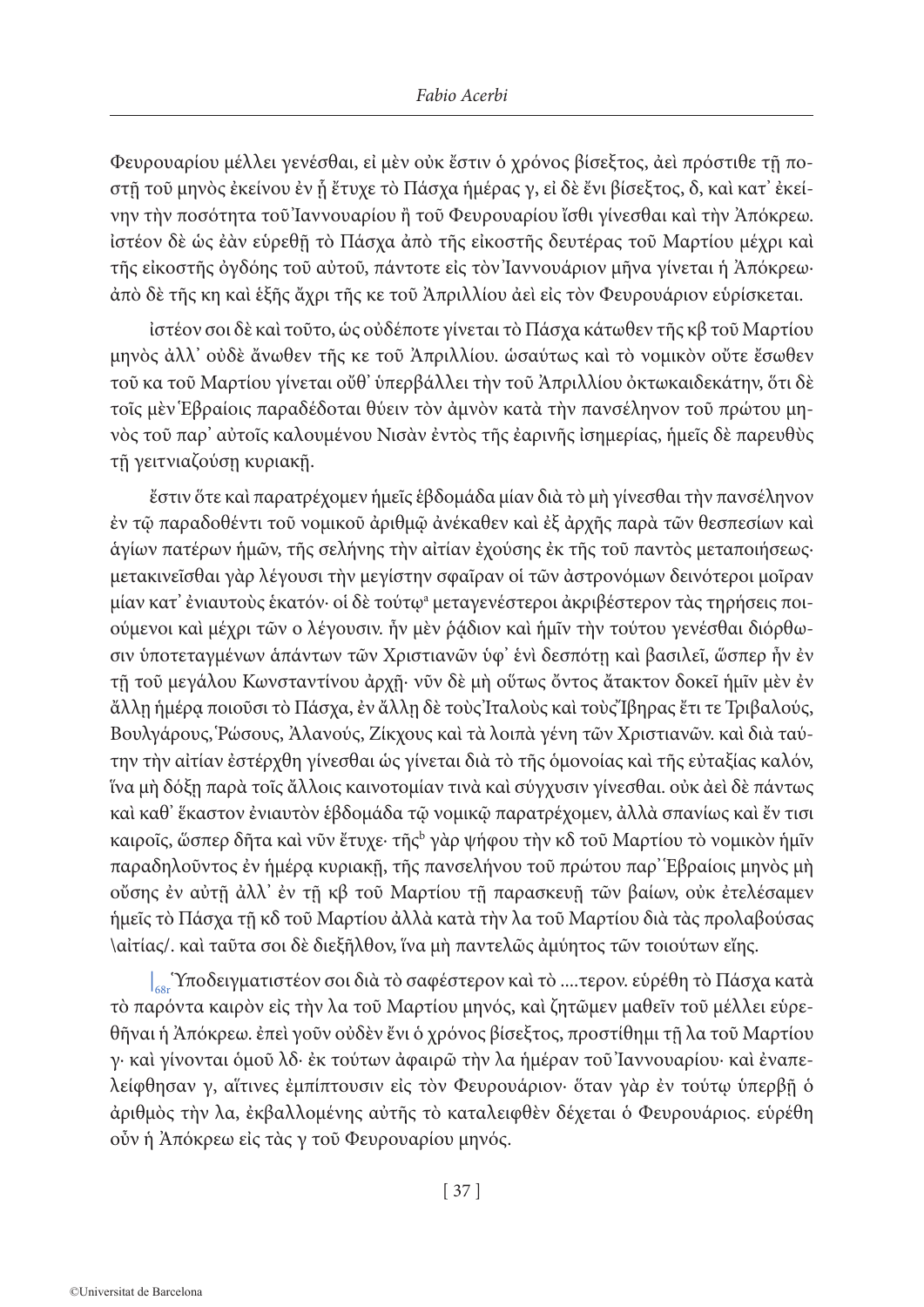Φευρουαρίου μέλλει γενέσθαι, εἰ μὲν οὐκ ἔστιν ὁ χρόνος βίσεξτος, ἀεὶ πρόστιθε τῇ ποστῇ τοῦ μηνὸς ἐκείνου ἐν ᾗ ἔτυχε τὸ Πάσχα ἡμέρας γ, εἰ δὲ ἔνι βίσεξτος, δ, καὶ κατ᾽ ἐκείνην τὴν ποσότητα τοῦ Ἰαννουαρίου ἢ τοῦ Φευρουαρίου ἴσθι γίνεσθαι καὶ τὴν Ἀπόκρεω. ἰστέον δὲ ὡς ἐὰν εὑρεθῇ τὸ Πάσχα ἀπὸ τῆς εἰκοστῆς δευτέρας τοῦ Μαρτίου μέχρι καὶ τῆς εἰκοστῆς ὀγδόης τοῦ αὐτοῦ, πάντοτε εἰς τὸν Ἰαννουάριον μῆνα γίνεται ἡ Ἀπόκρεω· ἀπὸ δὲ τῆς κη καὶ ἑξῆς ἄχρι τῆς κε τοῦ Ἀπριλλίου ἀεὶ εἰς τὸν Φευρουάριον εὑρίσκεται.

ἰστέον σοι δὲ καὶ τοῦτο, ὡς οὐδέποτε γίνεται τὸ Πάσχα κάτωθεν τῆς κβ τοῦ Μαρτίου μηνὸς ἀλλ᾽ οὐδὲ ἄνωθεν τῆς κε τοῦ Ἀπριλλίου. ὡσαύτως καὶ τὸ νομικὸν οὔτε ἔσωθεν τοῦ κα τοῦ Μαρτίου γίνεται οὔθ᾽ ὑπερβάλλει τὴν τοῦ Ἀπριλλίου ὀκτωκαιδεκάτην, ὅτι δὲ τοῖς μὲν Ἑβραίοις παραδέδοται θύειν τὸν ἀμνὸν κατὰ τὴν πανσέληνον τοῦ πρώτου μηνὸς τοῦ παρ᾽ αὐτοῖς καλουμένου Νισὰν ἐντὸς τῆς ἐαρινῆς ἰσημερίας, ἡμεῖς δὲ παρευθὺς τῇ γειτνιαζούσῃ κυριακῇ.

ἔστιν ὅτε καὶ παρατρέχομεν ἡμεῖς ἑβδομάδα μίαν διὰ τὸ μὴ γίνεσθαι τὴν πανσέληνον ἐν τῷ παραδοθέντι τοῦ νομικοῦ ἀριθμῷ ἀνέκαθεν καὶ ἐξ ἀρχῆς παρὰ τῶν θεσπεσίων καὶ ἁγίων πατέρων ἡμῶν, τῆς σελήνης τὴν αἰτίαν ἐχούσης ἐκ τῆς τοῦ παντὸς μεταποιήσεως· μετακινεῖσθαι γὰρ λέγουσι τὴν μεγίστην σφαῖραν οἱ τῶν ἀστρονόμων δεινότεροι μοῖραν μίαν κατ᾽ ἐνιαυτοὺς ἑκατόν· οἱ δὲ τούτῳ[a] μεταγενέστεροι ἀκριβέστερον τὰς τηρήσεις ποιούμενοι καὶ μέχρι τῶν ο λέγουσιν. ἦν μὲν ῥᾴδιον καὶ ἡμῖν τὴν τούτου γενέσθαι διόρθωσιν ὑποτεταγμένων ἁπάντων τῶν Χριστιανῶν ὑφ᾽ ἑνὶ δεσπότῃ καὶ βασιλεῖ, ὥσπερ ἦν ἐν τῇ τοῦ μεγάλου Κωνσταντίνου ἀρχῇ· νῦν δὲ μὴ οὕτως ὄντος ἄτακτον δοκεῖ ἡμῖν μὲν ἐν ἄλλῃ ἡμέρᾳ ποιοῦσι τὸ Πάσχα, ἐν ἄλλῃ δὲ τοὺς Ἰταλοὺς καὶ τοὺς Ἴβηρας ἔτι τε Τριβαλούς, Βουλγάρους, Ῥώσους, Ἀλανούς, Ζίκχους καὶ τὰ λοιπὰ γένη τῶν Χριστιανῶν. καὶ διὰ ταύτην τὴν αἰτίαν ἐστέρχθη γίνεσθαι ὡς γίνεται διὰ τὸ τῆς ὁμονοίας καὶ τῆς εὐταξίας καλόν, ἵνα μὴ δόξῃ παρὰ τοῖς ἄλλοις καινοτομίαν τινὰ καὶ σύγχυσιν γίνεσθαι. οὐκ ἀεὶ δὲ πάντως καὶ καθ᾽ ἕκαστον ἐνιαυτὸν ἑβδομάδα τῷ νομικῷ παρατρέχομεν, ἀλλὰ σπανίως καὶ ἔν τισι καιροῖς, ὥσπερ δῆτα καὶ νῦν ἔτυχε· τῆς[b] γὰρ ψήφου τὴν κδ τοῦ Μαρτίου τὸ νομικὸν ἡμῖν παραδηλοῦντος ἐν ἡμέρᾳ κυριακῇ, τῆς πανσελήνου τοῦ πρώτου παρ᾽ Ἑβραίοις μηνὸς μὴ οὔσης ἐν αὐτῇ ἀλλ᾽ ἐν τῇ κβ τοῦ Μαρτίου τῇ παρασκευῇ τῶν βαίων, οὐκ ἐτελέσαμεν ἡμεῖς τὸ Πάσχα τῇ κδ τοῦ Μαρτίου ἀλλὰ κατὰ τὴν λα τοῦ Μαρτίου διὰ τὰς προλαβούσας \αἰτίας/. καὶ ταῦτα σοι δὲ διεξῆλθον, ἵνα μὴ παντελῶς ἀμύητος τῶν τοιούτων εἴης.

|68r Ὑποδειγματιστέον σοι διὰ τὸ σαφέστερον καὶ τὸ ....τερον. εὑρέθη τὸ Πάσχα κατὰ τὸ παρόντα καιρὸν εἰς τὴν λα τοῦ Μαρτίου μηνός, καὶ ζητῶμεν μαθεῖν τοῦ μέλλει εὑρεθῆναι ἡ Ἀπόκρεω. ἐπεὶ γοῦν οὐδὲν ἔνι ὁ χρόνος βίσεξτος, προστίθημι τῇ λα τοῦ Μαρτίου γ· καὶ γίνονται ὁμοῦ λδ· ἐκ τούτων ἀφαιρῶ τὴν λα ἡμέραν τοῦ Ἰαννουαρίου· καὶ ἐναπελείφθησαν γ, αἵτινες ἐμπίπτουσιν εἰς τὸν Φευρουάριον· ὅταν γὰρ ἐν τούτῳ ὑπερβῇ ὁ ἀριθμὸς τὴν λα, ἐκβαλλομένης αὐτῆς τὸ καταλειφθὲν δέχεται ὁ Φευρουάριος. εὑρέθη οὖν ἡ Ἀπόκρεω εἰς τὰς γ τοῦ Φευρουαρίου μηνός.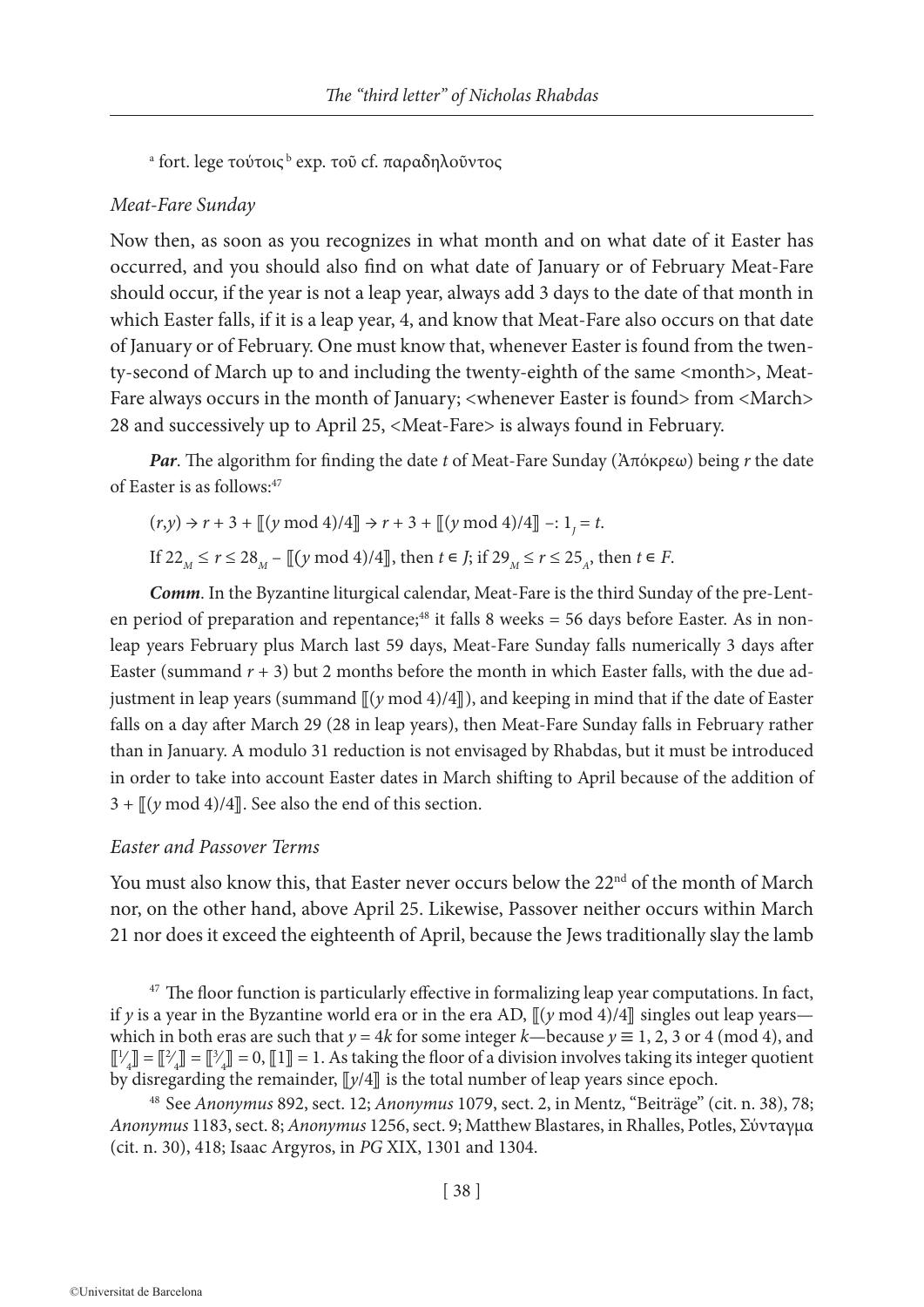[a] fort. lege τούτοις [b] exp. τοῦ cf. παραδηλοῦντος

*Meat-Fare Sunday*

Now then, as soon as you recognizes in what month and on what date of it Easter has occurred, and you should also find on what date of January or of February Meat-Fare should occur, if the year is not a leap year, always add 3 days to the date of that month in which Easter falls, if it is a leap year, 4, and know that Meat-Fare also occurs on that date of January or of February. One must know that, whenever Easter is found from the twenty-second of March up to and including the twenty-eighth of the same <month>, Meat-Fare always occurs in the month of January; <whenever Easter is found> from <March> 28 and successively up to April 25, <Meat-Fare> is always found in February.

***Par***. The algorithm for finding the date $t$ of Meat-Fare Sunday (Ἀπόκρεω) being $r$ the date of Easter is as follows:[47]

$(r,y) \to r + 3 + [\![(y \bmod 4)/4]\!] \to r + 3 + [\![(y \bmod 4)/4]\!] -: 1_J = t.$

If $22_M \leq r \leq 28_M - [\![(y \bmod 4)/4]\!]$, then $t \in J$; if $29_M \leq r \leq 25_A$, then $t \in F$.

***Comm***. In the Byzantine liturgical calendar, Meat-Fare is the third Sunday of the pre-Lenten period of preparation and repentance;[48] it falls 8 weeks = 56 days before Easter. As in non-leap years February plus March last 59 days, Meat-Fare Sunday falls numerically 3 days after Easter (summand $r + 3$) but 2 months before the month in which Easter falls, with the due adjustment in leap years (summand $[\![(y \bmod 4)/4]\!]$), and keeping in mind that if the date of Easter falls on a day after March 29 (28 in leap years), then Meat-Fare Sunday falls in February rather than in January. A modulo 31 reduction is not envisaged by Rhabdas, but it must be introduced in order to take into account Easter dates in March shifting to April because of the addition of $3 + [\![(y \bmod 4)/4]\!]$. See also the end of this section.

*Easter and Passover Terms*

You must also know this, that Easter never occurs below the 22nd of the month of March nor, on the other hand, above April 25. Likewise, Passover neither occurs within March 21 nor does it exceed the eighteenth of April, because the Jews traditionally slay the lamb

[47] The floor function is particularly effective in formalizing leap year computations. In fact, if $y$ is a year in the Byzantine world era or in the era AD, $[\![(y \bmod 4)/4]\!]$ singles out leap years—which in both eras are such that $y = 4k$ for some integer $k$—because $y \equiv 1, 2, 3$ or $4 \pmod 4$, and $[\![1/4]\!] = [\![2/4]\!] = [\![3/4]\!] = 0$, $[\![1]\!] = 1$. As taking the floor of a division involves taking its integer quotient by disregarding the remainder, $[\![y/4]\!]$ is the total number of leap years since epoch.

[48] See *Anonymus* 892, sect. 12; *Anonymus* 1079, sect. 2, in Mentz, "Beiträge" (cit. n. 38), 78; *Anonymus* 1183, sect. 8; *Anonymus* 1256, sect. 9; Matthew Blastares, in Rhalles, Potles, Σύνταγμα (cit. n. 30), 418; Isaac Argyros, in *PG* XIX, 1301 and 1304.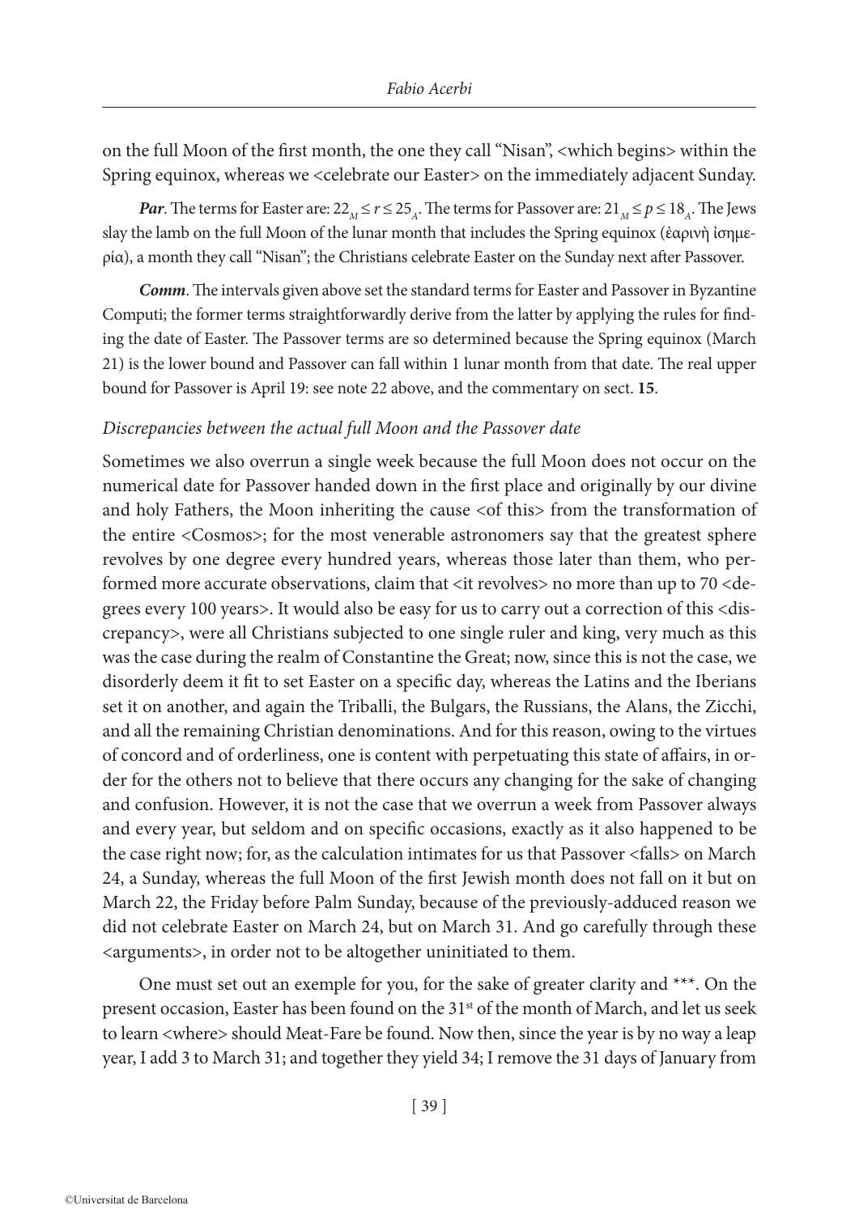on the full Moon of the first month, the one they call "Nisan", <which begins> within the Spring equinox, whereas we <celebrate our Easter> on the immediately adjacent Sunday.

***Par***. The terms for Easter are: $22_M \leq r \leq 25_A$. The terms for Passover are: $21_M \leq p \leq 18_A$. The Jews slay the lamb on the full Moon of the lunar month that includes the Spring equinox (ἐαρινὴ ἰσημερία), a month they call "Nisan"; the Christians celebrate Easter on the Sunday next after Passover.

***Comm***. The intervals given above set the standard terms for Easter and Passover in Byzantine Computi; the former terms straightforwardly derive from the latter by applying the rules for finding the date of Easter. The Passover terms are so determined because the Spring equinox (March 21) is the lower bound and Passover can fall within 1 lunar month from that date. The real upper bound for Passover is April 19: see note 22 above, and the commentary on sect. **15**.

### *Discrepancies between the actual full Moon and the Passover date*

Sometimes we also overrun a single week because the full Moon does not occur on the numerical date for Passover handed down in the first place and originally by our divine and holy Fathers, the Moon inheriting the cause <of this> from the transformation of the entire <Cosmos>; for the most venerable astronomers say that the greatest sphere revolves by one degree every hundred years, whereas those later than them, who performed more accurate observations, claim that <it revolves> no more than up to 70 <degrees every 100 years>. It would also be easy for us to carry out a correction of this <discrepancy>, were all Christians subjected to one single ruler and king, very much as this was the case during the realm of Constantine the Great; now, since this is not the case, we disorderly deem it fit to set Easter on a specific day, whereas the Latins and the Iberians set it on another, and again the Triballi, the Bulgars, the Russians, the Alans, the Zicchi, and all the remaining Christian denominations. And for this reason, owing to the virtues of concord and of orderliness, one is content with perpetuating this state of affairs, in order for the others not to believe that there occurs any changing for the sake of changing and confusion. However, it is not the case that we overrun a week from Passover always and every year, but seldom and on specific occasions, exactly as it also happened to be the case right now; for, as the calculation intimates for us that Passover <falls> on March 24, a Sunday, whereas the full Moon of the first Jewish month does not fall on it but on March 22, the Friday before Palm Sunday, because of the previously-adduced reason we did not celebrate Easter on March 24, but on March 31. And go carefully through these <arguments>, in order not to be altogether uninitiated to them.

One must set out an exemple for you, for the sake of greater clarity and \*\*\*. On the present occasion, Easter has been found on the 31st of the month of March, and let us seek to learn <where> should Meat-Fare be found. Now then, since the year is by no way a leap year, I add 3 to March 31; and together they yield 34; I remove the 31 days of January from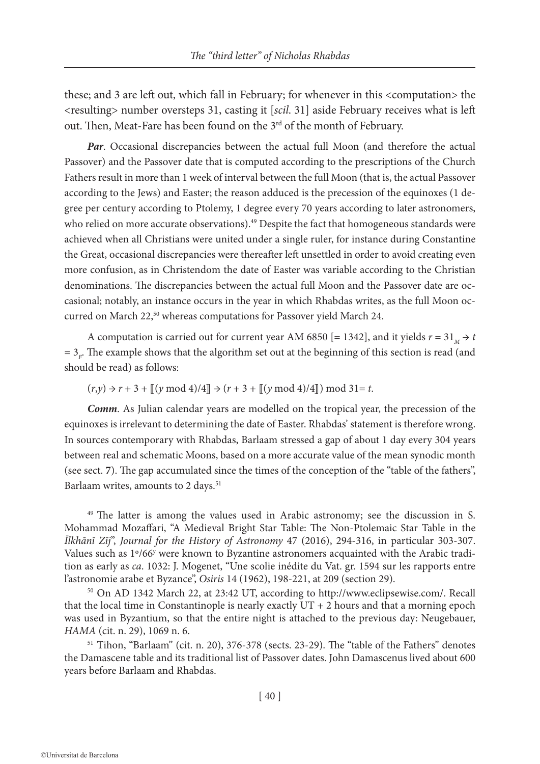these; and 3 are left out, which fall in February; for whenever in this <computation> the <resulting> number oversteps 31, casting it [*scil*. 31] aside February receives what is left out. Then, Meat-Fare has been found on the 3rd of the month of February.

***Par***. Occasional discrepancies between the actual full Moon (and therefore the actual Passover) and the Passover date that is computed according to the prescriptions of the Church Fathers result in more than 1 week of interval between the full Moon (that is, the actual Passover according to the Jews) and Easter; the reason adduced is the precession of the equinoxes (1 degree per century according to Ptolemy, 1 degree every 70 years according to later astronomers, who relied on more accurate observations).[49] Despite the fact that homogeneous standards were achieved when all Christians were united under a single ruler, for instance during Constantine the Great, occasional discrepancies were thereafter left unsettled in order to avoid creating even more confusion, as in Christendom the date of Easter was variable according to the Christian denominations. The discrepancies between the actual full Moon and the Passover date are occasional; notably, an instance occurs in the year in which Rhabdas writes, as the full Moon occurred on March 22,[50] whereas computations for Passover yield March 24.

A computation is carried out for current year AM 6850 [= 1342], and it yields $r = 31_M \rightarrow t = 3_F$. The example shows that the algorithm set out at the beginning of this section is read (and should be read) as follows:

$(r,y) \rightarrow r + 3 + [\![(y \bmod 4)/4]\!] \rightarrow (r + 3 + [\![(y \bmod 4)/4]\!]) \bmod 31 = t.$

***Comm***. As Julian calendar years are modelled on the tropical year, the precession of the equinoxes is irrelevant to determining the date of Easter. Rhabdas' statement is therefore wrong. In sources contemporary with Rhabdas, Barlaam stressed a gap of about 1 day every 304 years between real and schematic Moons, based on a more accurate value of the mean synodic month (see sect. **7**). The gap accumulated since the times of the conception of the "table of the fathers", Barlaam writes, amounts to 2 days.[51]

[49] The latter is among the values used in Arabic astronomy; see the discussion in S. Mohammad Mozaffari, "A Medieval Bright Star Table: The Non-Ptolemaic Star Table in the *Īlkhānī Zīj*", *Journal for the History of Astronomy* 47 (2016), 294-316, in particular 303-307. Values such as $1^{o}/66^{y}$ were known to Byzantine astronomers acquainted with the Arabic tradition as early as *ca*. 1032: J. Mogenet, "Une scolie inédite du Vat. gr. 1594 sur les rapports entre l'astronomie arabe et Byzance", *Osiris* 14 (1962), 198-221, at 209 (section 29).

[50] On AD 1342 March 22, at 23:42 UT, according to http://www.eclipsewise.com/. Recall that the local time in Constantinople is nearly exactly UT + 2 hours and that a morning epoch was used in Byzantium, so that the entire night is attached to the previous day: Neugebauer, *HAMA* (cit. n. 29), 1069 n. 6.

[51] Tihon, "Barlaam" (cit. n. 20), 376-378 (sects. 23-29). The "table of the Fathers" denotes the Damascene table and its traditional list of Passover dates. John Damascenus lived about 600 years before Barlaam and Rhabdas.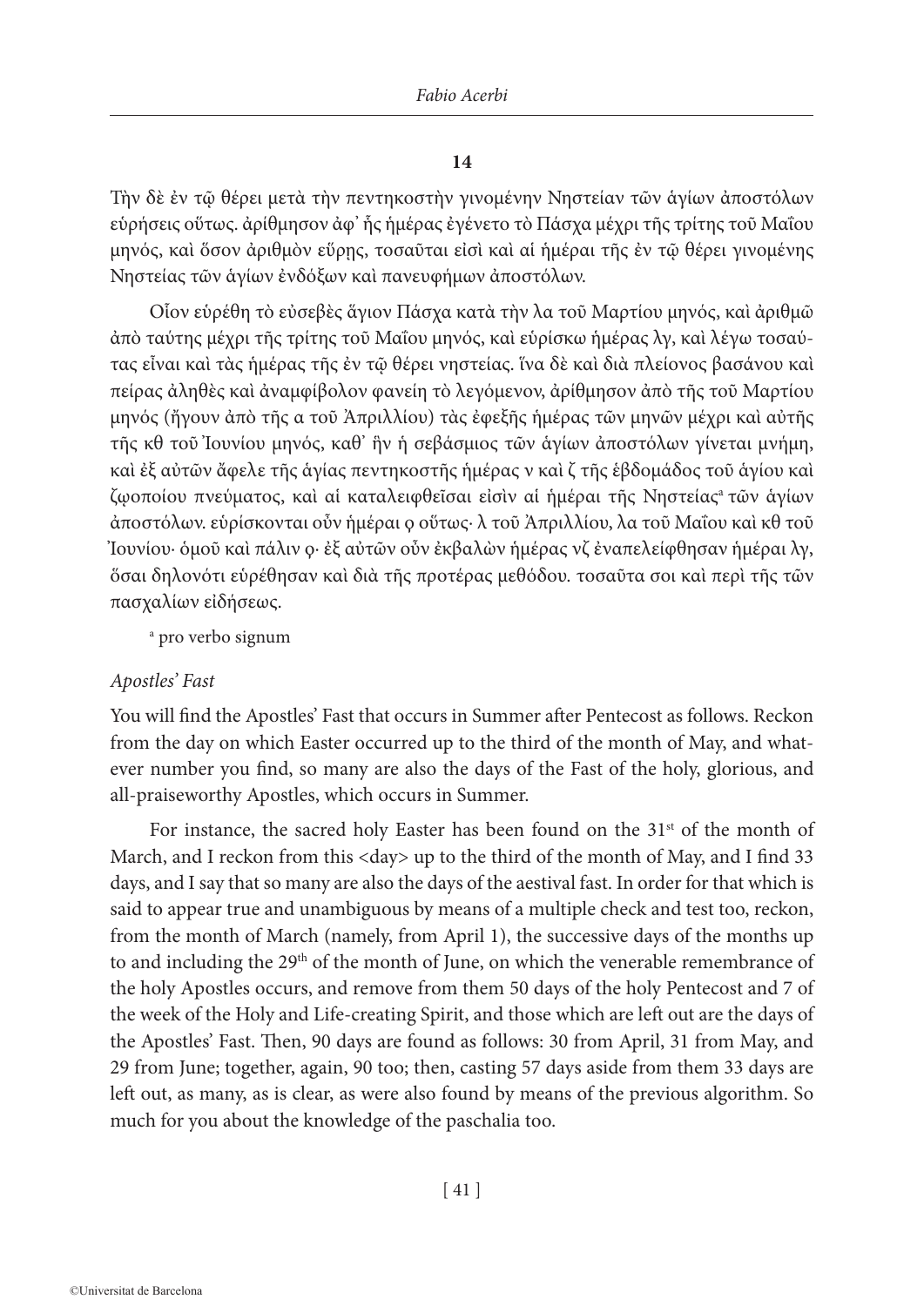**14**

Τὴν δὲ ἐν τῷ θέρει μετὰ τὴν πεντηκοστὴν γινομένην Νηστείαν τῶν ἁγίων ἀποστόλων εὑρήσεις οὕτως. ἀρίθμησον ἀφ᾽ ἧς ἡμέρας ἐγένετο τὸ Πάσχα μέχρι τῆς τρίτης τοῦ Μαΐου μηνός, καὶ ὅσον ἀριθμὸν εὕρῃς, τοσαῦται εἰσὶ καὶ αἱ ἡμέραι τῆς ἐν τῷ θέρει γινομένης Νηστείας τῶν ἁγίων ἐνδόξων καὶ πανευφήμων ἀποστόλων.

Οἷον εὑρέθη τὸ εὐσεβὲς ἅγιον Πάσχα κατὰ τὴν λα τοῦ Μαρτίου μηνός, καὶ ἀριθμῶ ἀπὸ ταύτης μέχρι τῆς τρίτης τοῦ Μαΐου μηνός, καὶ εὑρίσκω ἡμέρας λγ, καὶ λέγω τοσαύτας εἶναι καὶ τὰς ἡμέρας τῆς ἐν τῷ θέρει νηστείας. ἵνα δὲ καὶ διὰ πλείονος βασάνου καὶ πείρας ἀληθὲς καὶ ἀναμφίβολον φανείῃ τὸ λεγόμενον, ἀρίθμησον ἀπὸ τῆς τοῦ Μαρτίου μηνός (ἤγουν ἀπὸ τῆς α τοῦ Ἀπριλλίου) τὰς ἐφεξῆς ἡμέρας τῶν μηνῶν μέχρι καὶ αὐτῆς τῆς κθ τοῦ Ἰουνίου μηνός, καθ᾽ ἣν ἡ σεβάσμιος τῶν ἁγίων ἀποστόλων γίνεται μνήμη, καὶ ἐξ αὐτῶν ἄφελε τῆς ἁγίας πεντηκοστῆς ἡμέρας ν καὶ ζ τῆς ἑβδομάδος τοῦ ἁγίου καὶ ζῳοποίου πνεύματος, καὶ αἱ καταλειφθεῖσαι εἰσὶν αἱ ἡμέραι τῆς Νηστείας[a] τῶν ἁγίων ἀποστόλων. εὑρίσκονται οὖν ἡμέραι ϙ οὕτως· λ τοῦ Ἀπριλλίου, λα τοῦ Μαΐου καὶ κθ τοῦ Ἰουνίου· ὁμοῦ καὶ πάλιν ϙ· ἐξ αὐτῶν οὖν ἐκβαλὼν ἡμέρας νζ ἐναπελείφθησαν ἡμέραι λγ, ὅσαι δηλονότι εὑρέθησαν καὶ διὰ τῆς προτέρας μεθόδου. τοσαῦτα σοι καὶ περὶ τῆς τῶν πασχαλίων εἰδήσεως.

[a] pro verbo signum

*Apostles' Fast*

You will find the Apostles' Fast that occurs in Summer after Pentecost as follows. Reckon from the day on which Easter occurred up to the third of the month of May, and whatever number you find, so many are also the days of the Fast of the holy, glorious, and all-praiseworthy Apostles, which occurs in Summer.

For instance, the sacred holy Easter has been found on the 31st of the month of March, and I reckon from this <day> up to the third of the month of May, and I find 33 days, and I say that so many are also the days of the aestival fast. In order for that which is said to appear true and unambiguous by means of a multiple check and test too, reckon, from the month of March (namely, from April 1), the successive days of the months up to and including the 29th of the month of June, on which the venerable remembrance of the holy Apostles occurs, and remove from them 50 days of the holy Pentecost and 7 of the week of the Holy and Life-creating Spirit, and those which are left out are the days of the Apostles' Fast. Then, 90 days are found as follows: 30 from April, 31 from May, and 29 from June; together, again, 90 too; then, casting 57 days aside from them 33 days are left out, as many, as is clear, as were also found by means of the previous algorithm. So much for you about the knowledge of the paschalia too.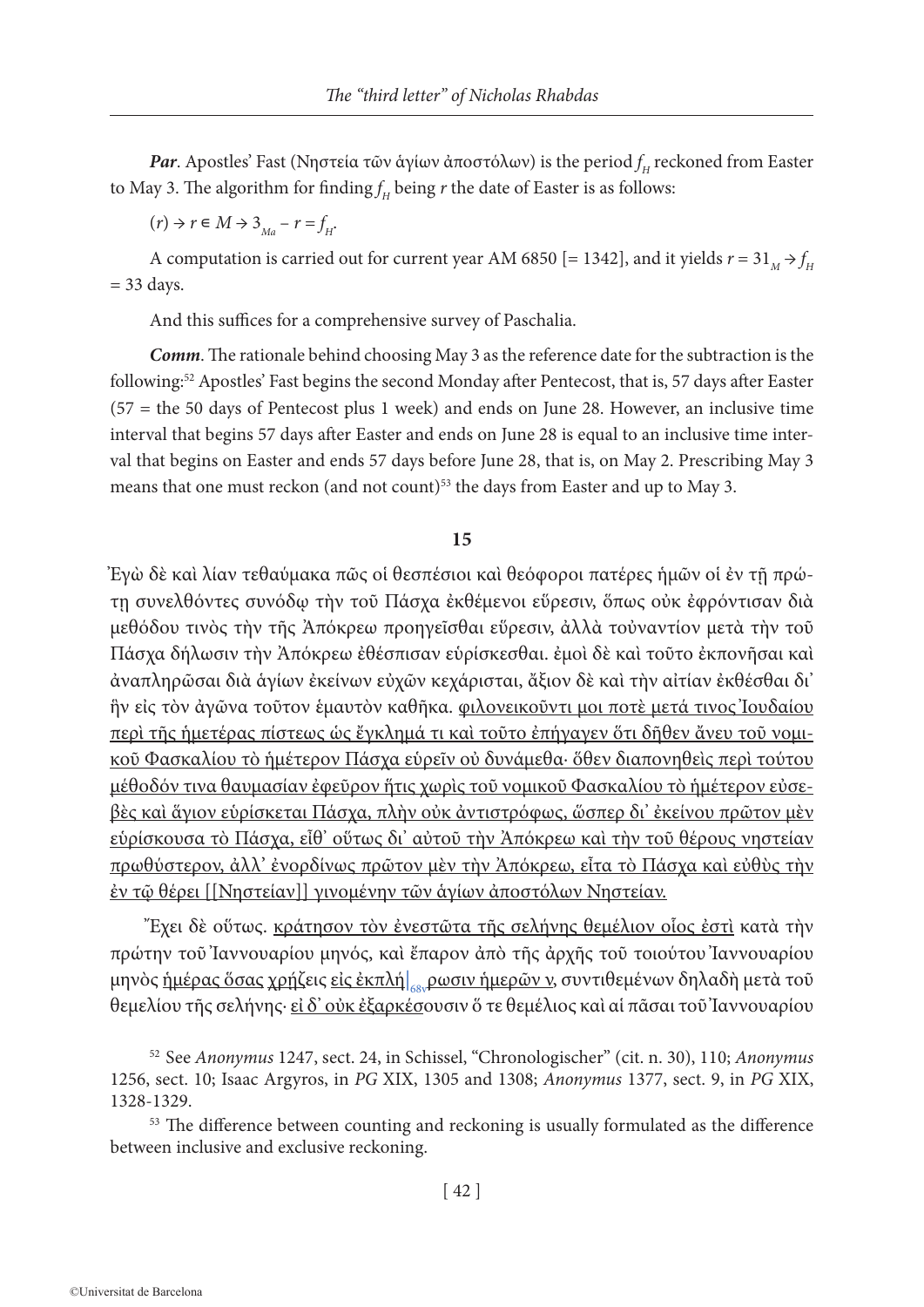***Par***. Apostles' Fast (Νηστεία τῶν ἁγίων ἀποστόλων) is the period $f_H$ reckoned from Easter to May 3. The algorithm for finding $f_H$ being *r* the date of Easter is as follows:

$(r) \rightarrow r \in M \rightarrow 3_{Ma} - r = f_H$.

A computation is carried out for current year AM 6850 [= 1342], and it yields $r = 31_M \rightarrow f_H = 33$ days.

And this suffices for a comprehensive survey of Paschalia.

***Comm***. The rationale behind choosing May 3 as the reference date for the subtraction is the following:[52] Apostles' Fast begins the second Monday after Pentecost, that is, 57 days after Easter (57 = the 50 days of Pentecost plus 1 week) and ends on June 28. However, an inclusive time interval that begins 57 days after Easter and ends on June 28 is equal to an inclusive time interval that begins on Easter and ends 57 days before June 28, that is, on May 2. Prescribing May 3 means that one must reckon (and not count)[53] the days from Easter and up to May 3.

## 15

Ἐγὼ δὲ καὶ λίαν τεθαύμακα πῶς οἱ θεσπέσιοι καὶ θεόφοροι πατέρες ἡμῶν οἱ ἐν τῇ πρώτῃ συνελθόντες συνόδῳ τὴν τοῦ Πάσχα ἐκθέμενοι εὕρεσιν, ὅπως οὐκ ἐφρόντισαν διὰ μεθόδου τινὸς τὴν τῆς Ἀπόκρεω προηγεῖσθαι εὕρεσιν, ἀλλὰ τοὐναντίον μετὰ τὴν τοῦ Πάσχα δήλωσιν τὴν Ἀπόκρεω ἐθέσπισαν εὑρίσκεσθαι. ἐμοὶ δὲ καὶ τοῦτο ἐκπονῆσαι καὶ ἀναπληρῶσαι διὰ ἁγίων ἐκείνων εὐχῶν κεχάρισται, ἄξιον δὲ καὶ τὴν αἰτίαν ἐκθέσθαι δι' ἣν εἰς τὸν ἀγῶνα τοῦτον ἐμαυτὸν καθῆκα. <u>φιλονεικοῦντι μοι ποτὲ μετά τινος Ἰουδαίου περὶ τῆς ἡμετέρας πίστεως ὡς ἔγκλημά τι καὶ τοῦτο ἐπήγαγεν ὅτι δῆθεν ἄνευ τοῦ νομικοῦ Φασκαλίου τὸ ἡμέτερον Πάσχα εὑρεῖν οὐ δυνάμεθα· ὅθεν διαπονηθεὶς περὶ τούτου μέθοδόν τινα θαυμασίαν ἐφεῦρον ἥτις χωρὶς τοῦ νομικοῦ Φασκαλίου τὸ ἡμέτερον εὐσεβὲς καὶ ἅγιον εὑρίσκεται Πάσχα, πλὴν οὐκ ἀντιστρόφως, ὥσπερ δι' ἐκείνου πρῶτον μὲν εὑρίσκουσα τὸ Πάσχα, εἶθ' οὕτως δι' αὐτοῦ τὴν Ἀπόκρεω καὶ τὴν τοῦ θέρους νηστείαν πρωθύστερον, ἀλλ' ἐνορδίνως πρῶτον μὲν τὴν Ἀπόκρεω, εἶτα τὸ Πάσχα καὶ εὐθὺς τὴν ἐν τῷ θέρει [[Νηστείαν]] γινομένην τῶν ἁγίων ἀποστόλων Νηστείαν.</u>

Ἔχει δὲ οὕτως. <u>κράτησον τὸν ἐνεστῶτα τῆς σελήνης θεμέλιον οἷος ἐστὶ</u> κατὰ τὴν πρώτην τοῦ Ἰαννουαρίου μηνός, καὶ ἔπαρον ἀπὸ τῆς ἀρχῆς τοῦ τοιούτου Ἰαννουαρίου μηνὸς <u>ἡμέρας ὅσας χρήζεις εἰς ἐκπλή|</u>$_{68v}$<u>ρωσιν ἡμερῶν ν</u>, συντιθεμένων δηλαδὴ μετὰ τοῦ θεμελίου τῆς σελήνης· <u>εἰ δ' οὐκ ἐξαρκέσ</u>ουσιν ὅ τε θεμέλιος καὶ αἱ πᾶσαι τοῦ Ἰαννουαρίου

[52] See *Anonymus* 1247, sect. 24, in Schissel, "Chronologischer" (cit. n. 30), 110; *Anonymus* 1256, sect. 10; Isaac Argyros, in *PG* XIX, 1305 and 1308; *Anonymus* 1377, sect. 9, in *PG* XIX, 1328-1329.

[53] The difference between counting and reckoning is usually formulated as the difference between inclusive and exclusive reckoning.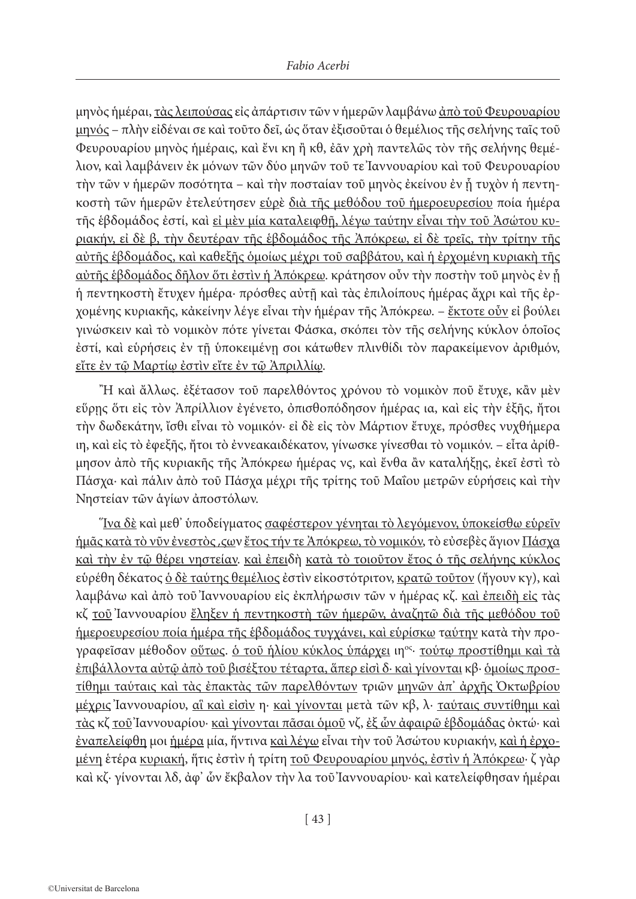μηνὸς ἡμέραι, <u>τὰς λειπούσας</u> εἰς ἀπάρτισιν τῶν ν ἡμερῶν λαμβάνω <u>ἀπὸ τοῦ Φευρουαρίου μηνός</u> – πλὴν εἰδέναι σε καὶ τοῦτο δεῖ, ὡς ὅταν ἐξισοῦται ὁ θεμέλιος τῆς σελήνης ταῖς τοῦ Φευρουαρίου μηνὸς ἡμέραις, καὶ ἕνι κη ἢ κθ, ἐᾶν χρὴ παντελῶς τὸν τῆς σελήνης θεμέλιον, καὶ λαμβάνειν ἐκ μόνων τῶν δύο μηνῶν τοῦ τε Ἰαννουαρίου καὶ τοῦ Φευρουαρίου τὴν τῶν ν ἡμερῶν ποσότητα – καὶ τὴν ποσταίαν τοῦ μηνὸς ἐκείνου ἐν ᾗ τυχὸν ἡ πεντηκοστὴ τῶν ἡμερῶν ἐτελεύτησεν <u>εὑρὲ</u> <u>διὰ τῆς μεθόδου τοῦ ἡμεροευρεσίου</u> ποία ἡμέρα τῆς ἑβδομάδος ἐστί, καὶ <u>εἰ μὲν μία καταλειφθῇ, λέγω ταύτην εἶναι τὴν τοῦ Ἀσώτου κυριακήν, εἰ δὲ β, τὴν δευτέραν τῆς ἑβδομάδος τῆς Ἀπόκρεω, εἰ δὲ τρεῖς, τὴν τρίτην τῆς αὐτῆς ἑβδομάδος, καὶ καθεξῆς ὁμοίως μέχρι τοῦ σαββάτου, καὶ ἡ ἐρχομένη κυριακὴ τῆς αὐτῆς ἑβδομάδος δῆλον ὅτι ἐστὶν ἡ Ἀπόκρεω</u>. κράτησον οὖν τὴν ποστὴν τοῦ μηνὸς ἐν ᾗ ἡ πεντηκοστὴ ἔτυχεν ἡμέρα· πρόσθες αὐτῇ καὶ τὰς ἐπιλοίπους ἡμέρας ἄχρι καὶ τῆς ἐρχομένης κυριακῆς, κἀκείνην λέγε εἶναι τὴν ἡμέραν τῆς Ἀπόκρεω. – <u>ἔκτοτε οὖν</u> εἰ βούλει γινώσκειν καὶ τὸ νομικὸν πότε γίνεται Φάσκα, σκόπει τὸν τῆς σελήνης κύκλον ὁποῖος ἐστί, καὶ εὑρήσεις ἐν τῇ ὑποκειμένῃ σοι κάτωθεν πλινθίδι τὸν παρακείμενον ἀριθμόν, <u>εἴτε ἐν τῷ Μαρτίῳ ἐστὶν εἴτε ἐν τῷ Ἀπριλλίῳ</u>.

Ἢ καὶ ἄλλως. ἐξέτασον τοῦ παρελθόντος χρόνου τὸ νομικὸν ποῦ ἔτυχε, κἂν μὲν εὕρῃς ὅτι εἰς τὸν Ἀπρίλλιον ἐγένετο, ὀπισθοπόδησον ἡμέρας ια, καὶ εἰς τὴν ἑξῆς, ἤτοι τὴν δωδεκάτην, ἴσθι εἶναι τὸ νομικόν· εἰ δὲ εἰς τὸν Μάρτιον ἔτυχε, πρόσθες νυχθήμερα ιη, καὶ εἰς τὸ ἐφεξῆς, ἤτοι τὸ ἐννεακαιδέκατον, γίνωσκε γίνεσθαι τὸ νομικόν. – εἶτα ἀρίθμησον ἀπὸ τῆς κυριακῆς τῆς Ἀπόκρεω ἡμέρας νς, καὶ ἔνθα ἂν καταλήξῃς, ἐκεῖ ἐστὶ τὸ Πάσχα· καὶ πάλιν ἀπὸ τοῦ Πάσχα μέχρι τῆς τρίτης τοῦ Μαΐου μετρῶν εὑρήσεις καὶ τὴν Νηστείαν τῶν ἁγίων ἀποστόλων.

<u>Ἵνα δὲ</u> καὶ μεθ' ὑποδείγματος <u>σαφέστερον γένηται τὸ λεγόμενον, ὑποκείσθω εὑρεῖν ἡμᾶς κατὰ τὸ νῦν ἐνεστὸς ͵ϛων</u> <u>ἔτος τήν τε Ἀπόκρεω, τὸ νομικόν</u>, τὸ εὐσεβὲς ἅγιον <u>Πάσχα καὶ τὴν ἐν τῷ θέρει νηστείαν</u>. <u>καὶ ἐπειδὴ</u> <u>κατὰ τὸ τοιοῦτον ἔτος ὁ τῆς σελήνης κύκλος</u> εὑρέθη δέκατος <u>ὁ δὲ ταύτης θεμέλιος</u> ἐστὶν εἰκοστότριτον, <u>κρατῶ τοῦτον</u> (ἤγουν κγ), καὶ λαμβάνω καὶ ἀπὸ τοῦ Ἰαννουαρίου εἰς ἐκπλήρωσιν τῶν ν ἡμέρας κζ. <u>καὶ ἐπειδὴ εἰς</u> τὰς κζ <u>τοῦ</u> Ἰαννουαρίου <u>ἔληξεν ἡ πεντηκοστὴ τῶν ἡμερῶν, ἀναζητῶ διὰ τῆς μεθόδου τοῦ ἡμεροευρεσίου ποία ἡμέρα τῆς ἑβδομάδος τυγχάνει, καὶ εὑρίσκω</u> ταύτην κατὰ τὴν προγραφεῖσαν μέθοδον <u>οὕτως</u>. <u>ὁ τοῦ ἡλίου κύκλος ὑπάρχει</u> ιη[ος]· <u>τούτῳ προστίθημι καὶ τὰ ἐπιβάλλοντα αὐτῷ ἀπὸ τοῦ βισέξτου τέταρτα, ἅπερ εἰσὶ δ· καὶ γίνονται</u> κβ· <u>ὁμοίως προστίθημι ταύταις καὶ τὰς ἐπακτὰς τῶν παρελθόντων</u> τριῶν <u>μηνῶν ἀπ' ἀρχῆς Ὀκτωβρίου μέχρις</u> Ἰαννουαρίου, <u>αἵ καὶ εἰσὶν</u> η· <u>καὶ γίνονται</u> μετὰ τῶν κβ, λ· <u>ταύταις συντίθημι καὶ τὰς</u> κζ <u>τοῦ</u> Ἰαννουαρίου· <u>καὶ γίνονται πᾶσαι ὁμοῦ</u> νζ, <u>ἐξ ὧν ἀφαιρῶ ἑβδομάδας</u> ὀκτώ· καὶ <u>ἐναπελείφθη</u> μοι <u>ἡμέρα</u> μία, ἥντινα <u>καὶ λέγω</u> εἶναι τὴν τοῦ Ἀσώτου κυριακήν, <u>καὶ ἡ ἐρχομένη</u> ἑτέρα <u>κυριακή</u>, ἥτις ἐστὶν ἡ τρίτη <u>τοῦ Φευρουαρίου μηνός, ἐστὶν ἡ Ἀπόκρεω</u>· ζ γὰρ καὶ κζ· γίνονται λδ, ἀφ' ὧν ἔκβαλον τὴν λα τοῦ Ἰαννουαρίου· καὶ κατελείφθησαν ἡμέραι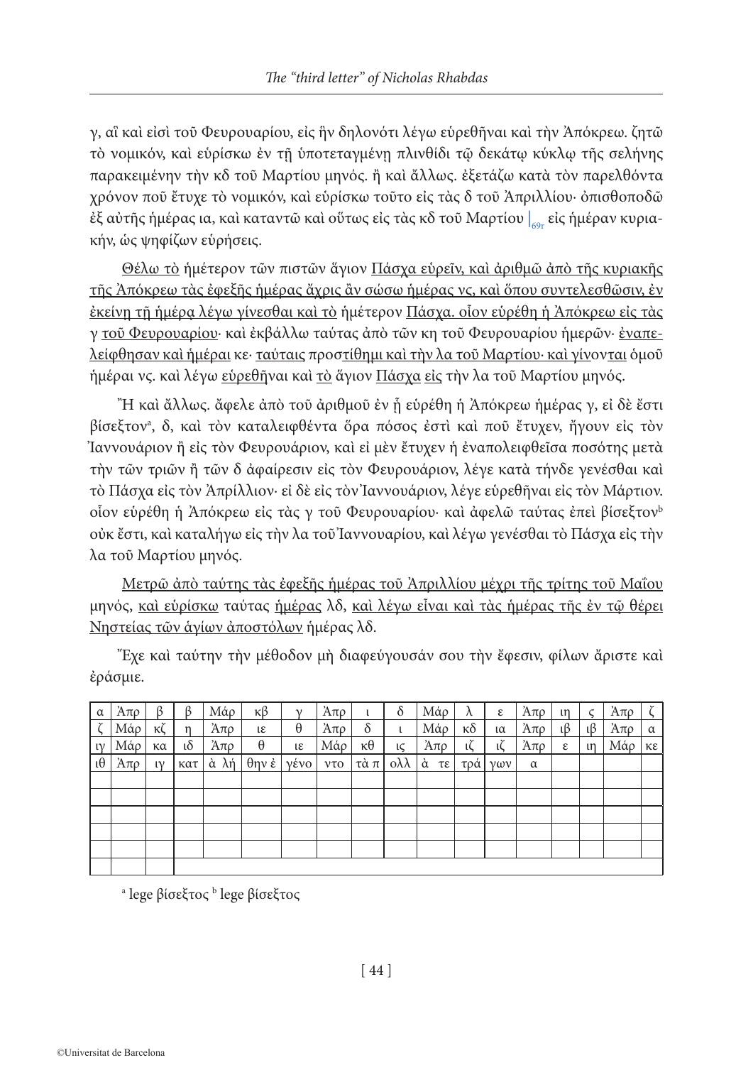γ, αἳ καὶ εἰσὶ τοῦ Φευρουαρίου, εἰς ἣν δηλονότι λέγω εὑρεθῆναι καὶ τὴν Ἀπόκρεω. ζητῶ τὸ νομικόν, καὶ εὑρίσκω ἐν τῇ ὑποτεταγμένῃ πλινθίδι τῷ δεκάτῳ κύκλῳ τῆς σελήνης παρακειμένην τὴν κδ τοῦ Μαρτίου μηνός. ἢ καὶ ἄλλως. ἐξετάζω κατὰ τὸν παρελθόντα χρόνον ποῦ ἔτυχε τὸ νομικόν, καὶ εὑρίσκω τοῦτο εἰς τὰς δ τοῦ Ἀπριλλίου· ὀπισθοποδῶ ἐξ αὐτῆς ἡμέρας ια, καὶ καταντῶ καὶ οὕτως εἰς τὰς κδ τοῦ Μαρτίου |69r εἰς ἡμέραν κυριακήν, ὡς ψηφίζων εὑρήσεις.

Θέλω τὸ ἡμέτερον τῶν πιστῶν ἅγιον Πάσχα εὑρεῖν, καὶ ἀριθμῶ ἀπὸ τῆς κυριακῆς τῆς Ἀπόκρεω τὰς ἐφεξῆς ἡμέρας ἄχρις ἂν σώσω ἡμέρας νς, καὶ ὅπου συντελεσθῶσιν, ἐν ἐκείνῃ τῇ ἡμέρᾳ λέγω γίνεσθαι καὶ τὸ ἡμέτερον Πάσχα. οἷον εὑρέθη ἡ Ἀπόκρεω εἰς τὰς γ τοῦ Φευρουαρίου· καὶ ἐκβάλλω ταύτας ἀπὸ τῶν κη τοῦ Φευρουαρίου ἡμερῶν· ἐναπελείφθησαν καὶ ἡμέραι κε· ταύταις προστίθημι καὶ τὴν λα τοῦ Μαρτίου· καὶ γίνονται ὁμοῦ ἡμέραι νς. καὶ λέγω εὑρεθῆναι καὶ τὸ ἅγιον Πάσχα εἰς τὴν λα τοῦ Μαρτίου μηνός.

Ἢ καὶ ἄλλως. ἄφελε ἀπὸ τοῦ ἀριθμοῦ ἐν ᾗ εὑρέθη ἡ Ἀπόκρεω ἡμέρας γ, εἰ δὲ ἔστι βίσεξτον[a], δ, καὶ τὸν καταλειφθέντα ὅρα πόσος ἐστὶ καὶ ποῦ ἔτυχεν, ἤγουν εἰς τὸν Ἰαννουάριον ἢ εἰς τὸν Φευρουάριον, καὶ εἰ μὲν ἔτυχεν ἡ ἐναπολειφθεῖσα ποσότης μετὰ τὴν τῶν τριῶν ἢ τῶν δ ἀφαίρεσιν εἰς τὸν Φευρουάριον, λέγε κατὰ τήνδε γενέσθαι καὶ τὸ Πάσχα εἰς τὸν Ἀπρίλλιον· εἰ δὲ εἰς τὸν Ἰαννουάριον, λέγε εὑρεθῆναι εἰς τὸν Μάρτιον. οἷον εὑρέθη ἡ Ἀπόκρεω εἰς τὰς γ τοῦ Φευρουαρίου· καὶ ἀφελῶ ταύτας ἐπεὶ βίσεξτον[b] οὐκ ἔστι, καὶ καταλήγω εἰς τὴν λα τοῦ Ἰαννουαρίου, καὶ λέγω γενέσθαι τὸ Πάσχα εἰς τὴν λα τοῦ Μαρτίου μηνός.

Μετρῶ ἀπὸ ταύτης τὰς ἐφεξῆς ἡμέρας τοῦ Ἀπριλλίου μέχρι τῆς τρίτης τοῦ Μαΐου μηνός, καὶ εὑρίσκω ταύτας ἡμέρας λδ, καὶ λέγω εἶναι καὶ τὰς ἡμέρας τῆς ἐν τῷ θέρει Νηστείας τῶν ἁγίων ἀποστόλων ἡμέρας λδ.

Ἔχε καὶ ταύτην τὴν μέθοδον μὴ διαφεύγουσάν σου τὴν ἔφεσιν, φίλων ἄριστε καὶ ἐράσμιε.

| α | Ἀπρ | β | β | Μάρ | κβ | γ | Ἀπρ | ι | δ | Μάρ | λ | ε | Ἀπρ | ιη | ϛ | Ἀπρ | ζ |
|---|---|---|---|---|---|---|---|---|---|---|---|---|---|---|---|---|---|
| ζ | Μάρ | κζ | η | Ἀπρ | ιε | θ | Ἀπρ | δ | ι | Μάρ | κδ | ια | Ἀπρ | ιβ | ιβ | Ἀπρ | α |
| ιγ | Μάρ | κα | ιδ | Ἀπρ | θ | ιε | Μάρ | κθ | ις | Ἀπρ | ιζ | ιζ | Ἀπρ | ε | ιη | Μάρ | κε |
| ιθ | Ἀπρ | ιγ | κατ | ἀ λή | θην ἐ | γένο | ντο | τὰ π | ολλ | ἀ τε | τρά | γων | α | | | | |
| | | | | | | | | | | | | | | | | | |
| | | | | | | | | | | | | | | | | | |
| | | | | | | | | | | | | | | | | | |
| | | | | | | | | | | | | | | | | | |
| | | | | | | | | | | | | | | | | | |
| | | | | | | | | | | | | | | | | | |

[a] lege βίσεξτος [b] lege βίσεξτος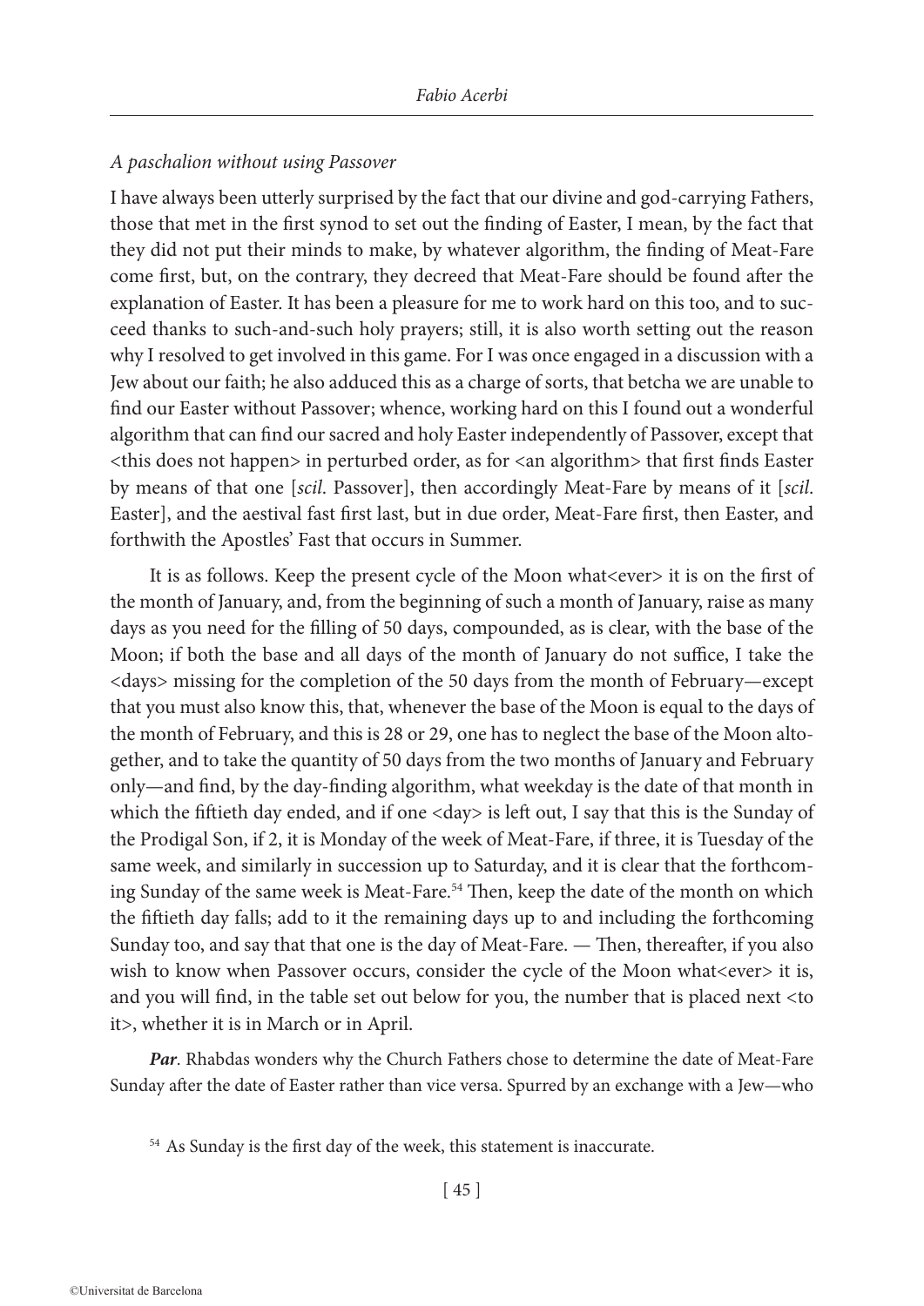*A paschalion without using Passover*

I have always been utterly surprised by the fact that our divine and god-carrying Fathers, those that met in the first synod to set out the finding of Easter, I mean, by the fact that they did not put their minds to make, by whatever algorithm, the finding of Meat-Fare come first, but, on the contrary, they decreed that Meat-Fare should be found after the explanation of Easter. It has been a pleasure for me to work hard on this too, and to succeed thanks to such-and-such holy prayers; still, it is also worth setting out the reason why I resolved to get involved in this game. For I was once engaged in a discussion with a Jew about our faith; he also adduced this as a charge of sorts, that betcha we are unable to find our Easter without Passover; whence, working hard on this I found out a wonderful algorithm that can find our sacred and holy Easter independently of Passover, except that <this does not happen> in perturbed order, as for <an algorithm> that first finds Easter by means of that one [*scil*. Passover], then accordingly Meat-Fare by means of it [*scil*. Easter], and the aestival fast first last, but in due order, Meat-Fare first, then Easter, and forthwith the Apostles' Fast that occurs in Summer.

It is as follows. Keep the present cycle of the Moon what<ever> it is on the first of the month of January, and, from the beginning of such a month of January, raise as many days as you need for the filling of 50 days, compounded, as is clear, with the base of the Moon; if both the base and all days of the month of January do not suffice, I take the <days> missing for the completion of the 50 days from the month of February—except that you must also know this, that, whenever the base of the Moon is equal to the days of the month of February, and this is 28 or 29, one has to neglect the base of the Moon altogether, and to take the quantity of 50 days from the two months of January and February only—and find, by the day-finding algorithm, what weekday is the date of that month in which the fiftieth day ended, and if one <day> is left out, I say that this is the Sunday of the Prodigal Son, if 2, it is Monday of the week of Meat-Fare, if three, it is Tuesday of the same week, and similarly in succession up to Saturday, and it is clear that the forthcoming Sunday of the same week is Meat-Fare.[54] Then, keep the date of the month on which the fiftieth day falls; add to it the remaining days up to and including the forthcoming Sunday too, and say that that one is the day of Meat-Fare. — Then, thereafter, if you also wish to know when Passover occurs, consider the cycle of the Moon what<ever> it is, and you will find, in the table set out below for you, the number that is placed next <to it>, whether it is in March or in April.

***Par***. Rhabdas wonders why the Church Fathers chose to determine the date of Meat-Fare Sunday after the date of Easter rather than vice versa. Spurred by an exchange with a Jew—who

[54] As Sunday is the first day of the week, this statement is inaccurate.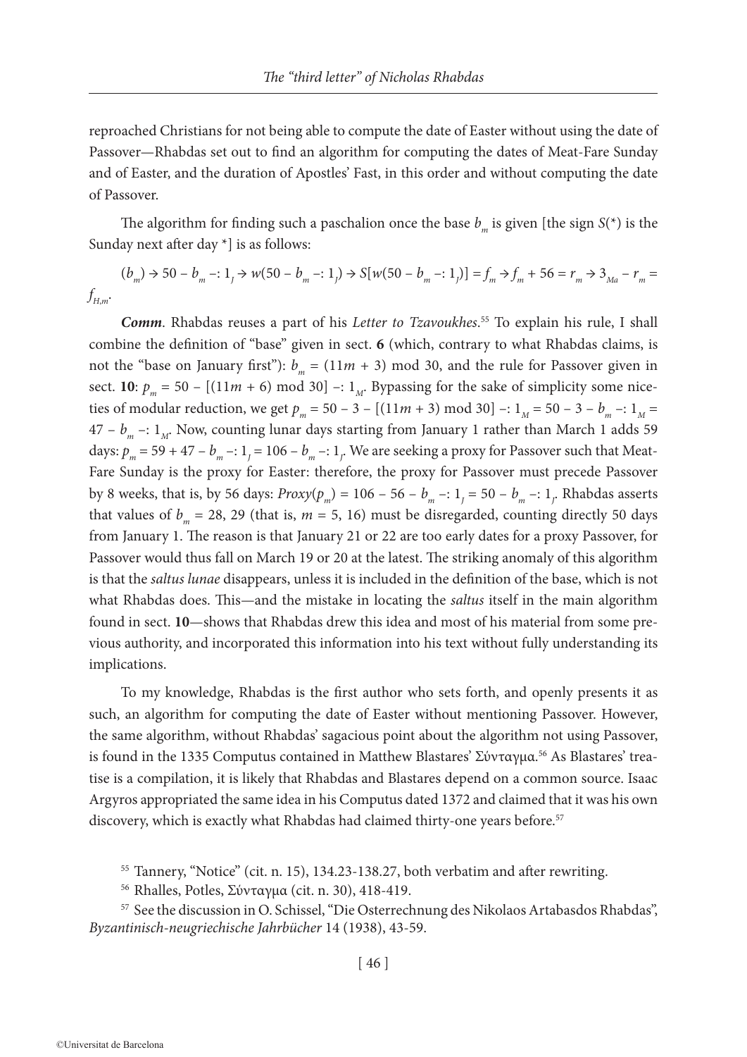reproached Christians for not being able to compute the date of Easter without using the date of Passover—Rhabdas set out to find an algorithm for computing the dates of Meat-Fare Sunday and of Easter, and the duration of Apostles' Fast, in this order and without computing the date of Passover.

The algorithm for finding such a paschalion once the base $b_m$ is given [the sign $S(*)$ is the Sunday next after day *] is as follows:

$(b_m) \rightarrow 50 - b_m -: 1_J \rightarrow w(50 - b_m -: 1_J) \rightarrow S[w(50 - b_m -: 1_J)] = f_m \rightarrow f_m + 56 = r_m \rightarrow 3_{Ma} - r_m = f_{H,m}$.

***Comm***. Rhabdas reuses a part of his *Letter to Tzavoukhes*.[55] To explain his rule, I shall combine the definition of "base" given in sect. **6** (which, contrary to what Rhabdas claims, is not the "base on January first"): $b_m = (11m + 3) \bmod 30$, and the rule for Passover given in sect. **10**: $p_m = 50 - [(11m + 6) \bmod 30] -: 1_M$. Bypassing for the sake of simplicity some niceties of modular reduction, we get $p_m = 50 - 3 - [(11m + 3) \bmod 30] -: 1_M = 50 - 3 - b_m -: 1_M = 47 - b_m -: 1_M$. Now, counting lunar days starting from January 1 rather than March 1 adds 59 days: $p_m = 59 + 47 - b_m -: 1_J = 106 - b_m -: 1_J$. We are seeking a proxy for Passover such that Meat-Fare Sunday is the proxy for Easter: therefore, the proxy for Passover must precede Passover by 8 weeks, that is, by 56 days: $Proxy(p_m) = 106 - 56 - b_m -: 1_J = 50 - b_m -: 1_J$. Rhabdas asserts that values of $b_m = 28, 29$ (that is, $m = 5, 16$) must be disregarded, counting directly 50 days from January 1. The reason is that January 21 or 22 are too early dates for a proxy Passover, for Passover would thus fall on March 19 or 20 at the latest. The striking anomaly of this algorithm is that the *saltus lunae* disappears, unless it is included in the definition of the base, which is not what Rhabdas does. This—and the mistake in locating the *saltus* itself in the main algorithm found in sect. **10**—shows that Rhabdas drew this idea and most of his material from some previous authority, and incorporated this information into his text without fully understanding its implications.

To my knowledge, Rhabdas is the first author who sets forth, and openly presents it as such, an algorithm for computing the date of Easter without mentioning Passover. However, the same algorithm, without Rhabdas' sagacious point about the algorithm not using Passover, is found in the 1335 Computus contained in Matthew Blastares' Σύνταγμα.[56] As Blastares' treatise is a compilation, it is likely that Rhabdas and Blastares depend on a common source. Isaac Argyros appropriated the same idea in his Computus dated 1372 and claimed that it was his own discovery, which is exactly what Rhabdas had claimed thirty-one years before.[57]

[55] Tannery, "Notice" (cit. n. 15), 134.23-138.27, both verbatim and after rewriting.

[56] Rhalles, Potles, Σύνταγμα (cit. n. 30), 418-419.

[57] See the discussion in O. Schissel, "Die Osterrechnung des Nikolaos Artabasdos Rhabdas", *Byzantinisch-neugriechische Jahrbücher* 14 (1938), 43-59.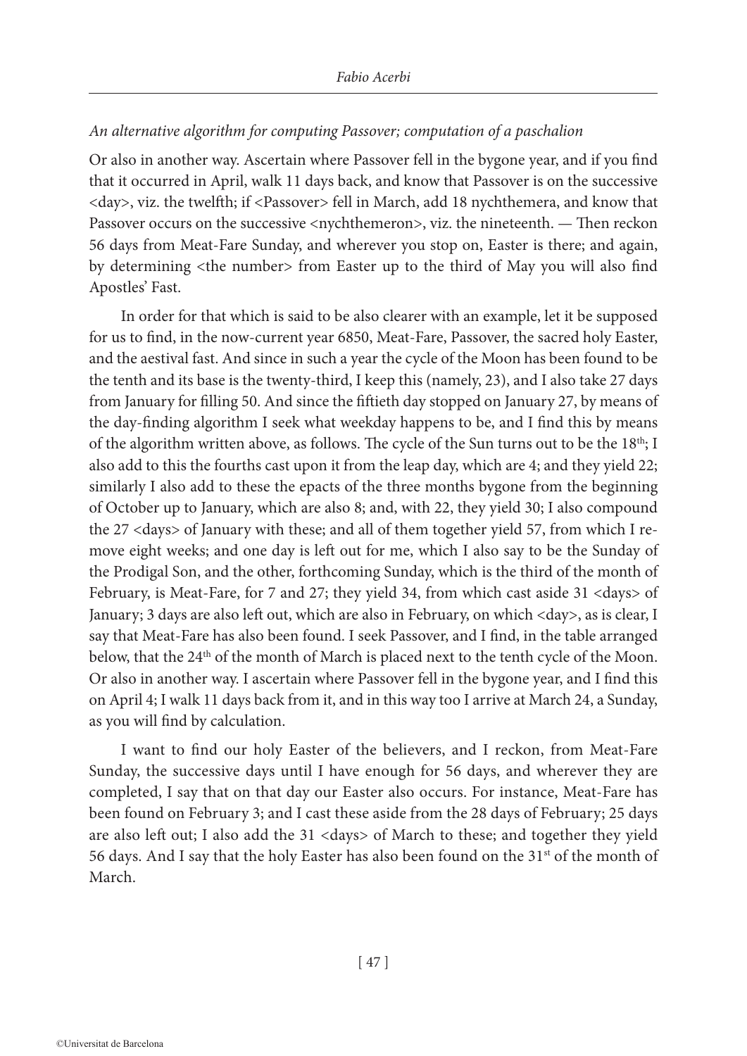*An alternative algorithm for computing Passover; computation of a paschalion*

Or also in another way. Ascertain where Passover fell in the bygone year, and if you find that it occurred in April, walk 11 days back, and know that Passover is on the successive <day>, viz. the twelfth; if <Passover> fell in March, add 18 nychthemera, and know that Passover occurs on the successive <nychthemeron>, viz. the nineteenth. — Then reckon 56 days from Meat-Fare Sunday, and wherever you stop on, Easter is there; and again, by determining <the number> from Easter up to the third of May you will also find Apostles' Fast.

In order for that which is said to be also clearer with an example, let it be supposed for us to find, in the now-current year 6850, Meat-Fare, Passover, the sacred holy Easter, and the aestival fast. And since in such a year the cycle of the Moon has been found to be the tenth and its base is the twenty-third, I keep this (namely, 23), and I also take 27 days from January for filling 50. And since the fiftieth day stopped on January 27, by means of the day-finding algorithm I seek what weekday happens to be, and I find this by means of the algorithm written above, as follows. The cycle of the Sun turns out to be the 18th; I also add to this the fourths cast upon it from the leap day, which are 4; and they yield 22; similarly I also add to these the epacts of the three months bygone from the beginning of October up to January, which are also 8; and, with 22, they yield 30; I also compound the 27 <days> of January with these; and all of them together yield 57, from which I remove eight weeks; and one day is left out for me, which I also say to be the Sunday of the Prodigal Son, and the other, forthcoming Sunday, which is the third of the month of February, is Meat-Fare, for 7 and 27; they yield 34, from which cast aside 31 <days> of January; 3 days are also left out, which are also in February, on which <day>, as is clear, I say that Meat-Fare has also been found. I seek Passover, and I find, in the table arranged below, that the 24th of the month of March is placed next to the tenth cycle of the Moon. Or also in another way. I ascertain where Passover fell in the bygone year, and I find this on April 4; I walk 11 days back from it, and in this way too I arrive at March 24, a Sunday, as you will find by calculation.

I want to find our holy Easter of the believers, and I reckon, from Meat-Fare Sunday, the successive days until I have enough for 56 days, and wherever they are completed, I say that on that day our Easter also occurs. For instance, Meat-Fare has been found on February 3; and I cast these aside from the 28 days of February; 25 days are also left out; I also add the 31 <days> of March to these; and together they yield 56 days. And I say that the holy Easter has also been found on the 31st of the month of March.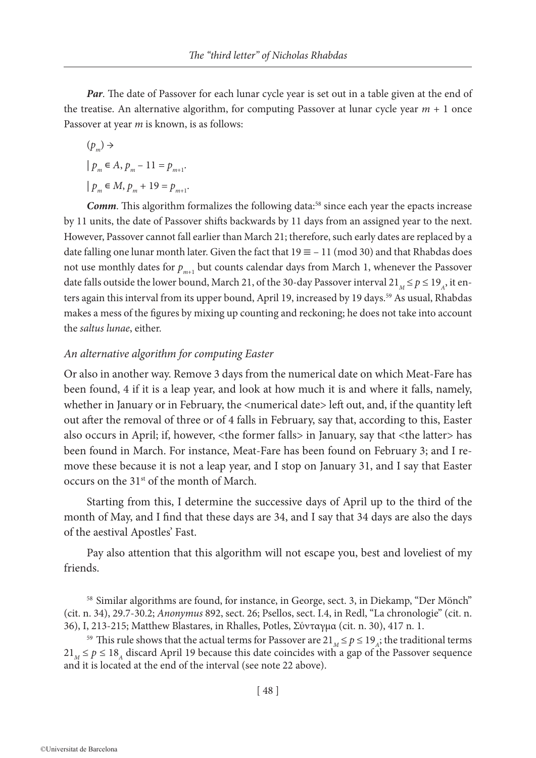***Par***. The date of Passover for each lunar cycle year is set out in a table given at the end of the treatise. An alternative algorithm, for computing Passover at lunar cycle year $m + 1$ once Passover at year $m$ is known, is as follows:

$(p_m) \rightarrow$

$| \, p_m \in A, p_m - 11 = p_{m+1}$.

$| \, p_m \in M, p_m + 19 = p_{m+1}$.

***Comm***. This algorithm formalizes the following data:[58] since each year the epacts increase by 11 units, the date of Passover shifts backwards by 11 days from an assigned year to the next. However, Passover cannot fall earlier than March 21; therefore, such early dates are replaced by a date falling one lunar month later. Given the fact that $19 \equiv -11 \pmod{30}$ and that Rhabdas does not use monthly dates for $p_{m+1}$ but counts calendar days from March 1, whenever the Passover date falls outside the lower bound, March 21, of the 30-day Passover interval $21_M \leq p \leq 19_A$, it enters again this interval from its upper bound, April 19, increased by 19 days.[59] As usual, Rhabdas makes a mess of the figures by mixing up counting and reckoning; he does not take into account the *saltus lunae*, either.

*An alternative algorithm for computing Easter*

Or also in another way. Remove 3 days from the numerical date on which Meat-Fare has been found, 4 if it is a leap year, and look at how much it is and where it falls, namely, whether in January or in February, the <numerical date> left out, and, if the quantity left out after the removal of three or of 4 falls in February, say that, according to this, Easter also occurs in April; if, however, <the former falls> in January, say that <the latter> has been found in March. For instance, Meat-Fare has been found on February 3; and I remove these because it is not a leap year, and I stop on January 31, and I say that Easter occurs on the 31st of the month of March.

Starting from this, I determine the successive days of April up to the third of the month of May, and I find that these days are 34, and I say that 34 days are also the days of the aestival Apostles' Fast.

Pay also attention that this algorithm will not escape you, best and loveliest of my friends.

[58] Similar algorithms are found, for instance, in George, sect. 3, in Diekamp, "Der Mönch" (cit. n. 34), 29.7-30.2; *Anonymus* 892, sect. 26; Psellos, sect. I.4, in Redl, "La chronologie" (cit. n. 36), I, 213-215; Matthew Blastares, in Rhalles, Potles, Σύνταγμα (cit. n. 30), 417 n. 1.

[59] This rule shows that the actual terms for Passover are $21_M \leq p \leq 19_A$; the traditional terms $21_M \leq p \leq 18_A$ discard April 19 because this date coincides with a gap of the Passover sequence and it is located at the end of the interval (see note 22 above).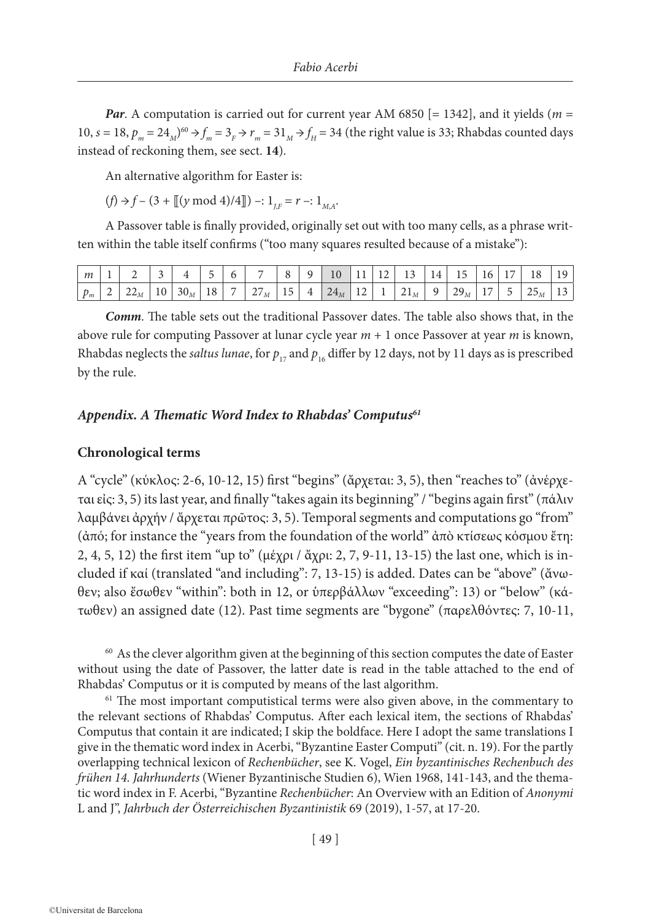***Par***. A computation is carried out for current year AM 6850 [= 1342], and it yields ($m$ = 10, $s$ = 18, $p_m = 24_M$)[60] → $f_m = 3_F$ → $r_m = 31_M$ → $f_H$ = 34 (the right value is 33; Rhabdas counted days instead of reckoning them, see sect. **14**).

An alternative algorithm for Easter is:

($f$) → $f$ – (3 + ⟦($y$ mod 4)/4⟧) –: $1_{J,F}$ = $r$ –: $1_{M,A}$.

A Passover table is finally provided, originally set out with too many cells, as a phrase written within the table itself confirms ("too many squares resulted because of a mistake"):

| $m$ | 1 | 2 | 3 | 4 | 5 | 6 | 7 | 8 | 9 | 10 | 11 | 12 | 13 | 14 | 15 | 16 | 17 | 18 | 19 |
|---|---|---|---|---|---|---|---|---|---|---|---|---|---|---|---|---|---|---|---|
| $p_m$ | 2 | $22_M$ | 10 | $30_M$ | 18 | 7 | $27_M$ | 15 | 4 | $24_M$ | 12 | 1 | $21_M$ | 9 | $29_M$ | 17 | 5 | $25_M$ | 13 |

***Comm***. The table sets out the traditional Passover dates. The table also shows that, in the above rule for computing Passover at lunar cycle year $m + 1$ once Passover at year $m$ is known, Rhabdas neglects the *saltus lunae*, for $p_{17}$ and $p_{16}$ differ by 12 days, not by 11 days as is prescribed by the rule.

## *Appendix. A Thematic Word Index to Rhabdas' Computus*[61]

### Chronological terms

A "cycle" (κύκλος: 2-6, 10-12, 15) first "begins" (ἄρχεται: 3, 5), then "reaches to" (ἀνέρχεται εἰς: 3, 5) its last year, and finally "takes again its beginning" / "begins again first" (πάλιν λαμβάνει ἀρχήν / ἄρχεται πρῶτος: 3, 5). Temporal segments and computations go "from" (ἀπό; for instance the "years from the foundation of the world" ἀπὸ κτίσεως κόσμου ἔτη: 2, 4, 5, 12) the first item "up to" (μέχρι / ἄχρι: 2, 7, 9-11, 13-15) the last one, which is included if καί (translated "and including": 7, 13-15) is added. Dates can be "above" (ἄνωθεν; also ἔσωθεν "within": both in 12, or ὑπερβάλλων "exceeding": 13) or "below" (κάτωθεν) an assigned date (12). Past time segments are "bygone" (παρελθόντες: 7, 10-11,

[60] As the clever algorithm given at the beginning of this section computes the date of Easter without using the date of Passover, the latter date is read in the table attached to the end of Rhabdas' Computus or it is computed by means of the last algorithm.

[61] The most important computistical terms were also given above, in the commentary to the relevant sections of Rhabdas' Computus. After each lexical item, the sections of Rhabdas' Computus that contain it are indicated; I skip the boldface. Here I adopt the same translations I give in the thematic word index in Acerbi, "Byzantine Easter Computi" (cit. n. 19). For the partly overlapping technical lexicon of *Rechenbücher*, see K. Vogel, *Ein byzantinisches Rechenbuch des frühen 14. Jahrhunderts* (Wiener Byzantinische Studien 6), Wien 1968, 141-143, and the thematic word index in F. Acerbi, "Byzantine *Rechenbücher*: An Overview with an Edition of *Anonymi* L and J", *Jahrbuch der Österreichischen Byzantinistik* 69 (2019), 1-57, at 17-20.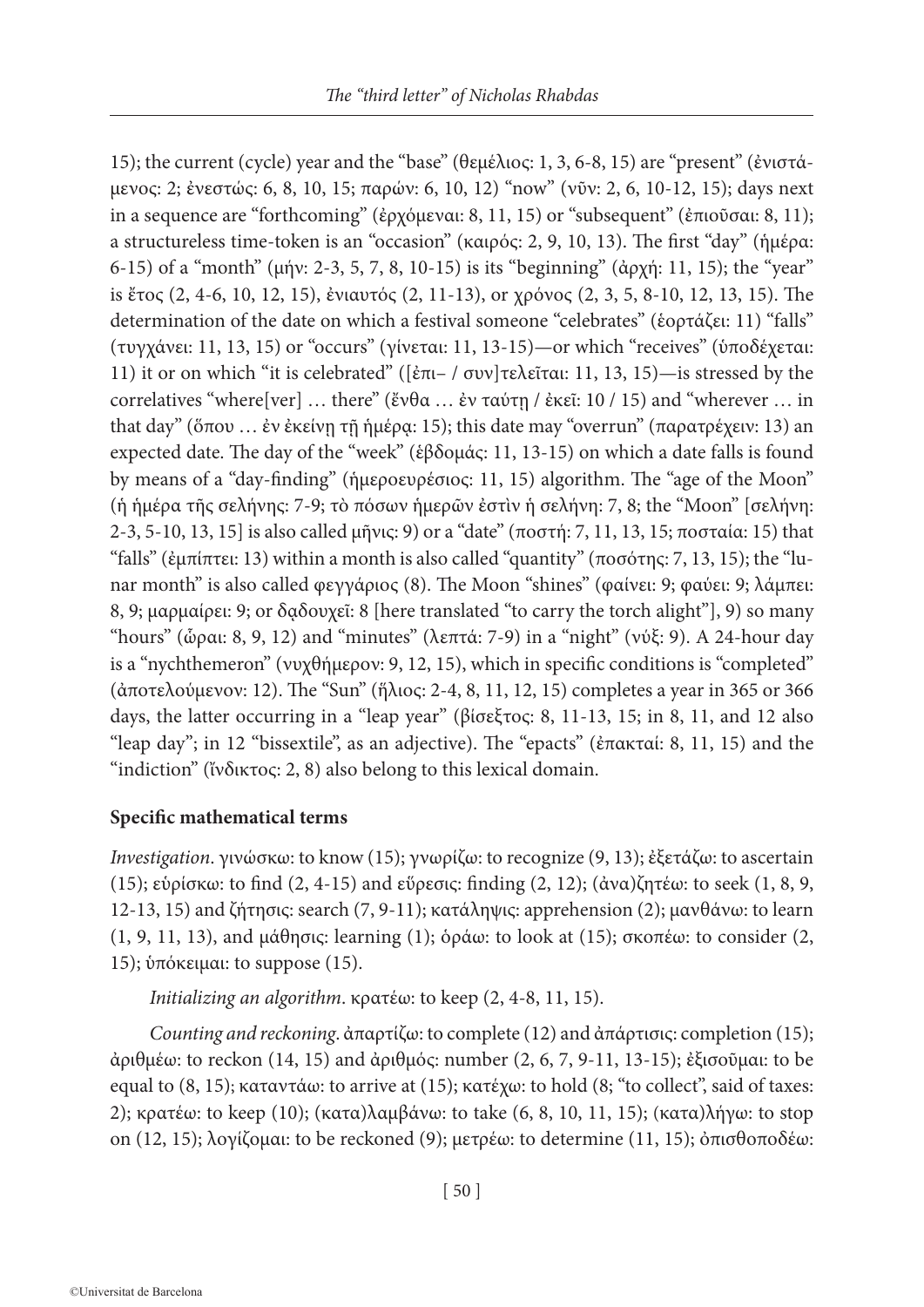15); the current (cycle) year and the "base" (θεμέλιος: 1, 3, 6-8, 15) are "present" (ἐνιστάμενος: 2; ἐνεστώς: 6, 8, 10, 15; παρών: 6, 10, 12) "now" (νῦν: 2, 6, 10-12, 15); days next in a sequence are "forthcoming" (ἐρχόμεναι: 8, 11, 15) or "subsequent" (ἐπιοῦσαι: 8, 11); a structureless time-token is an "occasion" (καιρός: 2, 9, 10, 13). The first "day" (ἡμέρα: 6-15) of a "month" (μήν: 2-3, 5, 7, 8, 10-15) is its "beginning" (ἀρχή: 11, 15); the "year" is ἔτος (2, 4-6, 10, 12, 15), ἐνιαυτός (2, 11-13), or χρόνος (2, 3, 5, 8-10, 12, 13, 15). The determination of the date on which a festival someone "celebrates" (ἑορτάζει: 11) "falls" (τυγχάνει: 11, 13, 15) or "occurs" (γίνεται: 11, 13-15)—or which "receives" (ὑποδέχεται: 11) it or on which "it is celebrated" ([ἐπι– / συν]τελεῖται: 11, 13, 15)—is stressed by the correlatives "where[ver] … there" (ἔνθα … ἐν ταύτῃ / ἐκεῖ: 10 / 15) and "wherever … in that day" (ὅπου … ἐν ἐκείνῃ τῇ ἡμέρᾳ: 15); this date may "overrun" (παρατρέχειν: 13) an expected date. The day of the "week" (ἑβδομάς: 11, 13-15) on which a date falls is found by means of a "day-finding" (ἡμεροευρέσιος: 11, 15) algorithm. The "age of the Moon" (ἡ ἡμέρα τῆς σελήνης: 7-9; τὸ πόσων ἡμερῶν ἐστὶν ἡ σελήνη: 7, 8; the "Moon" [σελήνη: 2-3, 5-10, 13, 15] is also called μῆνις: 9) or a "date" (ποστή: 7, 11, 13, 15; ποσταία: 15) that "falls" (ἐμπίπτει: 13) within a month is also called "quantity" (ποσότης: 7, 13, 15); the "lunar month" is also called φεγγάριος (8). The Moon "shines" (φαίνει: 9; φαύει: 9; λάμπει: 8, 9; μαρμαίρει: 9; or δᾳδουχεῖ: 8 [here translated "to carry the torch alight"], 9) so many "hours" (ὧραι: 8, 9, 12) and "minutes" (λεπτά: 7-9) in a "night" (νύξ: 9). A 24-hour day is a "nychthemeron" (νυχθήμερον: 9, 12, 15), which in specific conditions is "completed" (ἀποτελούμενον: 12). The "Sun" (ἥλιος: 2-4, 8, 11, 12, 15) completes a year in 365 or 366 days, the latter occurring in a "leap year" (βίσεξτος: 8, 11-13, 15; in 8, 11, and 12 also "leap day"; in 12 "bissextile", as an adjective). The "epacts" (ἐπακταί: 8, 11, 15) and the "indiction" (ἴνδικτος: 2, 8) also belong to this lexical domain.

**Specific mathematical terms**

*Investigation*. γινώσκω: to know (15); γνωρίζω: to recognize (9, 13); ἐξετάζω: to ascertain (15); εὑρίσκω: to find (2, 4-15) and εὕρεσις: finding (2, 12); (ἀνα)ζητέω: to seek (1, 8, 9, 12-13, 15) and ζήτησις: search (7, 9-11); κατάληψις: apprehension (2); μανθάνω: to learn (1, 9, 11, 13), and μάθησις: learning (1); ὁράω: to look at (15); σκοπέω: to consider (2, 15); ὑπόκειμαι: to suppose (15).

*Initializing an algorithm*. κρατέω: to keep (2, 4-8, 11, 15).

*Counting and reckoning*. ἀπαρτίζω: to complete (12) and ἀπάρτισις: completion (15); ἀριθμέω: to reckon (14, 15) and ἀριθμός: number (2, 6, 7, 9-11, 13-15); ἐξισοῦμαι: to be equal to (8, 15); καταντάω: to arrive at (15); κατέχω: to hold (8; "to collect", said of taxes: 2); κρατέω: to keep (10); (κατα)λαμβάνω: to take (6, 8, 10, 11, 15); (κατα)λήγω: to stop on (12, 15); λογίζομαι: to be reckoned (9); μετρέω: to determine (11, 15); ὀπισθοποδέω: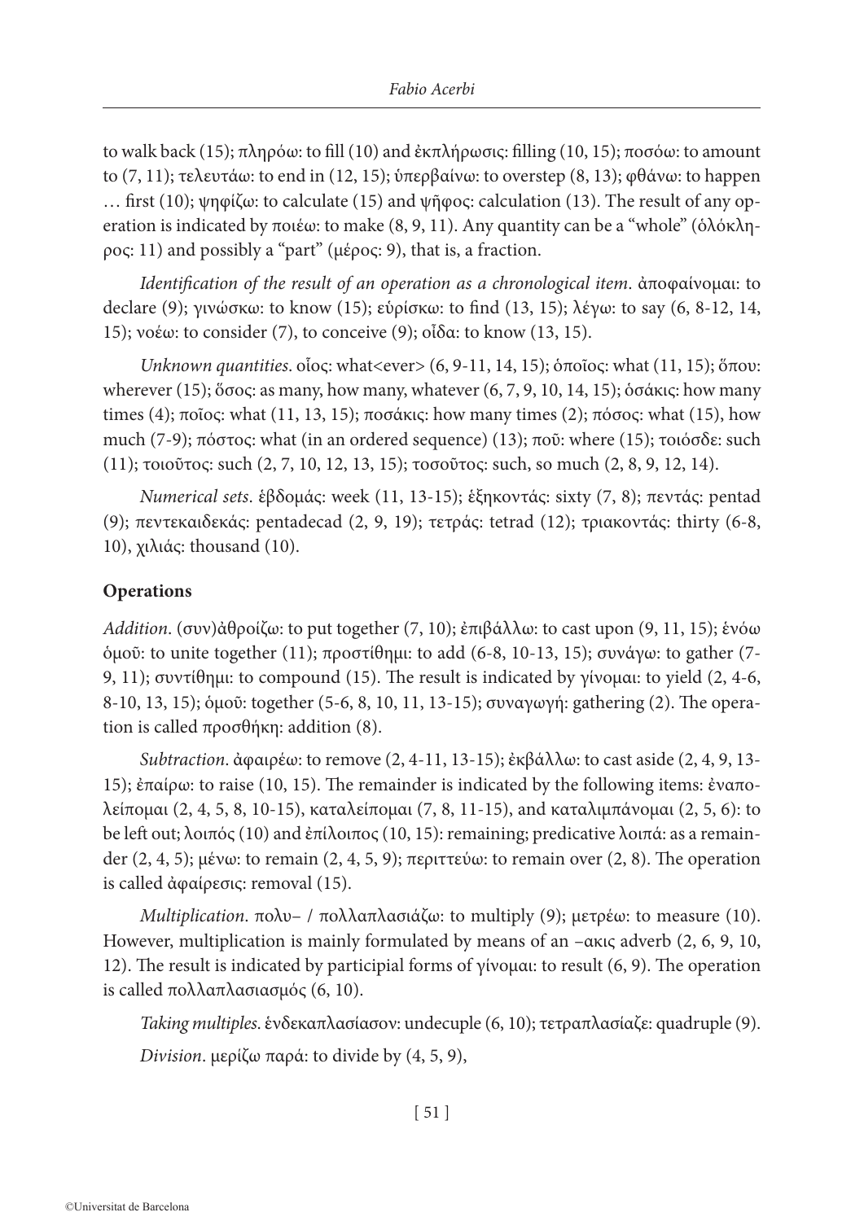to walk back (15); πληρόω: to fill (10) and ἐκπλήρωσις: filling (10, 15); ποσόω: to amount to (7, 11); τελευτάω: to end in (12, 15); ὑπερβαίνω: to overstep (8, 13); φθάνω: to happen … first (10); ψηφίζω: to calculate (15) and ψῆφος: calculation (13). The result of any operation is indicated by ποιέω: to make (8, 9, 11). Any quantity can be a "whole" (ὁλόκληρος: 11) and possibly a "part" (μέρος: 9), that is, a fraction.

*Identification of the result of an operation as a chronological item*. ἀποφαίνομαι: to declare (9); γινώσκω: to know (15); εὑρίσκω: to find (13, 15); λέγω: to say (6, 8-12, 14, 15); νοέω: to consider (7), to conceive (9); οἶδα: to know (13, 15).

*Unknown quantities*. οἷος: what<ever> (6, 9-11, 14, 15); ὁποῖος: what (11, 15); ὅπου: wherever (15); ὅσος: as many, how many, whatever (6, 7, 9, 10, 14, 15); ὁσάκις: how many times (4); ποῖος: what (11, 13, 15); ποσάκις: how many times (2); πόσος: what (15), how much (7-9); πόστος: what (in an ordered sequence) (13); ποῦ: where (15); τοιόσδε: such (11); τοιοῦτος: such (2, 7, 10, 12, 13, 15); τοσοῦτος: such, so much (2, 8, 9, 12, 14).

*Numerical sets*. ἑβδομάς: week (11, 13-15); ἑξηκοντάς: sixty (7, 8); πεντάς: pentad (9); πεντεκαιδεκάς: pentadecad (2, 9, 19); τετράς: tetrad (12); τριακοντάς: thirty (6-8, 10), χιλιάς: thousand (10).

**Operations**

*Addition*. (συν)ἀθροίζω: to put together (7, 10); ἐπιβάλλω: to cast upon (9, 11, 15); ἑνόω ὁμοῦ: to unite together (11); προστίθημι: to add (6-8, 10-13, 15); συνάγω: to gather (7-9, 11); συντίθημι: to compound (15). The result is indicated by γίνομαι: to yield (2, 4-6, 8-10, 13, 15); ὁμοῦ: together (5-6, 8, 10, 11, 13-15); συναγωγή: gathering (2). The operation is called προσθήκη: addition (8).

*Subtraction*. ἀφαιρέω: to remove (2, 4-11, 13-15); ἐκβάλλω: to cast aside (2, 4, 9, 13-15); ἐπαίρω: to raise (10, 15). The remainder is indicated by the following items: ἐναπολείπομαι (2, 4, 5, 8, 10-15), καταλείπομαι (7, 8, 11-15), and καταλιμπάνομαι (2, 5, 6): to be left out; λοιπός (10) and ἐπίλοιπος (10, 15): remaining; predicative λοιπά: as a remainder (2, 4, 5); μένω: to remain (2, 4, 5, 9); περιττεύω: to remain over (2, 8). The operation is called ἀφαίρεσις: removal (15).

*Multiplication*. πολυ– / πολλαπλασιάζω: to multiply (9); μετρέω: to measure (10). However, multiplication is mainly formulated by means of an –ακις adverb (2, 6, 9, 10, 12). The result is indicated by participial forms of γίνομαι: to result (6, 9). The operation is called πολλαπλασιασμός (6, 10).

*Taking multiples*. ἑνδεκαπλασίασον: undecuple (6, 10); τετραπλασίαζε: quadruple (9).

*Division*. μερίζω παρά: to divide by (4, 5, 9),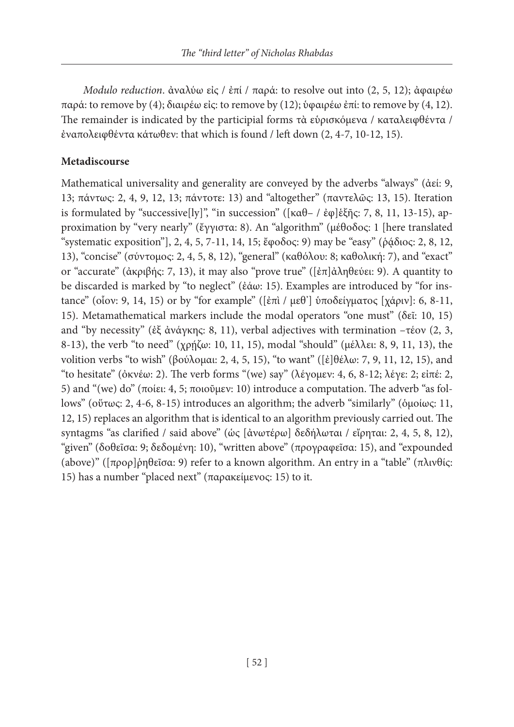*Modulo reduction*. ἀναλύω εἰς / ἐπί / παρά: to resolve out into (2, 5, 12); ἀφαιρέω παρά: to remove by (4); διαιρέω εἰς: to remove by (12); ὑφαιρέω ἐπί: to remove by (4, 12). The remainder is indicated by the participial forms τὰ εὑρισκόμενα / καταλειφθέντα / ἐναπολειφθέντα κάτωθεν: that which is found / left down (2, 4-7, 10-12, 15).

**Metadiscourse**

Mathematical universality and generality are conveyed by the adverbs "always" (ἀεί: 9, 13; πάντως: 2, 4, 9, 12, 13; πάντοτε: 13) and "altogether" (παντελῶς: 13, 15). Iteration is formulated by "successive[ly]", "in succession" ([καθ– / ἐφ]εξῆς: 7, 8, 11, 13-15), approximation by "very nearly" (ἔγγιστα: 8). An "algorithm" (μέθοδος: 1 [here translated "systematic exposition"], 2, 4, 5, 7-11, 14, 15; ἔφοδος: 9) may be "easy" (ῥᾴδιος: 2, 8, 12, 13), "concise" (σύντομος: 2, 4, 5, 8, 12), "general" (καθόλου: 8; καθολική: 7), and "exact" or "accurate" (ἀκριβής: 7, 13), it may also "prove true" ([ἐπ]αληθεύει: 9). A quantity to be discarded is marked by "to neglect" (ἐάω: 15). Examples are introduced by "for instance" (οἷον: 9, 14, 15) or by "for example" ([ἐπὶ / μεθ'] ὑποδείγματος [χάριν]: 6, 8-11, 15). Metamathematical markers include the modal operators "one must" (δεῖ: 10, 15) and "by necessity" (ἐξ ἀνάγκης: 8, 11), verbal adjectives with termination –τέον (2, 3, 8-13), the verb "to need" (χρήζω: 10, 11, 15), modal "should" (μέλλει: 8, 9, 11, 13), the volition verbs "to wish" (βούλομαι: 2, 4, 5, 15), "to want" ([ἐ]θέλω: 7, 9, 11, 12, 15), and "to hesitate" (ὀκνέω: 2). The verb forms "(we) say" (λέγομεν: 4, 6, 8-12; λέγε: 2; εἰπέ: 2, 5) and "(we) do" (ποίει: 4, 5; ποιοῦμεν: 10) introduce a computation. The adverb "as follows" (οὕτως: 2, 4-6, 8-15) introduces an algorithm; the adverb "similarly" (ὁμοίως: 11, 12, 15) replaces an algorithm that is identical to an algorithm previously carried out. The syntagms "as clarified / said above" (ὡς [ἀνωτέρω] δεδήλωται / εἴρηται: 2, 4, 5, 8, 12), "given" (δοθεῖσα: 9; δεδομένη: 10), "written above" (προγραφεῖσα: 15), and "expounded (above)" ([προρ]ρηθεῖσα: 9) refer to a known algorithm. An entry in a "table" (πλινθίς: 15) has a number "placed next" (παρακείμενος: 15) to it.